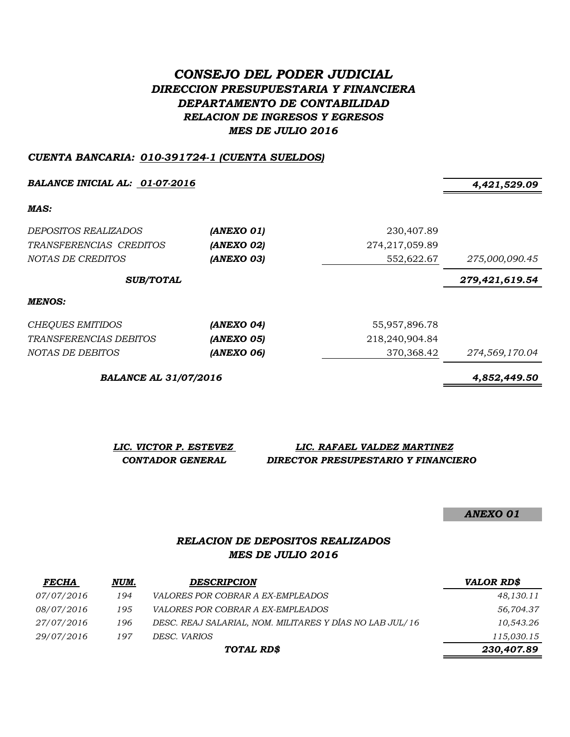# *CONSEJO DEL PODER JUDICIAL*

## *DIRECCION PRESUPUESTARIA Y FINANCIERA*

## *DEPARTAMENTO DE CONTABILIDAD*

### *RELACION DE INGRESOS Y EGRESOS*

### *MES DE JULIO 2016*

***CUENTA BANCARIA: 010-391724-1 (CUENTA SUELDOS)***

| | | | |
|---|---|---|---|
| ***BALANCE INICIAL AL: 01-07-2016*** | | | ***4,421,529.09*** |
| ***MAS:*** | | | |
| *DEPOSITOS REALIZADOS* | ***(ANEXO 01)*** | 230,407.89 | |
| *TRANSFERENCIAS CREDITOS* | ***(ANEXO 02)*** | 274,217,059.89 | |
| *NOTAS DE CREDITOS* | ***(ANEXO 03)*** | 552,622.67 | *275,000,090.45* |
| ***SUB/TOTAL*** | | | ***279,421,619.54*** |
| ***MENOS:*** | | | |
| *CHEQUES EMITIDOS* | ***(ANEXO 04)*** | 55,957,896.78 | |
| *TRANSFERENCIAS DEBITOS* | ***(ANEXO 05)*** | 218,240,904.84 | |
| *NOTAS DE DEBITOS* | ***(ANEXO 06)*** | 370,368.42 | *274,569,170.04* |
| ***BALANCE AL 31/07/2016*** | | | ***4,852,449.50*** |

| ***LIC. VICTOR P. ESTEVEZ*** | ***LIC. RAFAEL VALDEZ MARTINEZ*** |
|---|---|
| ***CONTADOR GENERAL*** | ***DIRECTOR PRESUPESTARIO Y FINANCIERO*** |

***ANEXO 01***

### *RELACION DE DEPOSITOS REALIZADOS*

### *MES DE JULIO 2016*

| *FECHA* | *NUM.* | *DESCRIPCION* | *VALOR RD$* |
|---|---|---|---|
| *07/07/2016* | *194* | *VALORES POR COBRAR A EX-EMPLEADOS* | *48,130.11* |
| *08/07/2016* | *195* | *VALORES POR COBRAR A EX-EMPLEADOS* | *56,704.37* |
| *27/07/2016* | *196* | *DESC. REAJ SALARIAL, NOM. MILITARES Y DÍAS NO LAB JUL/16* | *10,543.26* |
| *29/07/2016* | *197* | *DESC. VARIOS* | *115,030.15* |
| | | ***TOTAL RD$*** | ***230,407.89*** |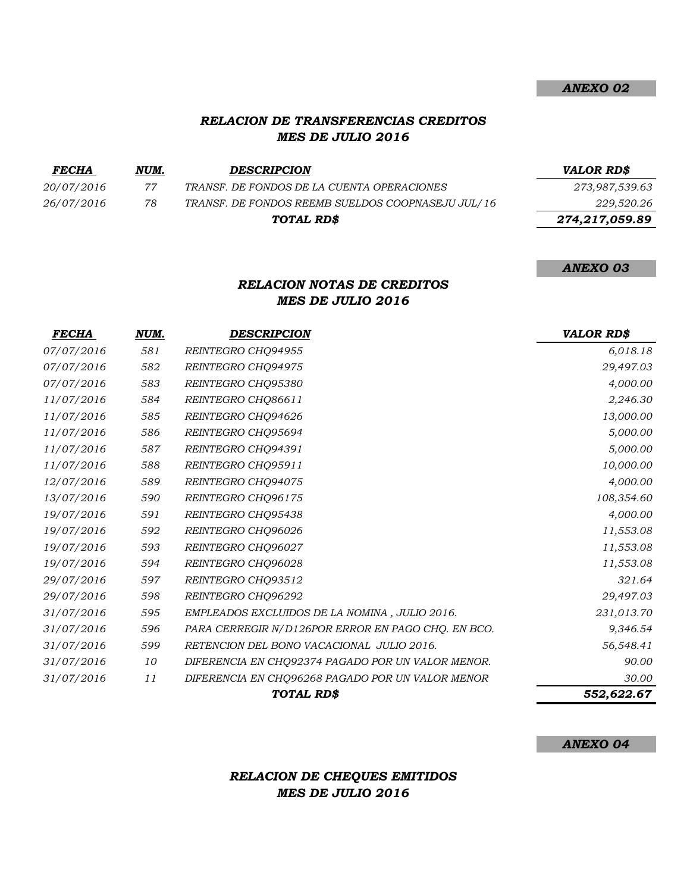*ANEXO 02*

## *RELACION DE TRANSFERENCIAS CREDITOS*
## *MES DE JULIO 2016*

| *FECHA* | *NUM.* | *DESCRIPCION* | *VALOR RD$* |
|---|---|---|---|
| *20/07/2016* | *77* | *TRANSF. DE FONDOS DE LA CUENTA OPERACIONES* | *273,987,539.63* |
| *26/07/2016* | *78* | *TRANSF. DE FONDOS REEMB SUELDOS COOPNASEJU JUL/16* | *229,520.26* |
| | | ***TOTAL RD$*** | ***274,217,059.89*** |

*ANEXO 03*

## *RELACION NOTAS DE CREDITOS*
## *MES DE JULIO 2016*

| *FECHA* | *NUM.* | *DESCRIPCION* | *VALOR RD$* |
|---|---|---|---|
| *07/07/2016* | *581* | *REINTEGRO CHQ94955* | *6,018.18* |
| *07/07/2016* | *582* | *REINTEGRO CHQ94975* | *29,497.03* |
| *07/07/2016* | *583* | *REINTEGRO CHQ95380* | *4,000.00* |
| *11/07/2016* | *584* | *REINTEGRO CHQ86611* | *2,246.30* |
| *11/07/2016* | *585* | *REINTEGRO CHQ94626* | *13,000.00* |
| *11/07/2016* | *586* | *REINTEGRO CHQ95694* | *5,000.00* |
| *11/07/2016* | *587* | *REINTEGRO CHQ94391* | *5,000.00* |
| *11/07/2016* | *588* | *REINTEGRO CHQ95911* | *10,000.00* |
| *12/07/2016* | *589* | *REINTEGRO CHQ94075* | *4,000.00* |
| *13/07/2016* | *590* | *REINTEGRO CHQ96175* | *108,354.60* |
| *19/07/2016* | *591* | *REINTEGRO CHQ95438* | *4,000.00* |
| *19/07/2016* | *592* | *REINTEGRO CHQ96026* | *11,553.08* |
| *19/07/2016* | *593* | *REINTEGRO CHQ96027* | *11,553.08* |
| *19/07/2016* | *594* | *REINTEGRO CHQ96028* | *11,553.08* |
| *29/07/2016* | *597* | *REINTEGRO CHQ93512* | *321.64* |
| *29/07/2016* | *598* | *REINTEGRO CHQ96292* | *29,497.03* |
| *31/07/2016* | *595* | *EMPLEADOS EXCLUIDOS DE LA NOMINA , JULIO 2016.* | *231,013.70* |
| *31/07/2016* | *596* | *PARA CERREGIR N/D126POR ERROR EN PAGO CHQ. EN BCO.* | *9,346.54* |
| *31/07/2016* | *599* | *RETENCION DEL BONO VACACIONAL JULIO 2016.* | *56,548.41* |
| *31/07/2016* | *10* | *DIFERENCIA EN CHQ92374 PAGADO POR UN VALOR MENOR.* | *90.00* |
| *31/07/2016* | *11* | *DIFERENCIA EN CHQ96268 PAGADO POR UN VALOR MENOR* | *30.00* |
| | | ***TOTAL RD$*** | ***552,622.67*** |

*ANEXO 04*

## *RELACION DE CHEQUES EMITIDOS*
## *MES DE JULIO 2016*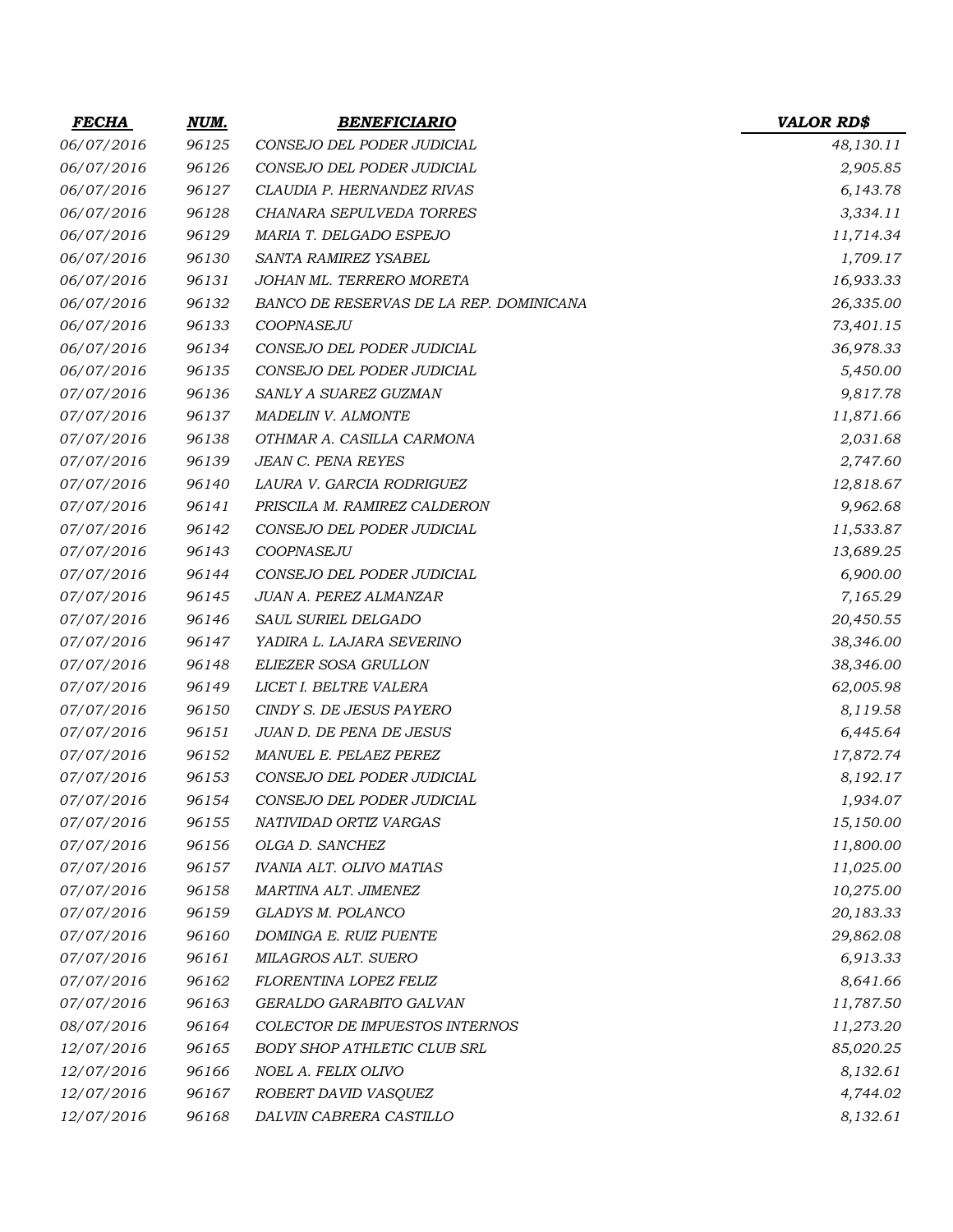| FECHA | NUM. | BENEFICIARIO | VALOR RD$ |
|---|---|---|---|
| 06/07/2016 | 96125 | CONSEJO DEL PODER JUDICIAL | 48,130.11 |
| 06/07/2016 | 96126 | CONSEJO DEL PODER JUDICIAL | 2,905.85 |
| 06/07/2016 | 96127 | CLAUDIA P. HERNANDEZ RIVAS | 6,143.78 |
| 06/07/2016 | 96128 | CHANARA SEPULVEDA TORRES | 3,334.11 |
| 06/07/2016 | 96129 | MARIA T. DELGADO ESPEJO | 11,714.34 |
| 06/07/2016 | 96130 | SANTA RAMIREZ YSABEL | 1,709.17 |
| 06/07/2016 | 96131 | JOHAN ML. TERRERO MORETA | 16,933.33 |
| 06/07/2016 | 96132 | BANCO DE RESERVAS DE LA REP. DOMINICANA | 26,335.00 |
| 06/07/2016 | 96133 | COOPNASEJU | 73,401.15 |
| 06/07/2016 | 96134 | CONSEJO DEL PODER JUDICIAL | 36,978.33 |
| 06/07/2016 | 96135 | CONSEJO DEL PODER JUDICIAL | 5,450.00 |
| 07/07/2016 | 96136 | SANLY A SUAREZ GUZMAN | 9,817.78 |
| 07/07/2016 | 96137 | MADELIN V. ALMONTE | 11,871.66 |
| 07/07/2016 | 96138 | OTHMAR A. CASILLA CARMONA | 2,031.68 |
| 07/07/2016 | 96139 | JEAN C. PENA REYES | 2,747.60 |
| 07/07/2016 | 96140 | LAURA V. GARCIA RODRIGUEZ | 12,818.67 |
| 07/07/2016 | 96141 | PRISCILA M. RAMIREZ CALDERON | 9,962.68 |
| 07/07/2016 | 96142 | CONSEJO DEL PODER JUDICIAL | 11,533.87 |
| 07/07/2016 | 96143 | COOPNASEJU | 13,689.25 |
| 07/07/2016 | 96144 | CONSEJO DEL PODER JUDICIAL | 6,900.00 |
| 07/07/2016 | 96145 | JUAN A. PEREZ ALMANZAR | 7,165.29 |
| 07/07/2016 | 96146 | SAUL SURIEL DELGADO | 20,450.55 |
| 07/07/2016 | 96147 | YADIRA L. LAJARA SEVERINO | 38,346.00 |
| 07/07/2016 | 96148 | ELIEZER SOSA GRULLON | 38,346.00 |
| 07/07/2016 | 96149 | LICET I. BELTRE VALERA | 62,005.98 |
| 07/07/2016 | 96150 | CINDY S. DE JESUS PAYERO | 8,119.58 |
| 07/07/2016 | 96151 | JUAN D. DE PENA DE JESUS | 6,445.64 |
| 07/07/2016 | 96152 | MANUEL E. PELAEZ PEREZ | 17,872.74 |
| 07/07/2016 | 96153 | CONSEJO DEL PODER JUDICIAL | 8,192.17 |
| 07/07/2016 | 96154 | CONSEJO DEL PODER JUDICIAL | 1,934.07 |
| 07/07/2016 | 96155 | NATIVIDAD ORTIZ VARGAS | 15,150.00 |
| 07/07/2016 | 96156 | OLGA D. SANCHEZ | 11,800.00 |
| 07/07/2016 | 96157 | IVANIA ALT. OLIVO MATIAS | 11,025.00 |
| 07/07/2016 | 96158 | MARTINA ALT. JIMENEZ | 10,275.00 |
| 07/07/2016 | 96159 | GLADYS M. POLANCO | 20,183.33 |
| 07/07/2016 | 96160 | DOMINGA E. RUIZ PUENTE | 29,862.08 |
| 07/07/2016 | 96161 | MILAGROS ALT. SUERO | 6,913.33 |
| 07/07/2016 | 96162 | FLORENTINA LOPEZ FELIZ | 8,641.66 |
| 07/07/2016 | 96163 | GERALDO GARABITO GALVAN | 11,787.50 |
| 08/07/2016 | 96164 | COLECTOR DE IMPUESTOS INTERNOS | 11,273.20 |
| 12/07/2016 | 96165 | BODY SHOP ATHLETIC CLUB SRL | 85,020.25 |
| 12/07/2016 | 96166 | NOEL A. FELIX OLIVO | 8,132.61 |
| 12/07/2016 | 96167 | ROBERT DAVID VASQUEZ | 4,744.02 |
| 12/07/2016 | 96168 | DALVIN CABRERA CASTILLO | 8,132.61 |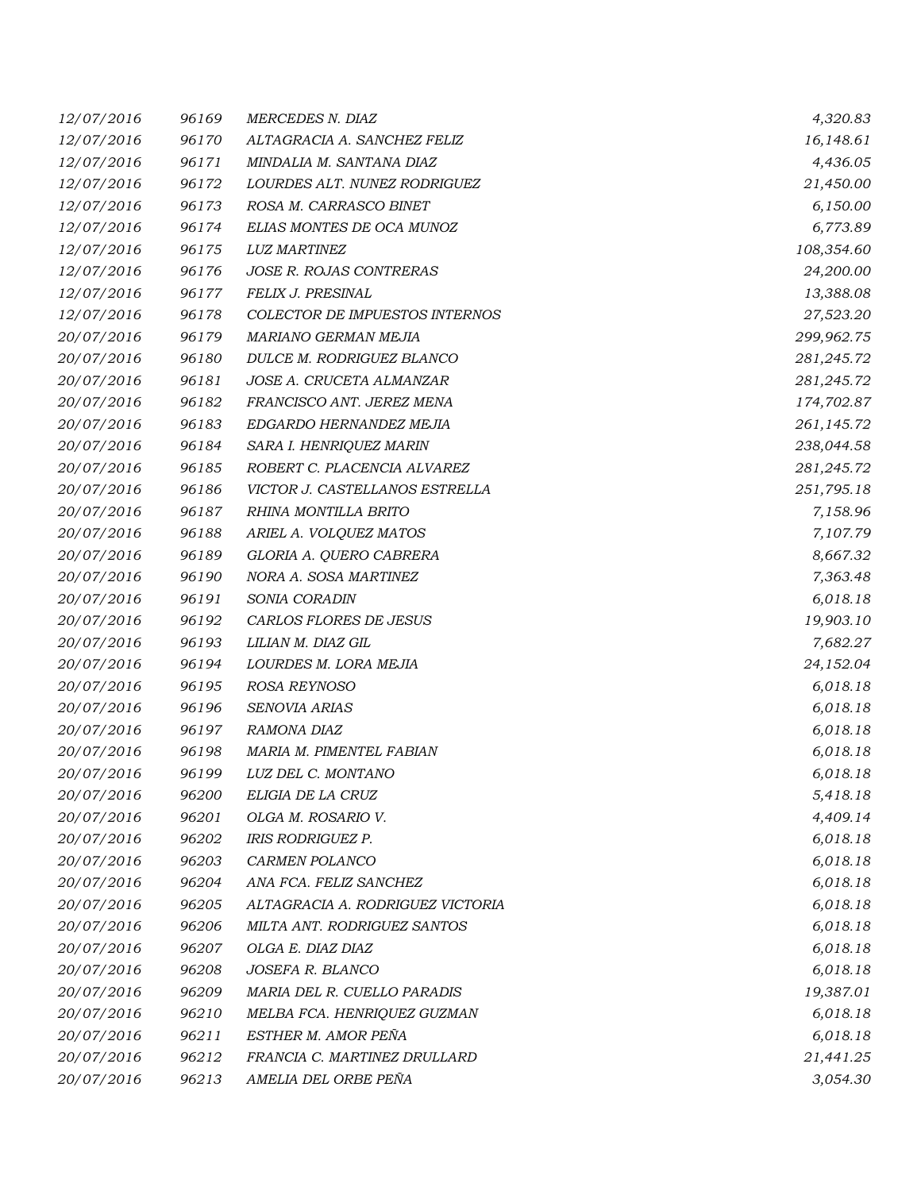| | | | |
|---|---|---|---|
| 12/07/2016 | 96169 | MERCEDES N. DIAZ | 4,320.83 |
| 12/07/2016 | 96170 | ALTAGRACIA A. SANCHEZ FELIZ | 16,148.61 |
| 12/07/2016 | 96171 | MINDALIA M. SANTANA DIAZ | 4,436.05 |
| 12/07/2016 | 96172 | LOURDES ALT. NUNEZ RODRIGUEZ | 21,450.00 |
| 12/07/2016 | 96173 | ROSA M. CARRASCO BINET | 6,150.00 |
| 12/07/2016 | 96174 | ELIAS MONTES DE OCA MUNOZ | 6,773.89 |
| 12/07/2016 | 96175 | LUZ MARTINEZ | 108,354.60 |
| 12/07/2016 | 96176 | JOSE R. ROJAS CONTRERAS | 24,200.00 |
| 12/07/2016 | 96177 | FELIX J. PRESINAL | 13,388.08 |
| 12/07/2016 | 96178 | COLECTOR DE IMPUESTOS INTERNOS | 27,523.20 |
| 20/07/2016 | 96179 | MARIANO GERMAN MEJIA | 299,962.75 |
| 20/07/2016 | 96180 | DULCE M. RODRIGUEZ BLANCO | 281,245.72 |
| 20/07/2016 | 96181 | JOSE A. CRUCETA ALMANZAR | 281,245.72 |
| 20/07/2016 | 96182 | FRANCISCO ANT. JEREZ MENA | 174,702.87 |
| 20/07/2016 | 96183 | EDGARDO HERNANDEZ MEJIA | 261,145.72 |
| 20/07/2016 | 96184 | SARA I. HENRIQUEZ MARIN | 238,044.58 |
| 20/07/2016 | 96185 | ROBERT C. PLACENCIA ALVAREZ | 281,245.72 |
| 20/07/2016 | 96186 | VICTOR J. CASTELLANOS ESTRELLA | 251,795.18 |
| 20/07/2016 | 96187 | RHINA MONTILLA BRITO | 7,158.96 |
| 20/07/2016 | 96188 | ARIEL A. VOLQUEZ MATOS | 7,107.79 |
| 20/07/2016 | 96189 | GLORIA A. QUERO CABRERA | 8,667.32 |
| 20/07/2016 | 96190 | NORA A. SOSA MARTINEZ | 7,363.48 |
| 20/07/2016 | 96191 | SONIA CORADIN | 6,018.18 |
| 20/07/2016 | 96192 | CARLOS FLORES DE JESUS | 19,903.10 |
| 20/07/2016 | 96193 | LILIAN M. DIAZ GIL | 7,682.27 |
| 20/07/2016 | 96194 | LOURDES M. LORA MEJIA | 24,152.04 |
| 20/07/2016 | 96195 | ROSA REYNOSO | 6,018.18 |
| 20/07/2016 | 96196 | SENOVIA ARIAS | 6,018.18 |
| 20/07/2016 | 96197 | RAMONA DIAZ | 6,018.18 |
| 20/07/2016 | 96198 | MARIA M. PIMENTEL FABIAN | 6,018.18 |
| 20/07/2016 | 96199 | LUZ DEL C. MONTANO | 6,018.18 |
| 20/07/2016 | 96200 | ELIGIA DE LA CRUZ | 5,418.18 |
| 20/07/2016 | 96201 | OLGA M. ROSARIO V. | 4,409.14 |
| 20/07/2016 | 96202 | IRIS RODRIGUEZ P. | 6,018.18 |
| 20/07/2016 | 96203 | CARMEN POLANCO | 6,018.18 |
| 20/07/2016 | 96204 | ANA FCA. FELIZ SANCHEZ | 6,018.18 |
| 20/07/2016 | 96205 | ALTAGRACIA A. RODRIGUEZ VICTORIA | 6,018.18 |
| 20/07/2016 | 96206 | MILTA ANT. RODRIGUEZ SANTOS | 6,018.18 |
| 20/07/2016 | 96207 | OLGA E. DIAZ DIAZ | 6,018.18 |
| 20/07/2016 | 96208 | JOSEFA R. BLANCO | 6,018.18 |
| 20/07/2016 | 96209 | MARIA DEL R. CUELLO PARADIS | 19,387.01 |
| 20/07/2016 | 96210 | MELBA FCA. HENRIQUEZ GUZMAN | 6,018.18 |
| 20/07/2016 | 96211 | ESTHER M. AMOR PEÑA | 6,018.18 |
| 20/07/2016 | 96212 | FRANCIA C. MARTINEZ DRULLARD | 21,441.25 |
| 20/07/2016 | 96213 | AMELIA DEL ORBE PEÑA | 3,054.30 |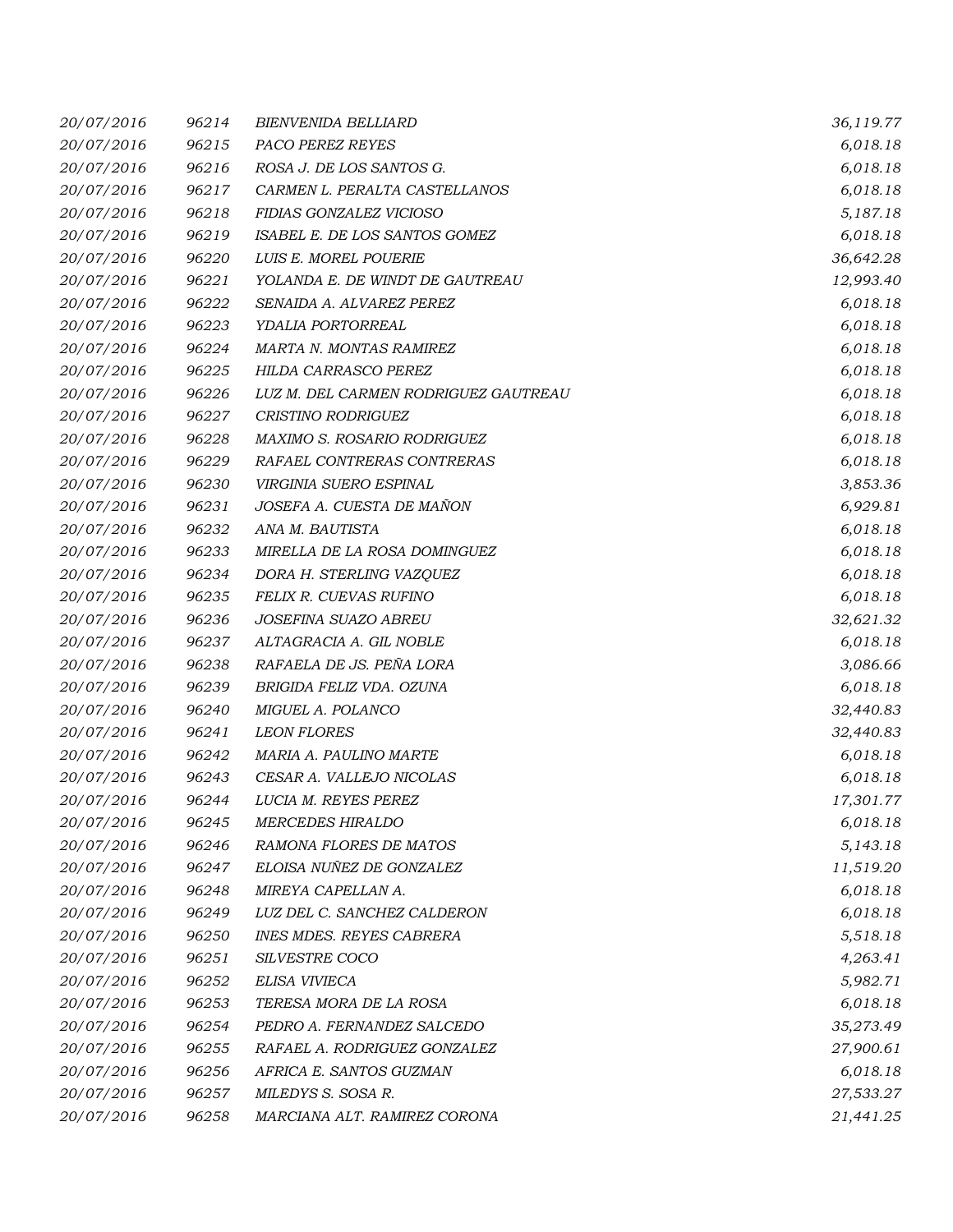| | | | |
|---|---|---|---|
| 20/07/2016 | 96214 | BIENVENIDA BELLIARD | 36,119.77 |
| 20/07/2016 | 96215 | PACO PEREZ REYES | 6,018.18 |
| 20/07/2016 | 96216 | ROSA J. DE LOS SANTOS G. | 6,018.18 |
| 20/07/2016 | 96217 | CARMEN L. PERALTA CASTELLANOS | 6,018.18 |
| 20/07/2016 | 96218 | FIDIAS GONZALEZ VICIOSO | 5,187.18 |
| 20/07/2016 | 96219 | ISABEL E. DE LOS SANTOS GOMEZ | 6,018.18 |
| 20/07/2016 | 96220 | LUIS E. MOREL POUERIE | 36,642.28 |
| 20/07/2016 | 96221 | YOLANDA E. DE WINDT DE GAUTREAU | 12,993.40 |
| 20/07/2016 | 96222 | SENAIDA A. ALVAREZ PEREZ | 6,018.18 |
| 20/07/2016 | 96223 | YDALIA PORTORREAL | 6,018.18 |
| 20/07/2016 | 96224 | MARTA N. MONTAS RAMIREZ | 6,018.18 |
| 20/07/2016 | 96225 | HILDA CARRASCO PEREZ | 6,018.18 |
| 20/07/2016 | 96226 | LUZ M. DEL CARMEN RODRIGUEZ GAUTREAU | 6,018.18 |
| 20/07/2016 | 96227 | CRISTINO RODRIGUEZ | 6,018.18 |
| 20/07/2016 | 96228 | MAXIMO S. ROSARIO RODRIGUEZ | 6,018.18 |
| 20/07/2016 | 96229 | RAFAEL CONTRERAS CONTRERAS | 6,018.18 |
| 20/07/2016 | 96230 | VIRGINIA SUERO ESPINAL | 3,853.36 |
| 20/07/2016 | 96231 | JOSEFA A. CUESTA DE MAÑON | 6,929.81 |
| 20/07/2016 | 96232 | ANA M. BAUTISTA | 6,018.18 |
| 20/07/2016 | 96233 | MIRELLA DE LA ROSA DOMINGUEZ | 6,018.18 |
| 20/07/2016 | 96234 | DORA H. STERLING VAZQUEZ | 6,018.18 |
| 20/07/2016 | 96235 | FELIX R. CUEVAS RUFINO | 6,018.18 |
| 20/07/2016 | 96236 | JOSEFINA SUAZO ABREU | 32,621.32 |
| 20/07/2016 | 96237 | ALTAGRACIA A. GIL NOBLE | 6,018.18 |
| 20/07/2016 | 96238 | RAFAELA DE JS. PEÑA LORA | 3,086.66 |
| 20/07/2016 | 96239 | BRIGIDA FELIZ VDA. OZUNA | 6,018.18 |
| 20/07/2016 | 96240 | MIGUEL A. POLANCO | 32,440.83 |
| 20/07/2016 | 96241 | LEON FLORES | 32,440.83 |
| 20/07/2016 | 96242 | MARIA A. PAULINO MARTE | 6,018.18 |
| 20/07/2016 | 96243 | CESAR A. VALLEJO NICOLAS | 6,018.18 |
| 20/07/2016 | 96244 | LUCIA M. REYES PEREZ | 17,301.77 |
| 20/07/2016 | 96245 | MERCEDES HIRALDO | 6,018.18 |
| 20/07/2016 | 96246 | RAMONA FLORES DE MATOS | 5,143.18 |
| 20/07/2016 | 96247 | ELOISA NUÑEZ DE GONZALEZ | 11,519.20 |
| 20/07/2016 | 96248 | MIREYA CAPELLAN A. | 6,018.18 |
| 20/07/2016 | 96249 | LUZ DEL C. SANCHEZ CALDERON | 6,018.18 |
| 20/07/2016 | 96250 | INES MDES. REYES CABRERA | 5,518.18 |
| 20/07/2016 | 96251 | SILVESTRE COCO | 4,263.41 |
| 20/07/2016 | 96252 | ELISA VIVIECA | 5,982.71 |
| 20/07/2016 | 96253 | TERESA MORA DE LA ROSA | 6,018.18 |
| 20/07/2016 | 96254 | PEDRO A. FERNANDEZ SALCEDO | 35,273.49 |
| 20/07/2016 | 96255 | RAFAEL A. RODRIGUEZ GONZALEZ | 27,900.61 |
| 20/07/2016 | 96256 | AFRICA E. SANTOS GUZMAN | 6,018.18 |
| 20/07/2016 | 96257 | MILEDYS S. SOSA R. | 27,533.27 |
| 20/07/2016 | 96258 | MARCIANA ALT. RAMIREZ CORONA | 21,441.25 |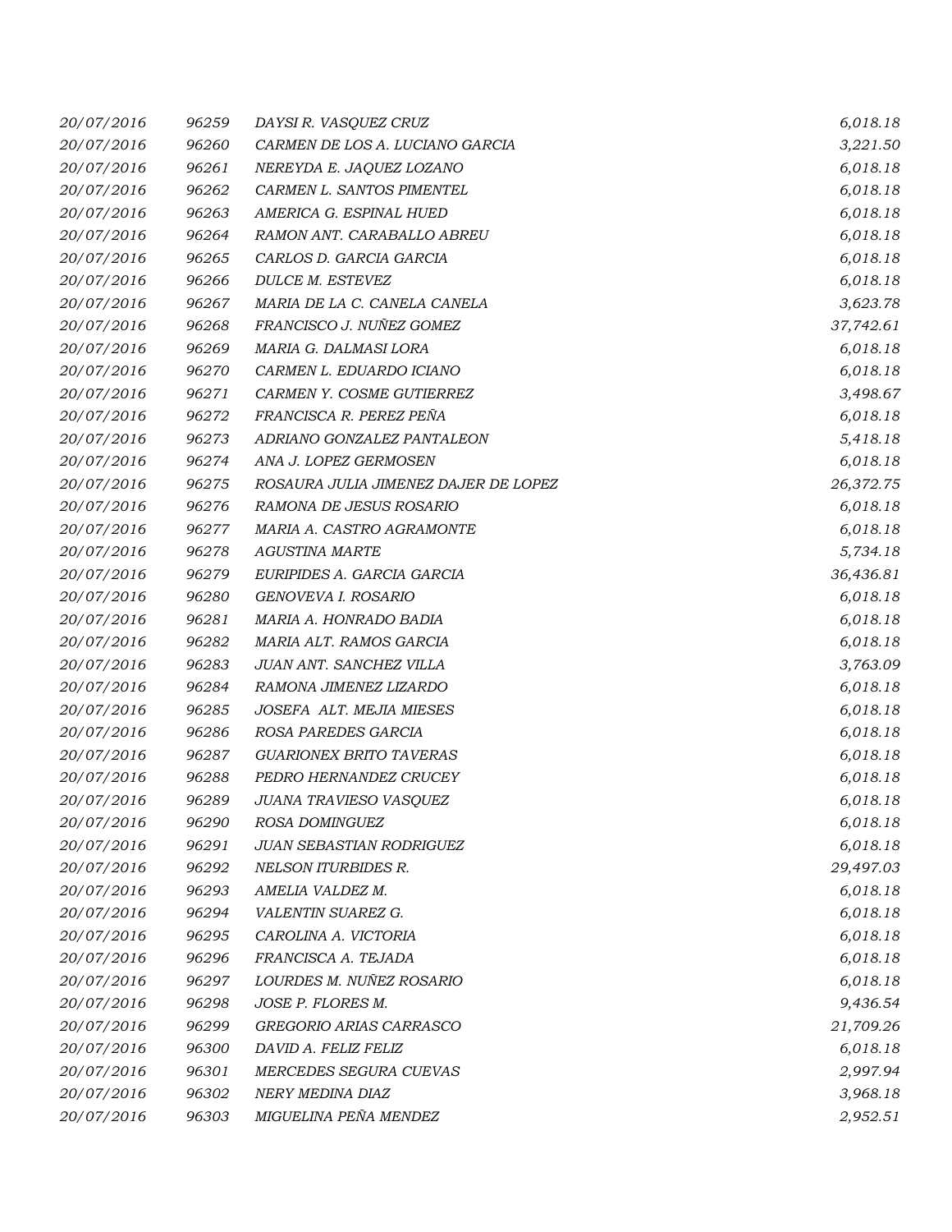| | | | |
|---|---|---|---|
| 20/07/2016 | 96259 | DAYSI R. VASQUEZ CRUZ | 6,018.18 |
| 20/07/2016 | 96260 | CARMEN DE LOS A. LUCIANO GARCIA | 3,221.50 |
| 20/07/2016 | 96261 | NEREYDA E. JAQUEZ LOZANO | 6,018.18 |
| 20/07/2016 | 96262 | CARMEN L. SANTOS PIMENTEL | 6,018.18 |
| 20/07/2016 | 96263 | AMERICA G. ESPINAL HUED | 6,018.18 |
| 20/07/2016 | 96264 | RAMON ANT. CARABALLO ABREU | 6,018.18 |
| 20/07/2016 | 96265 | CARLOS D. GARCIA GARCIA | 6,018.18 |
| 20/07/2016 | 96266 | DULCE M. ESTEVEZ | 6,018.18 |
| 20/07/2016 | 96267 | MARIA DE LA C. CANELA CANELA | 3,623.78 |
| 20/07/2016 | 96268 | FRANCISCO J. NUÑEZ GOMEZ | 37,742.61 |
| 20/07/2016 | 96269 | MARIA G. DALMASI LORA | 6,018.18 |
| 20/07/2016 | 96270 | CARMEN L. EDUARDO ICIANO | 6,018.18 |
| 20/07/2016 | 96271 | CARMEN Y. COSME GUTIERREZ | 3,498.67 |
| 20/07/2016 | 96272 | FRANCISCA R. PEREZ PEÑA | 6,018.18 |
| 20/07/2016 | 96273 | ADRIANO GONZALEZ PANTALEON | 5,418.18 |
| 20/07/2016 | 96274 | ANA J. LOPEZ GERMOSEN | 6,018.18 |
| 20/07/2016 | 96275 | ROSAURA JULIA JIMENEZ DAJER DE LOPEZ | 26,372.75 |
| 20/07/2016 | 96276 | RAMONA DE JESUS ROSARIO | 6,018.18 |
| 20/07/2016 | 96277 | MARIA A. CASTRO AGRAMONTE | 6,018.18 |
| 20/07/2016 | 96278 | AGUSTINA MARTE | 5,734.18 |
| 20/07/2016 | 96279 | EURIPIDES A. GARCIA GARCIA | 36,436.81 |
| 20/07/2016 | 96280 | GENOVEVA I. ROSARIO | 6,018.18 |
| 20/07/2016 | 96281 | MARIA A. HONRADO BADIA | 6,018.18 |
| 20/07/2016 | 96282 | MARIA ALT. RAMOS GARCIA | 6,018.18 |
| 20/07/2016 | 96283 | JUAN ANT. SANCHEZ VILLA | 3,763.09 |
| 20/07/2016 | 96284 | RAMONA JIMENEZ LIZARDO | 6,018.18 |
| 20/07/2016 | 96285 | JOSEFA ALT. MEJIA MIESES | 6,018.18 |
| 20/07/2016 | 96286 | ROSA PAREDES GARCIA | 6,018.18 |
| 20/07/2016 | 96287 | GUARIONEX BRITO TAVERAS | 6,018.18 |
| 20/07/2016 | 96288 | PEDRO HERNANDEZ CRUCEY | 6,018.18 |
| 20/07/2016 | 96289 | JUANA TRAVIESO VASQUEZ | 6,018.18 |
| 20/07/2016 | 96290 | ROSA DOMINGUEZ | 6,018.18 |
| 20/07/2016 | 96291 | JUAN SEBASTIAN RODRIGUEZ | 6,018.18 |
| 20/07/2016 | 96292 | NELSON ITURBIDES R. | 29,497.03 |
| 20/07/2016 | 96293 | AMELIA VALDEZ M. | 6,018.18 |
| 20/07/2016 | 96294 | VALENTIN SUAREZ G. | 6,018.18 |
| 20/07/2016 | 96295 | CAROLINA A. VICTORIA | 6,018.18 |
| 20/07/2016 | 96296 | FRANCISCA A. TEJADA | 6,018.18 |
| 20/07/2016 | 96297 | LOURDES M. NUÑEZ ROSARIO | 6,018.18 |
| 20/07/2016 | 96298 | JOSE P. FLORES M. | 9,436.54 |
| 20/07/2016 | 96299 | GREGORIO ARIAS CARRASCO | 21,709.26 |
| 20/07/2016 | 96300 | DAVID A. FELIZ FELIZ | 6,018.18 |
| 20/07/2016 | 96301 | MERCEDES SEGURA CUEVAS | 2,997.94 |
| 20/07/2016 | 96302 | NERY MEDINA DIAZ | 3,968.18 |
| 20/07/2016 | 96303 | MIGUELINA PEÑA MENDEZ | 2,952.51 |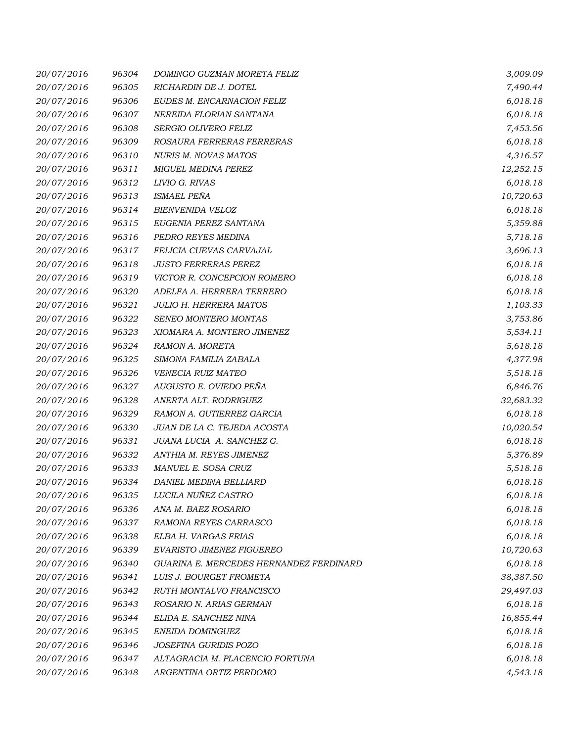| | | | |
|---|---|---|---|
| 20/07/2016 | 96304 | DOMINGO GUZMAN MORETA FELIZ | 3,009.09 |
| 20/07/2016 | 96305 | RICHARDIN DE J. DOTEL | 7,490.44 |
| 20/07/2016 | 96306 | EUDES M. ENCARNACION FELIZ | 6,018.18 |
| 20/07/2016 | 96307 | NEREIDA FLORIAN SANTANA | 6,018.18 |
| 20/07/2016 | 96308 | SERGIO OLIVERO FELIZ | 7,453.56 |
| 20/07/2016 | 96309 | ROSAURA FERRERAS FERRERAS | 6,018.18 |
| 20/07/2016 | 96310 | NURIS M. NOVAS MATOS | 4,316.57 |
| 20/07/2016 | 96311 | MIGUEL MEDINA PEREZ | 12,252.15 |
| 20/07/2016 | 96312 | LIVIO G. RIVAS | 6,018.18 |
| 20/07/2016 | 96313 | ISMAEL PEÑA | 10,720.63 |
| 20/07/2016 | 96314 | BIENVENIDA VELOZ | 6,018.18 |
| 20/07/2016 | 96315 | EUGENIA PEREZ SANTANA | 5,359.88 |
| 20/07/2016 | 96316 | PEDRO REYES MEDINA | 5,718.18 |
| 20/07/2016 | 96317 | FELICIA CUEVAS CARVAJAL | 3,696.13 |
| 20/07/2016 | 96318 | JUSTO FERRERAS PEREZ | 6,018.18 |
| 20/07/2016 | 96319 | VICTOR R. CONCEPCION ROMERO | 6,018.18 |
| 20/07/2016 | 96320 | ADELFA A. HERRERA TERRERO | 6,018.18 |
| 20/07/2016 | 96321 | JULIO H. HERRERA MATOS | 1,103.33 |
| 20/07/2016 | 96322 | SENEO MONTERO MONTAS | 3,753.86 |
| 20/07/2016 | 96323 | XIOMARA A. MONTERO JIMENEZ | 5,534.11 |
| 20/07/2016 | 96324 | RAMON A. MORETA | 5,618.18 |
| 20/07/2016 | 96325 | SIMONA FAMILIA ZABALA | 4,377.98 |
| 20/07/2016 | 96326 | VENECIA RUIZ MATEO | 5,518.18 |
| 20/07/2016 | 96327 | AUGUSTO E. OVIEDO PEÑA | 6,846.76 |
| 20/07/2016 | 96328 | ANERTA ALT. RODRIGUEZ | 32,683.32 |
| 20/07/2016 | 96329 | RAMON A. GUTIERREZ GARCIA | 6,018.18 |
| 20/07/2016 | 96330 | JUAN DE LA C. TEJEDA ACOSTA | 10,020.54 |
| 20/07/2016 | 96331 | JUANA LUCIA A. SANCHEZ G. | 6,018.18 |
| 20/07/2016 | 96332 | ANTHIA M. REYES JIMENEZ | 5,376.89 |
| 20/07/2016 | 96333 | MANUEL E. SOSA CRUZ | 5,518.18 |
| 20/07/2016 | 96334 | DANIEL MEDINA BELLIARD | 6,018.18 |
| 20/07/2016 | 96335 | LUCILA NUÑEZ CASTRO | 6,018.18 |
| 20/07/2016 | 96336 | ANA M. BAEZ ROSARIO | 6,018.18 |
| 20/07/2016 | 96337 | RAMONA REYES CARRASCO | 6,018.18 |
| 20/07/2016 | 96338 | ELBA H. VARGAS FRIAS | 6,018.18 |
| 20/07/2016 | 96339 | EVARISTO JIMENEZ FIGUEREO | 10,720.63 |
| 20/07/2016 | 96340 | GUARINA E. MERCEDES HERNANDEZ FERDINARD | 6,018.18 |
| 20/07/2016 | 96341 | LUIS J. BOURGET FROMETA | 38,387.50 |
| 20/07/2016 | 96342 | RUTH MONTALVO FRANCISCO | 29,497.03 |
| 20/07/2016 | 96343 | ROSARIO N. ARIAS GERMAN | 6,018.18 |
| 20/07/2016 | 96344 | ELIDA E. SANCHEZ NINA | 16,855.44 |
| 20/07/2016 | 96345 | ENEIDA DOMINGUEZ | 6,018.18 |
| 20/07/2016 | 96346 | JOSEFINA GURIDIS POZO | 6,018.18 |
| 20/07/2016 | 96347 | ALTAGRACIA M. PLACENCIO FORTUNA | 6,018.18 |
| 20/07/2016 | 96348 | ARGENTINA ORTIZ PERDOMO | 4,543.18 |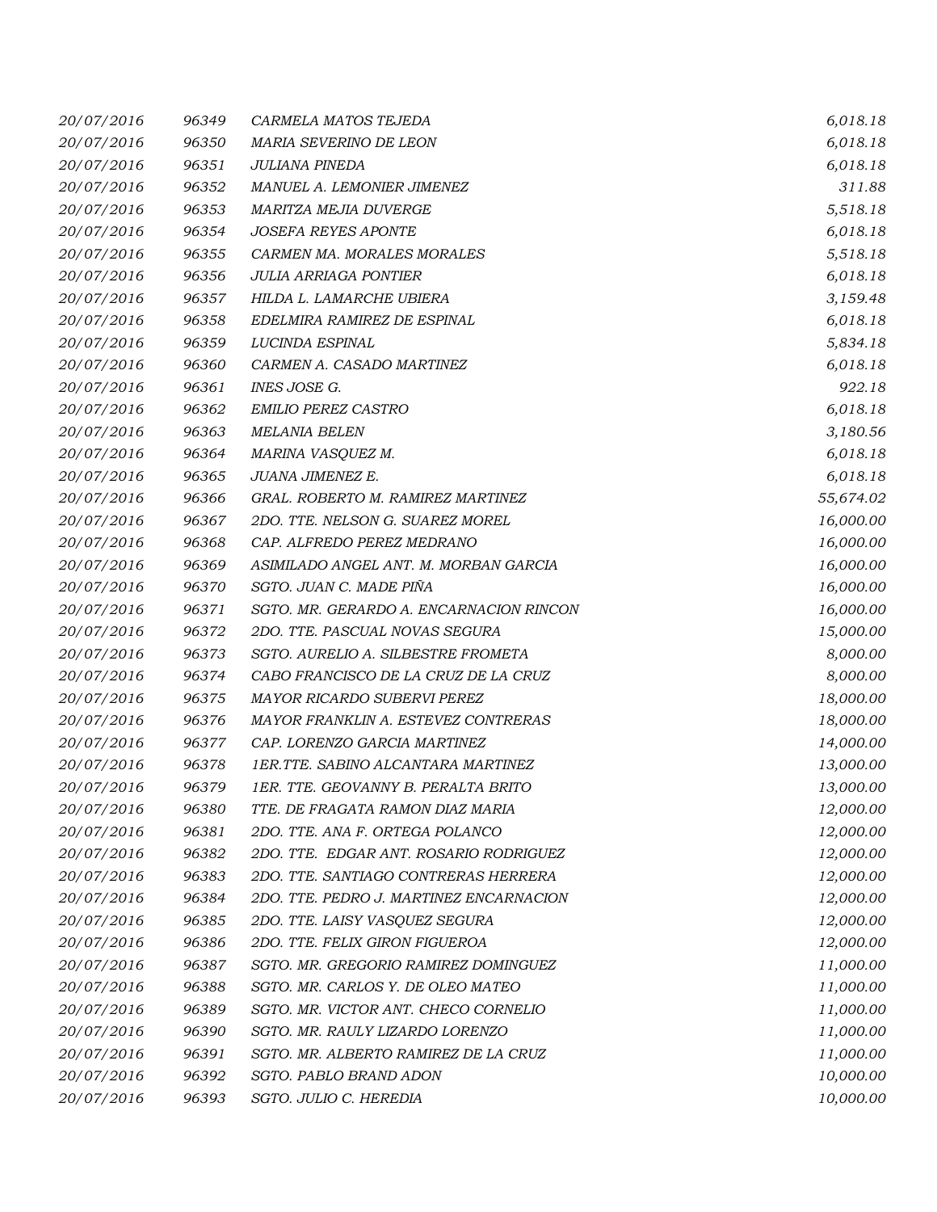| | | | |
|---|---|---|---|
| 20/07/2016 | 96349 | CARMELA MATOS TEJEDA | 6,018.18 |
| 20/07/2016 | 96350 | MARIA SEVERINO DE LEON | 6,018.18 |
| 20/07/2016 | 96351 | JULIANA PINEDA | 6,018.18 |
| 20/07/2016 | 96352 | MANUEL A. LEMONIER JIMENEZ | 311.88 |
| 20/07/2016 | 96353 | MARITZA MEJIA DUVERGE | 5,518.18 |
| 20/07/2016 | 96354 | JOSEFA REYES APONTE | 6,018.18 |
| 20/07/2016 | 96355 | CARMEN MA. MORALES MORALES | 5,518.18 |
| 20/07/2016 | 96356 | JULIA ARRIAGA PONTIER | 6,018.18 |
| 20/07/2016 | 96357 | HILDA L. LAMARCHE UBIERA | 3,159.48 |
| 20/07/2016 | 96358 | EDELMIRA RAMIREZ DE ESPINAL | 6,018.18 |
| 20/07/2016 | 96359 | LUCINDA ESPINAL | 5,834.18 |
| 20/07/2016 | 96360 | CARMEN A. CASADO MARTINEZ | 6,018.18 |
| 20/07/2016 | 96361 | INES JOSE G. | 922.18 |
| 20/07/2016 | 96362 | EMILIO PEREZ CASTRO | 6,018.18 |
| 20/07/2016 | 96363 | MELANIA BELEN | 3,180.56 |
| 20/07/2016 | 96364 | MARINA VASQUEZ M. | 6,018.18 |
| 20/07/2016 | 96365 | JUANA JIMENEZ E. | 6,018.18 |
| 20/07/2016 | 96366 | GRAL. ROBERTO M. RAMIREZ MARTINEZ | 55,674.02 |
| 20/07/2016 | 96367 | 2DO. TTE. NELSON G. SUAREZ MOREL | 16,000.00 |
| 20/07/2016 | 96368 | CAP. ALFREDO PEREZ MEDRANO | 16,000.00 |
| 20/07/2016 | 96369 | ASIMILADO ANGEL ANT. M. MORBAN GARCIA | 16,000.00 |
| 20/07/2016 | 96370 | SGTO. JUAN C. MADE PIÑA | 16,000.00 |
| 20/07/2016 | 96371 | SGTO. MR. GERARDO A. ENCARNACION RINCON | 16,000.00 |
| 20/07/2016 | 96372 | 2DO. TTE. PASCUAL NOVAS SEGURA | 15,000.00 |
| 20/07/2016 | 96373 | SGTO. AURELIO A. SILBESTRE FROMETA | 8,000.00 |
| 20/07/2016 | 96374 | CABO FRANCISCO DE LA CRUZ DE LA CRUZ | 8,000.00 |
| 20/07/2016 | 96375 | MAYOR RICARDO SUBERVI PEREZ | 18,000.00 |
| 20/07/2016 | 96376 | MAYOR FRANKLIN A. ESTEVEZ CONTRERAS | 18,000.00 |
| 20/07/2016 | 96377 | CAP. LORENZO GARCIA MARTINEZ | 14,000.00 |
| 20/07/2016 | 96378 | 1ER.TTE. SABINO ALCANTARA MARTINEZ | 13,000.00 |
| 20/07/2016 | 96379 | 1ER. TTE. GEOVANNY B. PERALTA BRITO | 13,000.00 |
| 20/07/2016 | 96380 | TTE. DE FRAGATA RAMON DIAZ MARIA | 12,000.00 |
| 20/07/2016 | 96381 | 2DO. TTE. ANA F. ORTEGA POLANCO | 12,000.00 |
| 20/07/2016 | 96382 | 2DO. TTE. EDGAR ANT. ROSARIO RODRIGUEZ | 12,000.00 |
| 20/07/2016 | 96383 | 2DO. TTE. SANTIAGO CONTRERAS HERRERA | 12,000.00 |
| 20/07/2016 | 96384 | 2DO. TTE. PEDRO J. MARTINEZ ENCARNACION | 12,000.00 |
| 20/07/2016 | 96385 | 2DO. TTE. LAISY VASQUEZ SEGURA | 12,000.00 |
| 20/07/2016 | 96386 | 2DO. TTE. FELIX GIRON FIGUEROA | 12,000.00 |
| 20/07/2016 | 96387 | SGTO. MR. GREGORIO RAMIREZ DOMINGUEZ | 11,000.00 |
| 20/07/2016 | 96388 | SGTO. MR. CARLOS Y. DE OLEO MATEO | 11,000.00 |
| 20/07/2016 | 96389 | SGTO. MR. VICTOR ANT. CHECO CORNELIO | 11,000.00 |
| 20/07/2016 | 96390 | SGTO. MR. RAULY LIZARDO LORENZO | 11,000.00 |
| 20/07/2016 | 96391 | SGTO. MR. ALBERTO RAMIREZ DE LA CRUZ | 11,000.00 |
| 20/07/2016 | 96392 | SGTO. PABLO BRAND ADON | 10,000.00 |
| 20/07/2016 | 96393 | SGTO. JULIO C. HEREDIA | 10,000.00 |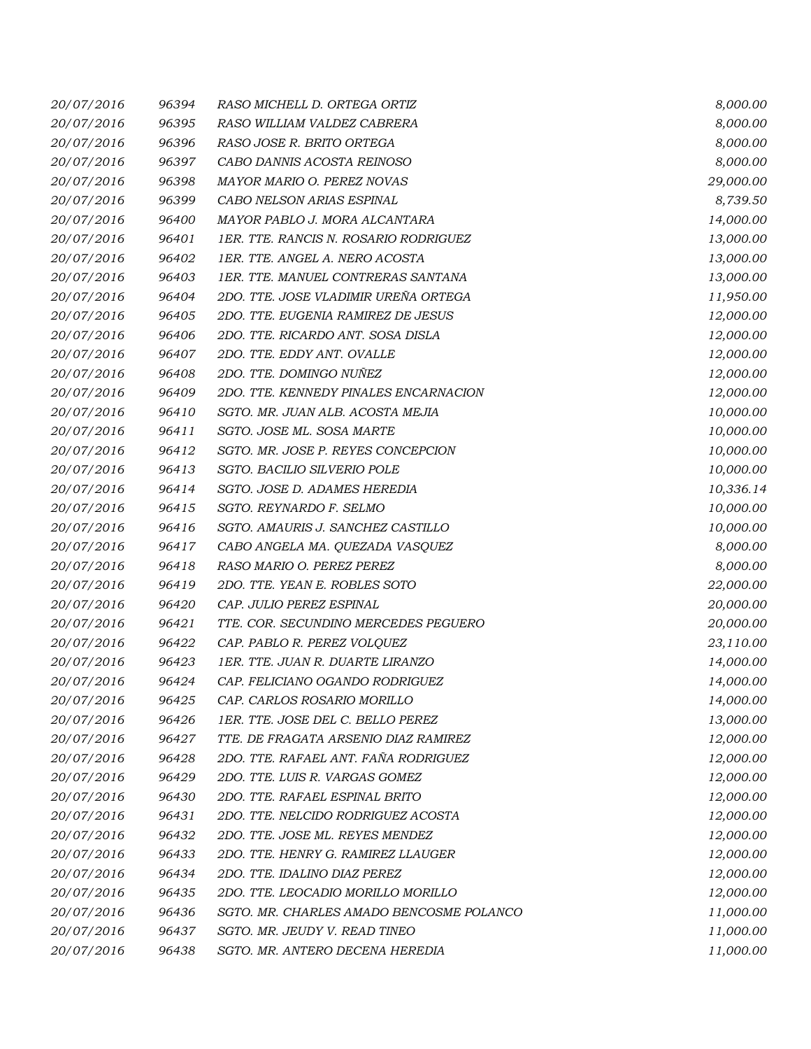| | | | |
|---|---|---|---|
| 20/07/2016 | 96394 | RASO MICHELL D. ORTEGA ORTIZ | 8,000.00 |
| 20/07/2016 | 96395 | RASO WILLIAM VALDEZ CABRERA | 8,000.00 |
| 20/07/2016 | 96396 | RASO JOSE R. BRITO ORTEGA | 8,000.00 |
| 20/07/2016 | 96397 | CABO DANNIS ACOSTA REINOSO | 8,000.00 |
| 20/07/2016 | 96398 | MAYOR MARIO O. PEREZ NOVAS | 29,000.00 |
| 20/07/2016 | 96399 | CABO NELSON ARIAS ESPINAL | 8,739.50 |
| 20/07/2016 | 96400 | MAYOR PABLO J. MORA ALCANTARA | 14,000.00 |
| 20/07/2016 | 96401 | 1ER. TTE. RANCIS N. ROSARIO RODRIGUEZ | 13,000.00 |
| 20/07/2016 | 96402 | 1ER. TTE. ANGEL A. NERO ACOSTA | 13,000.00 |
| 20/07/2016 | 96403 | 1ER. TTE. MANUEL CONTRERAS SANTANA | 13,000.00 |
| 20/07/2016 | 96404 | 2DO. TTE. JOSE VLADIMIR UREÑA ORTEGA | 11,950.00 |
| 20/07/2016 | 96405 | 2DO. TTE. EUGENIA RAMIREZ DE JESUS | 12,000.00 |
| 20/07/2016 | 96406 | 2DO. TTE. RICARDO ANT. SOSA DISLA | 12,000.00 |
| 20/07/2016 | 96407 | 2DO. TTE. EDDY ANT. OVALLE | 12,000.00 |
| 20/07/2016 | 96408 | 2DO. TTE. DOMINGO NUÑEZ | 12,000.00 |
| 20/07/2016 | 96409 | 2DO. TTE. KENNEDY PINALES ENCARNACION | 12,000.00 |
| 20/07/2016 | 96410 | SGTO. MR. JUAN ALB. ACOSTA MEJIA | 10,000.00 |
| 20/07/2016 | 96411 | SGTO. JOSE ML. SOSA MARTE | 10,000.00 |
| 20/07/2016 | 96412 | SGTO. MR. JOSE P. REYES CONCEPCION | 10,000.00 |
| 20/07/2016 | 96413 | SGTO. BACILIO SILVERIO POLE | 10,000.00 |
| 20/07/2016 | 96414 | SGTO. JOSE D. ADAMES HEREDIA | 10,336.14 |
| 20/07/2016 | 96415 | SGTO. REYNARDO F. SELMO | 10,000.00 |
| 20/07/2016 | 96416 | SGTO. AMAURIS J. SANCHEZ CASTILLO | 10,000.00 |
| 20/07/2016 | 96417 | CABO ANGELA MA. QUEZADA VASQUEZ | 8,000.00 |
| 20/07/2016 | 96418 | RASO MARIO O. PEREZ PEREZ | 8,000.00 |
| 20/07/2016 | 96419 | 2DO. TTE. YEAN E. ROBLES SOTO | 22,000.00 |
| 20/07/2016 | 96420 | CAP. JULIO PEREZ ESPINAL | 20,000.00 |
| 20/07/2016 | 96421 | TTE. COR. SECUNDINO MERCEDES PEGUERO | 20,000.00 |
| 20/07/2016 | 96422 | CAP. PABLO R. PEREZ VOLQUEZ | 23,110.00 |
| 20/07/2016 | 96423 | 1ER. TTE. JUAN R. DUARTE LIRANZO | 14,000.00 |
| 20/07/2016 | 96424 | CAP. FELICIANO OGANDO RODRIGUEZ | 14,000.00 |
| 20/07/2016 | 96425 | CAP. CARLOS ROSARIO MORILLO | 14,000.00 |
| 20/07/2016 | 96426 | 1ER. TTE. JOSE DEL C. BELLO PEREZ | 13,000.00 |
| 20/07/2016 | 96427 | TTE. DE FRAGATA ARSENIO DIAZ RAMIREZ | 12,000.00 |
| 20/07/2016 | 96428 | 2DO. TTE. RAFAEL ANT. FAÑA RODRIGUEZ | 12,000.00 |
| 20/07/2016 | 96429 | 2DO. TTE. LUIS R. VARGAS GOMEZ | 12,000.00 |
| 20/07/2016 | 96430 | 2DO. TTE. RAFAEL ESPINAL BRITO | 12,000.00 |
| 20/07/2016 | 96431 | 2DO. TTE. NELCIDO RODRIGUEZ ACOSTA | 12,000.00 |
| 20/07/2016 | 96432 | 2DO. TTE. JOSE ML. REYES MENDEZ | 12,000.00 |
| 20/07/2016 | 96433 | 2DO. TTE. HENRY G. RAMIREZ LLAUGER | 12,000.00 |
| 20/07/2016 | 96434 | 2DO. TTE. IDALINO DIAZ PEREZ | 12,000.00 |
| 20/07/2016 | 96435 | 2DO. TTE. LEOCADIO MORILLO MORILLO | 12,000.00 |
| 20/07/2016 | 96436 | SGTO. MR. CHARLES AMADO BENCOSME POLANCO | 11,000.00 |
| 20/07/2016 | 96437 | SGTO. MR. JEUDY V. READ TINEO | 11,000.00 |
| 20/07/2016 | 96438 | SGTO. MR. ANTERO DECENA HEREDIA | 11,000.00 |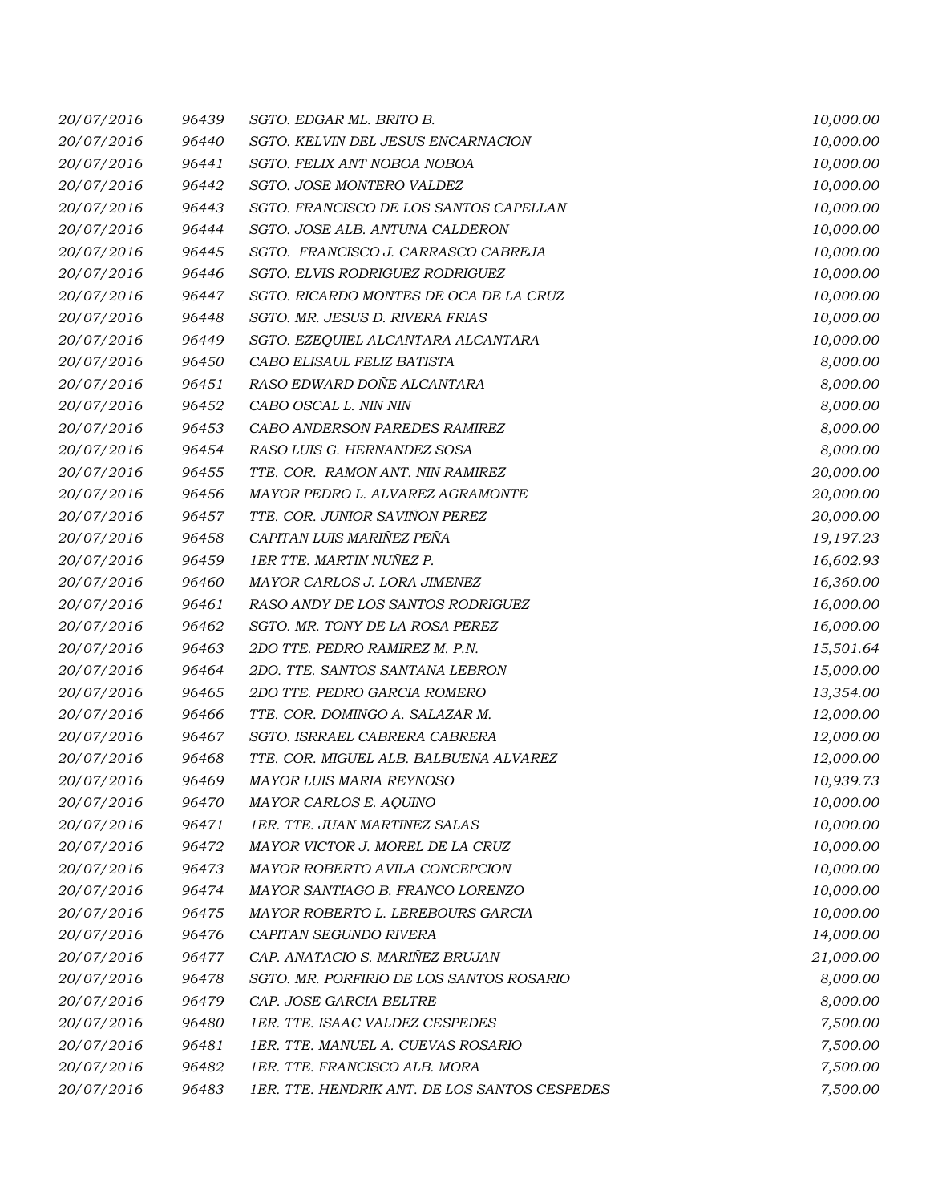| | | | |
|---|---|---|---|
| 20/07/2016 | 96439 | SGTO. EDGAR ML. BRITO B. | 10,000.00 |
| 20/07/2016 | 96440 | SGTO. KELVIN DEL JESUS ENCARNACION | 10,000.00 |
| 20/07/2016 | 96441 | SGTO. FELIX ANT NOBOA NOBOA | 10,000.00 |
| 20/07/2016 | 96442 | SGTO. JOSE MONTERO VALDEZ | 10,000.00 |
| 20/07/2016 | 96443 | SGTO. FRANCISCO DE LOS SANTOS CAPELLAN | 10,000.00 |
| 20/07/2016 | 96444 | SGTO. JOSE ALB. ANTUNA CALDERON | 10,000.00 |
| 20/07/2016 | 96445 | SGTO. FRANCISCO J. CARRASCO CABREJA | 10,000.00 |
| 20/07/2016 | 96446 | SGTO. ELVIS RODRIGUEZ RODRIGUEZ | 10,000.00 |
| 20/07/2016 | 96447 | SGTO. RICARDO MONTES DE OCA DE LA CRUZ | 10,000.00 |
| 20/07/2016 | 96448 | SGTO. MR. JESUS D. RIVERA FRIAS | 10,000.00 |
| 20/07/2016 | 96449 | SGTO. EZEQUIEL ALCANTARA ALCANTARA | 10,000.00 |
| 20/07/2016 | 96450 | CABO ELISAUL FELIZ BATISTA | 8,000.00 |
| 20/07/2016 | 96451 | RASO EDWARD DOÑE ALCANTARA | 8,000.00 |
| 20/07/2016 | 96452 | CABO OSCAL L. NIN NIN | 8,000.00 |
| 20/07/2016 | 96453 | CABO ANDERSON PAREDES RAMIREZ | 8,000.00 |
| 20/07/2016 | 96454 | RASO LUIS G. HERNANDEZ SOSA | 8,000.00 |
| 20/07/2016 | 96455 | TTE. COR. RAMON ANT. NIN RAMIREZ | 20,000.00 |
| 20/07/2016 | 96456 | MAYOR PEDRO L. ALVAREZ AGRAMONTE | 20,000.00 |
| 20/07/2016 | 96457 | TTE. COR. JUNIOR SAVIÑON PEREZ | 20,000.00 |
| 20/07/2016 | 96458 | CAPITAN LUIS MARIÑEZ PEÑA | 19,197.23 |
| 20/07/2016 | 96459 | 1ER TTE. MARTIN NUÑEZ P. | 16,602.93 |
| 20/07/2016 | 96460 | MAYOR CARLOS J. LORA JIMENEZ | 16,360.00 |
| 20/07/2016 | 96461 | RASO ANDY DE LOS SANTOS RODRIGUEZ | 16,000.00 |
| 20/07/2016 | 96462 | SGTO. MR. TONY DE LA ROSA PEREZ | 16,000.00 |
| 20/07/2016 | 96463 | 2DO TTE. PEDRO RAMIREZ M. P.N. | 15,501.64 |
| 20/07/2016 | 96464 | 2DO. TTE. SANTOS SANTANA LEBRON | 15,000.00 |
| 20/07/2016 | 96465 | 2DO TTE. PEDRO GARCIA ROMERO | 13,354.00 |
| 20/07/2016 | 96466 | TTE. COR. DOMINGO A. SALAZAR M. | 12,000.00 |
| 20/07/2016 | 96467 | SGTO. ISRRAEL CABRERA CABRERA | 12,000.00 |
| 20/07/2016 | 96468 | TTE. COR. MIGUEL ALB. BALBUENA ALVAREZ | 12,000.00 |
| 20/07/2016 | 96469 | MAYOR LUIS MARIA REYNOSO | 10,939.73 |
| 20/07/2016 | 96470 | MAYOR CARLOS E. AQUINO | 10,000.00 |
| 20/07/2016 | 96471 | 1ER. TTE. JUAN MARTINEZ SALAS | 10,000.00 |
| 20/07/2016 | 96472 | MAYOR VICTOR J. MOREL DE LA CRUZ | 10,000.00 |
| 20/07/2016 | 96473 | MAYOR ROBERTO AVILA CONCEPCION | 10,000.00 |
| 20/07/2016 | 96474 | MAYOR SANTIAGO B. FRANCO LORENZO | 10,000.00 |
| 20/07/2016 | 96475 | MAYOR ROBERTO L. LEREBOURS GARCIA | 10,000.00 |
| 20/07/2016 | 96476 | CAPITAN SEGUNDO RIVERA | 14,000.00 |
| 20/07/2016 | 96477 | CAP. ANATACIO S. MARIÑEZ BRUJAN | 21,000.00 |
| 20/07/2016 | 96478 | SGTO. MR. PORFIRIO DE LOS SANTOS ROSARIO | 8,000.00 |
| 20/07/2016 | 96479 | CAP. JOSE GARCIA BELTRE | 8,000.00 |
| 20/07/2016 | 96480 | 1ER. TTE. ISAAC VALDEZ CESPEDES | 7,500.00 |
| 20/07/2016 | 96481 | 1ER. TTE. MANUEL A. CUEVAS ROSARIO | 7,500.00 |
| 20/07/2016 | 96482 | 1ER. TTE. FRANCISCO ALB. MORA | 7,500.00 |
| 20/07/2016 | 96483 | 1ER. TTE. HENDRIK ANT. DE LOS SANTOS CESPEDES | 7,500.00 |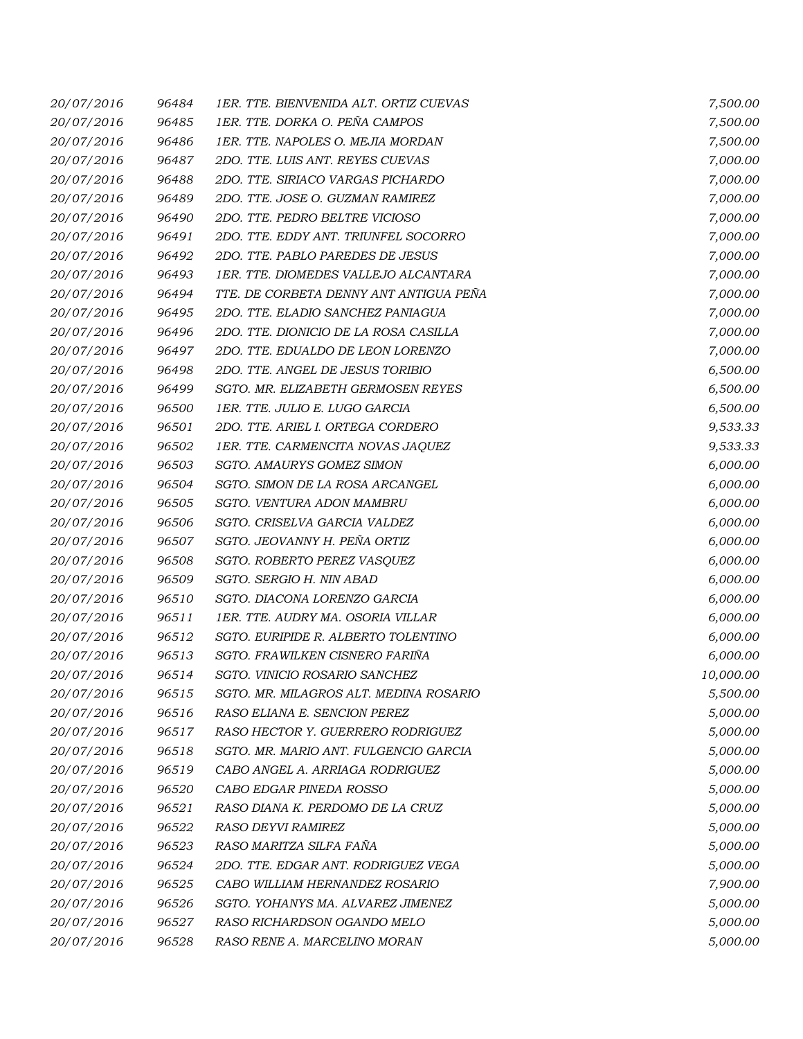| | | | |
|---|---|---|---|
| 20/07/2016 | 96484 | 1ER. TTE. BIENVENIDA ALT. ORTIZ CUEVAS | 7,500.00 |
| 20/07/2016 | 96485 | 1ER. TTE. DORKA O. PEÑA CAMPOS | 7,500.00 |
| 20/07/2016 | 96486 | 1ER. TTE. NAPOLES O. MEJIA MORDAN | 7,500.00 |
| 20/07/2016 | 96487 | 2DO. TTE. LUIS ANT. REYES CUEVAS | 7,000.00 |
| 20/07/2016 | 96488 | 2DO. TTE. SIRIACO VARGAS PICHARDO | 7,000.00 |
| 20/07/2016 | 96489 | 2DO. TTE. JOSE O. GUZMAN RAMIREZ | 7,000.00 |
| 20/07/2016 | 96490 | 2DO. TTE. PEDRO BELTRE VICIOSO | 7,000.00 |
| 20/07/2016 | 96491 | 2DO. TTE. EDDY ANT. TRIUNFEL SOCORRO | 7,000.00 |
| 20/07/2016 | 96492 | 2DO. TTE. PABLO PAREDES DE JESUS | 7,000.00 |
| 20/07/2016 | 96493 | 1ER. TTE. DIOMEDES VALLEJO ALCANTARA | 7,000.00 |
| 20/07/2016 | 96494 | TTE. DE CORBETA DENNY ANT ANTIGUA PEÑA | 7,000.00 |
| 20/07/2016 | 96495 | 2DO. TTE. ELADIO SANCHEZ PANIAGUA | 7,000.00 |
| 20/07/2016 | 96496 | 2DO. TTE. DIONICIO DE LA ROSA CASILLA | 7,000.00 |
| 20/07/2016 | 96497 | 2DO. TTE. EDUALDO DE LEON LORENZO | 7,000.00 |
| 20/07/2016 | 96498 | 2DO. TTE. ANGEL DE JESUS TORIBIO | 6,500.00 |
| 20/07/2016 | 96499 | SGTO. MR. ELIZABETH GERMOSEN REYES | 6,500.00 |
| 20/07/2016 | 96500 | 1ER. TTE. JULIO E. LUGO GARCIA | 6,500.00 |
| 20/07/2016 | 96501 | 2DO. TTE. ARIEL I. ORTEGA CORDERO | 9,533.33 |
| 20/07/2016 | 96502 | 1ER. TTE. CARMENCITA NOVAS JAQUEZ | 9,533.33 |
| 20/07/2016 | 96503 | SGTO. AMAURYS GOMEZ SIMON | 6,000.00 |
| 20/07/2016 | 96504 | SGTO. SIMON DE LA ROSA ARCANGEL | 6,000.00 |
| 20/07/2016 | 96505 | SGTO. VENTURA ADON MAMBRU | 6,000.00 |
| 20/07/2016 | 96506 | SGTO. CRISELVA GARCIA VALDEZ | 6,000.00 |
| 20/07/2016 | 96507 | SGTO. JEOVANNY H. PEÑA ORTIZ | 6,000.00 |
| 20/07/2016 | 96508 | SGTO. ROBERTO PEREZ VASQUEZ | 6,000.00 |
| 20/07/2016 | 96509 | SGTO. SERGIO H. NIN ABAD | 6,000.00 |
| 20/07/2016 | 96510 | SGTO. DIACONA LORENZO GARCIA | 6,000.00 |
| 20/07/2016 | 96511 | 1ER. TTE. AUDRY MA. OSORIA VILLAR | 6,000.00 |
| 20/07/2016 | 96512 | SGTO. EURIPIDE R. ALBERTO TOLENTINO | 6,000.00 |
| 20/07/2016 | 96513 | SGTO. FRAWILKEN CISNERO FARIÑA | 6,000.00 |
| 20/07/2016 | 96514 | SGTO. VINICIO ROSARIO SANCHEZ | 10,000.00 |
| 20/07/2016 | 96515 | SGTO. MR. MILAGROS ALT. MEDINA ROSARIO | 5,500.00 |
| 20/07/2016 | 96516 | RASO ELIANA E. SENCION PEREZ | 5,000.00 |
| 20/07/2016 | 96517 | RASO HECTOR Y. GUERRERO RODRIGUEZ | 5,000.00 |
| 20/07/2016 | 96518 | SGTO. MR. MARIO ANT. FULGENCIO GARCIA | 5,000.00 |
| 20/07/2016 | 96519 | CABO ANGEL A. ARRIAGA RODRIGUEZ | 5,000.00 |
| 20/07/2016 | 96520 | CABO EDGAR PINEDA ROSSO | 5,000.00 |
| 20/07/2016 | 96521 | RASO DIANA K. PERDOMO DE LA CRUZ | 5,000.00 |
| 20/07/2016 | 96522 | RASO DEYVI RAMIREZ | 5,000.00 |
| 20/07/2016 | 96523 | RASO MARITZA SILFA FAÑA | 5,000.00 |
| 20/07/2016 | 96524 | 2DO. TTE. EDGAR ANT. RODRIGUEZ VEGA | 5,000.00 |
| 20/07/2016 | 96525 | CABO WILLIAM HERNANDEZ ROSARIO | 7,900.00 |
| 20/07/2016 | 96526 | SGTO. YOHANYS MA. ALVAREZ JIMENEZ | 5,000.00 |
| 20/07/2016 | 96527 | RASO RICHARDSON OGANDO MELO | 5,000.00 |
| 20/07/2016 | 96528 | RASO RENE A. MARCELINO MORAN | 5,000.00 |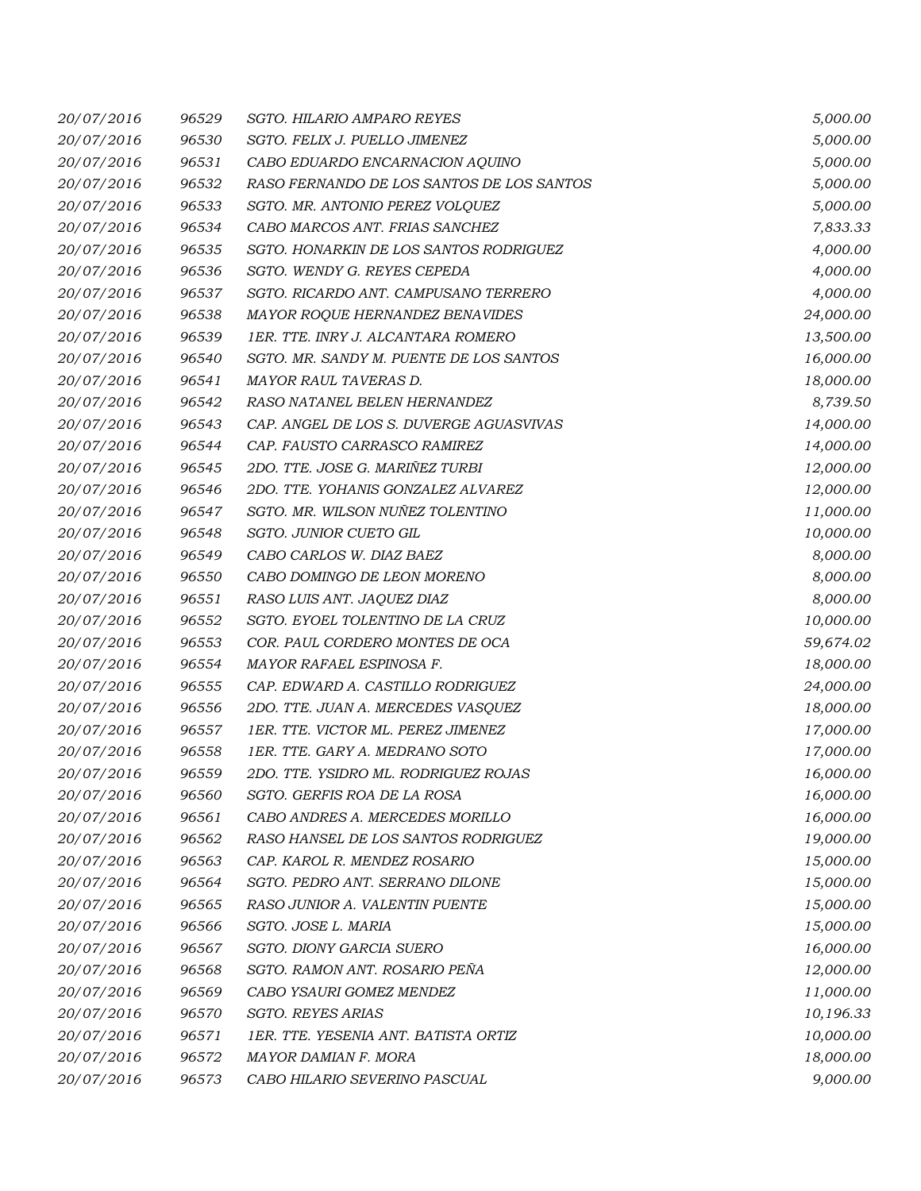| | | | |
|---|---|---|---|
| 20/07/2016 | 96529 | SGTO. HILARIO AMPARO REYES | 5,000.00 |
| 20/07/2016 | 96530 | SGTO. FELIX J. PUELLO JIMENEZ | 5,000.00 |
| 20/07/2016 | 96531 | CABO EDUARDO ENCARNACION AQUINO | 5,000.00 |
| 20/07/2016 | 96532 | RASO FERNANDO DE LOS SANTOS DE LOS SANTOS | 5,000.00 |
| 20/07/2016 | 96533 | SGTO. MR. ANTONIO PEREZ VOLQUEZ | 5,000.00 |
| 20/07/2016 | 96534 | CABO MARCOS ANT. FRIAS SANCHEZ | 7,833.33 |
| 20/07/2016 | 96535 | SGTO. HONARKIN DE LOS SANTOS RODRIGUEZ | 4,000.00 |
| 20/07/2016 | 96536 | SGTO. WENDY G. REYES CEPEDA | 4,000.00 |
| 20/07/2016 | 96537 | SGTO. RICARDO ANT. CAMPUSANO TERRERO | 4,000.00 |
| 20/07/2016 | 96538 | MAYOR ROQUE HERNANDEZ BENAVIDES | 24,000.00 |
| 20/07/2016 | 96539 | 1ER. TTE. INRY J. ALCANTARA ROMERO | 13,500.00 |
| 20/07/2016 | 96540 | SGTO. MR. SANDY M. PUENTE DE LOS SANTOS | 16,000.00 |
| 20/07/2016 | 96541 | MAYOR RAUL TAVERAS D. | 18,000.00 |
| 20/07/2016 | 96542 | RASO NATANEL BELEN HERNANDEZ | 8,739.50 |
| 20/07/2016 | 96543 | CAP. ANGEL DE LOS S. DUVERGE AGUASVIVAS | 14,000.00 |
| 20/07/2016 | 96544 | CAP. FAUSTO CARRASCO RAMIREZ | 14,000.00 |
| 20/07/2016 | 96545 | 2DO. TTE. JOSE G. MARIÑEZ TURBI | 12,000.00 |
| 20/07/2016 | 96546 | 2DO. TTE. YOHANIS GONZALEZ ALVAREZ | 12,000.00 |
| 20/07/2016 | 96547 | SGTO. MR. WILSON NUÑEZ TOLENTINO | 11,000.00 |
| 20/07/2016 | 96548 | SGTO. JUNIOR CUETO GIL | 10,000.00 |
| 20/07/2016 | 96549 | CABO CARLOS W. DIAZ BAEZ | 8,000.00 |
| 20/07/2016 | 96550 | CABO DOMINGO DE LEON MORENO | 8,000.00 |
| 20/07/2016 | 96551 | RASO LUIS ANT. JAQUEZ DIAZ | 8,000.00 |
| 20/07/2016 | 96552 | SGTO. EYOEL TOLENTINO DE LA CRUZ | 10,000.00 |
| 20/07/2016 | 96553 | COR. PAUL CORDERO MONTES DE OCA | 59,674.02 |
| 20/07/2016 | 96554 | MAYOR RAFAEL ESPINOSA F. | 18,000.00 |
| 20/07/2016 | 96555 | CAP. EDWARD A. CASTILLO RODRIGUEZ | 24,000.00 |
| 20/07/2016 | 96556 | 2DO. TTE. JUAN A. MERCEDES VASQUEZ | 18,000.00 |
| 20/07/2016 | 96557 | 1ER. TTE. VICTOR ML. PEREZ JIMENEZ | 17,000.00 |
| 20/07/2016 | 96558 | 1ER. TTE. GARY A. MEDRANO SOTO | 17,000.00 |
| 20/07/2016 | 96559 | 2DO. TTE. YSIDRO ML. RODRIGUEZ ROJAS | 16,000.00 |
| 20/07/2016 | 96560 | SGTO. GERFIS ROA DE LA ROSA | 16,000.00 |
| 20/07/2016 | 96561 | CABO ANDRES A. MERCEDES MORILLO | 16,000.00 |
| 20/07/2016 | 96562 | RASO HANSEL DE LOS SANTOS RODRIGUEZ | 19,000.00 |
| 20/07/2016 | 96563 | CAP. KAROL R. MENDEZ ROSARIO | 15,000.00 |
| 20/07/2016 | 96564 | SGTO. PEDRO ANT. SERRANO DILONE | 15,000.00 |
| 20/07/2016 | 96565 | RASO JUNIOR A. VALENTIN PUENTE | 15,000.00 |
| 20/07/2016 | 96566 | SGTO. JOSE L. MARIA | 15,000.00 |
| 20/07/2016 | 96567 | SGTO. DIONY GARCIA SUERO | 16,000.00 |
| 20/07/2016 | 96568 | SGTO. RAMON ANT. ROSARIO PEÑA | 12,000.00 |
| 20/07/2016 | 96569 | CABO YSAURI GOMEZ MENDEZ | 11,000.00 |
| 20/07/2016 | 96570 | SGTO. REYES ARIAS | 10,196.33 |
| 20/07/2016 | 96571 | 1ER. TTE. YESENIA ANT. BATISTA ORTIZ | 10,000.00 |
| 20/07/2016 | 96572 | MAYOR DAMIAN F. MORA | 18,000.00 |
| 20/07/2016 | 96573 | CABO HILARIO SEVERINO PASCUAL | 9,000.00 |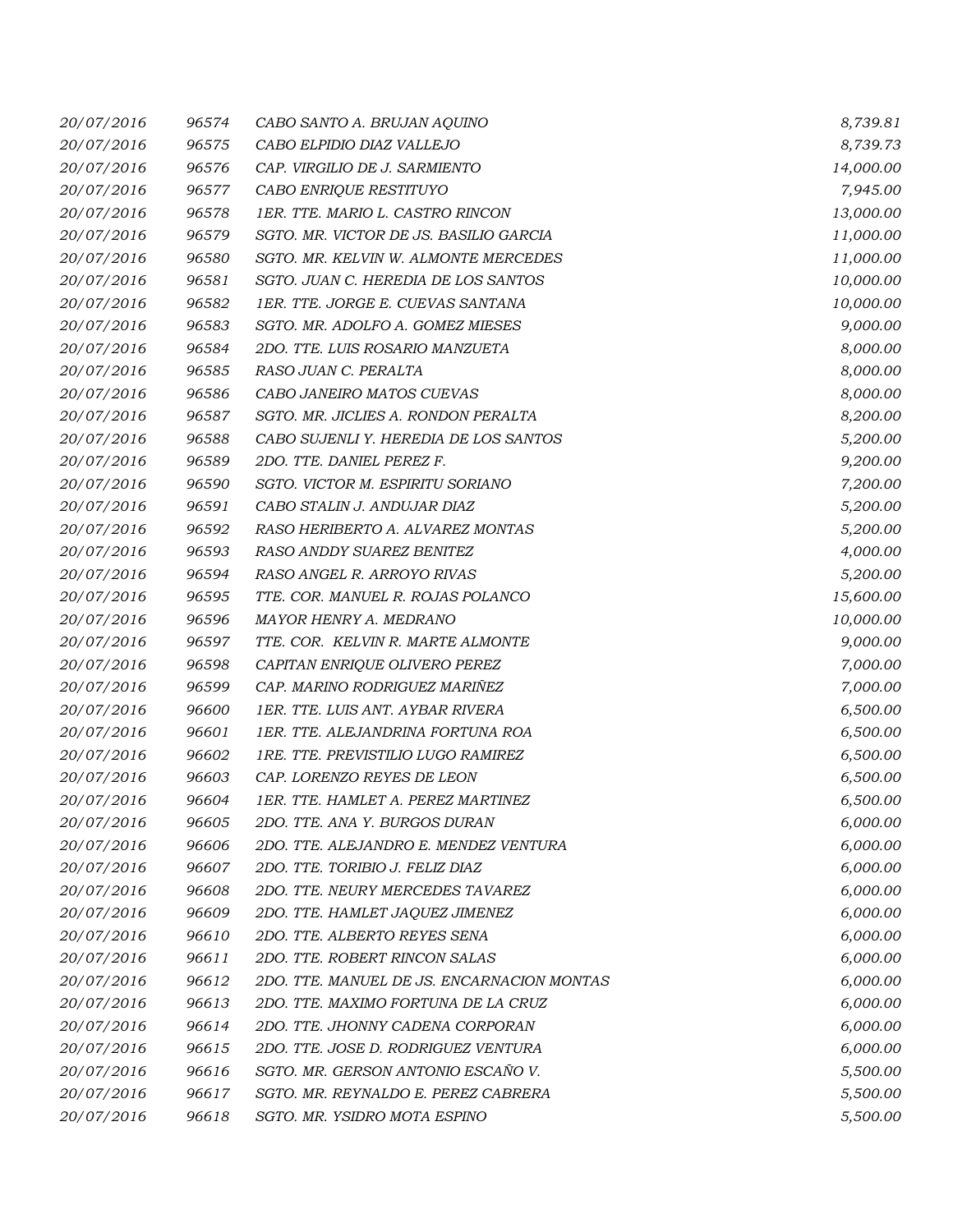| | | | |
|---|---|---|---|
| 20/07/2016 | 96574 | CABO SANTO A. BRUJAN AQUINO | 8,739.81 |
| 20/07/2016 | 96575 | CABO ELPIDIO DIAZ VALLEJO | 8,739.73 |
| 20/07/2016 | 96576 | CAP. VIRGILIO DE J. SARMIENTO | 14,000.00 |
| 20/07/2016 | 96577 | CABO ENRIQUE RESTITUYO | 7,945.00 |
| 20/07/2016 | 96578 | 1ER. TTE. MARIO L. CASTRO RINCON | 13,000.00 |
| 20/07/2016 | 96579 | SGTO. MR. VICTOR DE JS. BASILIO GARCIA | 11,000.00 |
| 20/07/2016 | 96580 | SGTO. MR. KELVIN W. ALMONTE MERCEDES | 11,000.00 |
| 20/07/2016 | 96581 | SGTO. JUAN C. HEREDIA DE LOS SANTOS | 10,000.00 |
| 20/07/2016 | 96582 | 1ER. TTE. JORGE E. CUEVAS SANTANA | 10,000.00 |
| 20/07/2016 | 96583 | SGTO. MR. ADOLFO A. GOMEZ MIESES | 9,000.00 |
| 20/07/2016 | 96584 | 2DO. TTE. LUIS ROSARIO MANZUETA | 8,000.00 |
| 20/07/2016 | 96585 | RASO JUAN C. PERALTA | 8,000.00 |
| 20/07/2016 | 96586 | CABO JANEIRO MATOS CUEVAS | 8,000.00 |
| 20/07/2016 | 96587 | SGTO. MR. JICLIES A. RONDON PERALTA | 8,200.00 |
| 20/07/2016 | 96588 | CABO SUJENLI Y. HEREDIA DE LOS SANTOS | 5,200.00 |
| 20/07/2016 | 96589 | 2DO. TTE. DANIEL PEREZ F. | 9,200.00 |
| 20/07/2016 | 96590 | SGTO. VICTOR M. ESPIRITU SORIANO | 7,200.00 |
| 20/07/2016 | 96591 | CABO STALIN J. ANDUJAR DIAZ | 5,200.00 |
| 20/07/2016 | 96592 | RASO HERIBERTO A. ALVAREZ MONTAS | 5,200.00 |
| 20/07/2016 | 96593 | RASO ANDDY SUAREZ BENITEZ | 4,000.00 |
| 20/07/2016 | 96594 | RASO ANGEL R. ARROYO RIVAS | 5,200.00 |
| 20/07/2016 | 96595 | TTE. COR. MANUEL R. ROJAS POLANCO | 15,600.00 |
| 20/07/2016 | 96596 | MAYOR HENRY A. MEDRANO | 10,000.00 |
| 20/07/2016 | 96597 | TTE. COR. KELVIN R. MARTE ALMONTE | 9,000.00 |
| 20/07/2016 | 96598 | CAPITAN ENRIQUE OLIVERO PEREZ | 7,000.00 |
| 20/07/2016 | 96599 | CAP. MARINO RODRIGUEZ MARIÑEZ | 7,000.00 |
| 20/07/2016 | 96600 | 1ER. TTE. LUIS ANT. AYBAR RIVERA | 6,500.00 |
| 20/07/2016 | 96601 | 1ER. TTE. ALEJANDRINA FORTUNA ROA | 6,500.00 |
| 20/07/2016 | 96602 | 1RE. TTE. PREVISTILIO LUGO RAMIREZ | 6,500.00 |
| 20/07/2016 | 96603 | CAP. LORENZO REYES DE LEON | 6,500.00 |
| 20/07/2016 | 96604 | 1ER. TTE. HAMLET A. PEREZ MARTINEZ | 6,500.00 |
| 20/07/2016 | 96605 | 2DO. TTE. ANA Y. BURGOS DURAN | 6,000.00 |
| 20/07/2016 | 96606 | 2DO. TTE. ALEJANDRO E. MENDEZ VENTURA | 6,000.00 |
| 20/07/2016 | 96607 | 2DO. TTE. TORIBIO J. FELIZ DIAZ | 6,000.00 |
| 20/07/2016 | 96608 | 2DO. TTE. NEURY MERCEDES TAVAREZ | 6,000.00 |
| 20/07/2016 | 96609 | 2DO. TTE. HAMLET JAQUEZ JIMENEZ | 6,000.00 |
| 20/07/2016 | 96610 | 2DO. TTE. ALBERTO REYES SENA | 6,000.00 |
| 20/07/2016 | 96611 | 2DO. TTE. ROBERT RINCON SALAS | 6,000.00 |
| 20/07/2016 | 96612 | 2DO. TTE. MANUEL DE JS. ENCARNACION MONTAS | 6,000.00 |
| 20/07/2016 | 96613 | 2DO. TTE. MAXIMO FORTUNA DE LA CRUZ | 6,000.00 |
| 20/07/2016 | 96614 | 2DO. TTE. JHONNY CADENA CORPORAN | 6,000.00 |
| 20/07/2016 | 96615 | 2DO. TTE. JOSE D. RODRIGUEZ VENTURA | 6,000.00 |
| 20/07/2016 | 96616 | SGTO. MR. GERSON ANTONIO ESCAÑO V. | 5,500.00 |
| 20/07/2016 | 96617 | SGTO. MR. REYNALDO E. PEREZ CABRERA | 5,500.00 |
| 20/07/2016 | 96618 | SGTO. MR. YSIDRO MOTA ESPINO | 5,500.00 |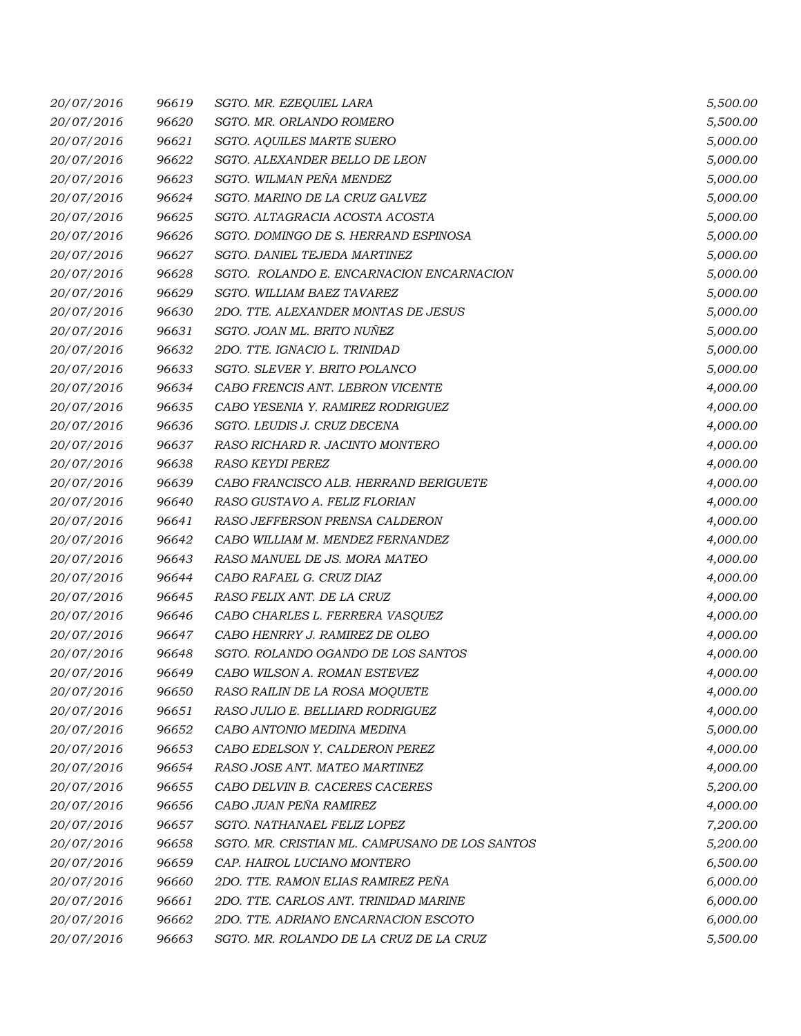| | | | |
|---|---|---|---|
| 20/07/2016 | 96619 | SGTO. MR. EZEQUIEL LARA | 5,500.00 |
| 20/07/2016 | 96620 | SGTO. MR. ORLANDO ROMERO | 5,500.00 |
| 20/07/2016 | 96621 | SGTO. AQUILES MARTE SUERO | 5,000.00 |
| 20/07/2016 | 96622 | SGTO. ALEXANDER BELLO DE LEON | 5,000.00 |
| 20/07/2016 | 96623 | SGTO. WILMAN PEÑA MENDEZ | 5,000.00 |
| 20/07/2016 | 96624 | SGTO. MARINO DE LA CRUZ GALVEZ | 5,000.00 |
| 20/07/2016 | 96625 | SGTO. ALTAGRACIA ACOSTA ACOSTA | 5,000.00 |
| 20/07/2016 | 96626 | SGTO. DOMINGO DE S. HERRAND ESPINOSA | 5,000.00 |
| 20/07/2016 | 96627 | SGTO. DANIEL TEJEDA MARTINEZ | 5,000.00 |
| 20/07/2016 | 96628 | SGTO. ROLANDO E. ENCARNACION ENCARNACION | 5,000.00 |
| 20/07/2016 | 96629 | SGTO. WILLIAM BAEZ TAVAREZ | 5,000.00 |
| 20/07/2016 | 96630 | 2DO. TTE. ALEXANDER MONTAS DE JESUS | 5,000.00 |
| 20/07/2016 | 96631 | SGTO. JOAN ML. BRITO NUÑEZ | 5,000.00 |
| 20/07/2016 | 96632 | 2DO. TTE. IGNACIO L. TRINIDAD | 5,000.00 |
| 20/07/2016 | 96633 | SGTO. SLEVER Y. BRITO POLANCO | 5,000.00 |
| 20/07/2016 | 96634 | CABO FRENCIS ANT. LEBRON VICENTE | 4,000.00 |
| 20/07/2016 | 96635 | CABO YESENIA Y. RAMIREZ RODRIGUEZ | 4,000.00 |
| 20/07/2016 | 96636 | SGTO. LEUDIS J. CRUZ DECENA | 4,000.00 |
| 20/07/2016 | 96637 | RASO RICHARD R. JACINTO MONTERO | 4,000.00 |
| 20/07/2016 | 96638 | RASO KEYDI PEREZ | 4,000.00 |
| 20/07/2016 | 96639 | CABO FRANCISCO ALB. HERRAND BERIGUETE | 4,000.00 |
| 20/07/2016 | 96640 | RASO GUSTAVO A. FELIZ FLORIAN | 4,000.00 |
| 20/07/2016 | 96641 | RASO JEFFERSON PRENSA CALDERON | 4,000.00 |
| 20/07/2016 | 96642 | CABO WILLIAM M. MENDEZ FERNANDEZ | 4,000.00 |
| 20/07/2016 | 96643 | RASO MANUEL DE JS. MORA MATEO | 4,000.00 |
| 20/07/2016 | 96644 | CABO RAFAEL G. CRUZ DIAZ | 4,000.00 |
| 20/07/2016 | 96645 | RASO FELIX ANT. DE LA CRUZ | 4,000.00 |
| 20/07/2016 | 96646 | CABO CHARLES L. FERRERA VASQUEZ | 4,000.00 |
| 20/07/2016 | 96647 | CABO HENRRY J. RAMIREZ DE OLEO | 4,000.00 |
| 20/07/2016 | 96648 | SGTO. ROLANDO OGANDO DE LOS SANTOS | 4,000.00 |
| 20/07/2016 | 96649 | CABO WILSON A. ROMAN ESTEVEZ | 4,000.00 |
| 20/07/2016 | 96650 | RASO RAILIN DE LA ROSA MOQUETE | 4,000.00 |
| 20/07/2016 | 96651 | RASO JULIO E. BELLIARD RODRIGUEZ | 4,000.00 |
| 20/07/2016 | 96652 | CABO ANTONIO MEDINA MEDINA | 5,000.00 |
| 20/07/2016 | 96653 | CABO EDELSON Y. CALDERON PEREZ | 4,000.00 |
| 20/07/2016 | 96654 | RASO JOSE ANT. MATEO MARTINEZ | 4,000.00 |
| 20/07/2016 | 96655 | CABO DELVIN B. CACERES CACERES | 5,200.00 |
| 20/07/2016 | 96656 | CABO JUAN PEÑA RAMIREZ | 4,000.00 |
| 20/07/2016 | 96657 | SGTO. NATHANAEL FELIZ LOPEZ | 7,200.00 |
| 20/07/2016 | 96658 | SGTO. MR. CRISTIAN ML. CAMPUSANO DE LOS SANTOS | 5,200.00 |
| 20/07/2016 | 96659 | CAP. HAIROL LUCIANO MONTERO | 6,500.00 |
| 20/07/2016 | 96660 | 2DO. TTE. RAMON ELIAS RAMIREZ PEÑA | 6,000.00 |
| 20/07/2016 | 96661 | 2DO. TTE. CARLOS ANT. TRINIDAD MARINE | 6,000.00 |
| 20/07/2016 | 96662 | 2DO. TTE. ADRIANO ENCARNACION ESCOTO | 6,000.00 |
| 20/07/2016 | 96663 | SGTO. MR. ROLANDO DE LA CRUZ DE LA CRUZ | 5,500.00 |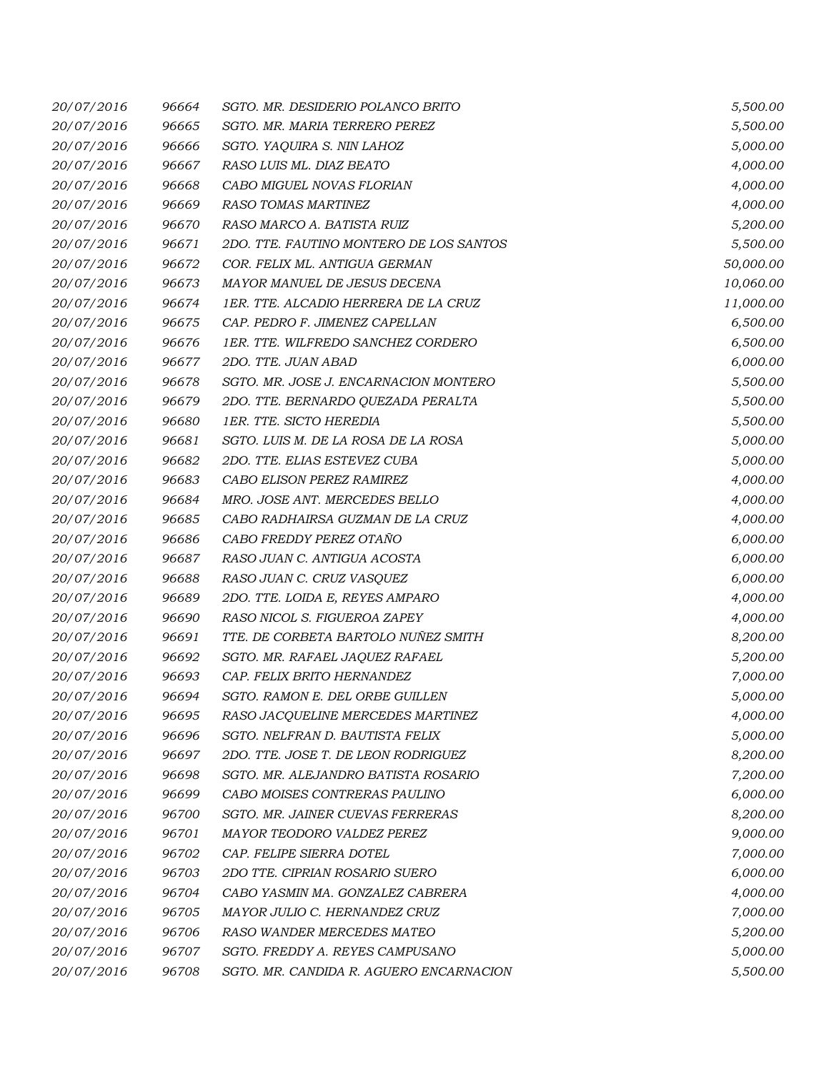| | | | |
|---|---|---|---|
| 20/07/2016 | 96664 | SGTO. MR. DESIDERIO POLANCO BRITO | 5,500.00 |
| 20/07/2016 | 96665 | SGTO. MR. MARIA TERRERO PEREZ | 5,500.00 |
| 20/07/2016 | 96666 | SGTO. YAQUIRA S. NIN LAHOZ | 5,000.00 |
| 20/07/2016 | 96667 | RASO LUIS ML. DIAZ BEATO | 4,000.00 |
| 20/07/2016 | 96668 | CABO MIGUEL NOVAS FLORIAN | 4,000.00 |
| 20/07/2016 | 96669 | RASO TOMAS MARTINEZ | 4,000.00 |
| 20/07/2016 | 96670 | RASO MARCO A. BATISTA RUIZ | 5,200.00 |
| 20/07/2016 | 96671 | 2DO. TTE. FAUTINO MONTERO DE LOS SANTOS | 5,500.00 |
| 20/07/2016 | 96672 | COR. FELIX ML. ANTIGUA GERMAN | 50,000.00 |
| 20/07/2016 | 96673 | MAYOR MANUEL DE JESUS DECENA | 10,060.00 |
| 20/07/2016 | 96674 | 1ER. TTE. ALCADIO HERRERA DE LA CRUZ | 11,000.00 |
| 20/07/2016 | 96675 | CAP. PEDRO F. JIMENEZ CAPELLAN | 6,500.00 |
| 20/07/2016 | 96676 | 1ER. TTE. WILFREDO SANCHEZ CORDERO | 6,500.00 |
| 20/07/2016 | 96677 | 2DO. TTE. JUAN ABAD | 6,000.00 |
| 20/07/2016 | 96678 | SGTO. MR. JOSE J. ENCARNACION MONTERO | 5,500.00 |
| 20/07/2016 | 96679 | 2DO. TTE. BERNARDO QUEZADA PERALTA | 5,500.00 |
| 20/07/2016 | 96680 | 1ER. TTE. SICTO HEREDIA | 5,500.00 |
| 20/07/2016 | 96681 | SGTO. LUIS M. DE LA ROSA DE LA ROSA | 5,000.00 |
| 20/07/2016 | 96682 | 2DO. TTE. ELIAS ESTEVEZ CUBA | 5,000.00 |
| 20/07/2016 | 96683 | CABO ELISON PEREZ RAMIREZ | 4,000.00 |
| 20/07/2016 | 96684 | MRO. JOSE ANT. MERCEDES BELLO | 4,000.00 |
| 20/07/2016 | 96685 | CABO RADHAIRSA GUZMAN DE LA CRUZ | 4,000.00 |
| 20/07/2016 | 96686 | CABO FREDDY PEREZ OTAÑO | 6,000.00 |
| 20/07/2016 | 96687 | RASO JUAN C. ANTIGUA ACOSTA | 6,000.00 |
| 20/07/2016 | 96688 | RASO JUAN C. CRUZ VASQUEZ | 6,000.00 |
| 20/07/2016 | 96689 | 2DO. TTE. LOIDA E, REYES AMPARO | 4,000.00 |
| 20/07/2016 | 96690 | RASO NICOL S. FIGUEROA ZAPEY | 4,000.00 |
| 20/07/2016 | 96691 | TTE. DE CORBETA BARTOLO NUÑEZ SMITH | 8,200.00 |
| 20/07/2016 | 96692 | SGTO. MR. RAFAEL JAQUEZ RAFAEL | 5,200.00 |
| 20/07/2016 | 96693 | CAP. FELIX BRITO HERNANDEZ | 7,000.00 |
| 20/07/2016 | 96694 | SGTO. RAMON E. DEL ORBE GUILLEN | 5,000.00 |
| 20/07/2016 | 96695 | RASO JACQUELINE MERCEDES MARTINEZ | 4,000.00 |
| 20/07/2016 | 96696 | SGTO. NELFRAN D. BAUTISTA FELIX | 5,000.00 |
| 20/07/2016 | 96697 | 2DO. TTE. JOSE T. DE LEON RODRIGUEZ | 8,200.00 |
| 20/07/2016 | 96698 | SGTO. MR. ALEJANDRO BATISTA ROSARIO | 7,200.00 |
| 20/07/2016 | 96699 | CABO MOISES CONTRERAS PAULINO | 6,000.00 |
| 20/07/2016 | 96700 | SGTO. MR. JAINER CUEVAS FERRERAS | 8,200.00 |
| 20/07/2016 | 96701 | MAYOR TEODORO VALDEZ PEREZ | 9,000.00 |
| 20/07/2016 | 96702 | CAP. FELIPE SIERRA DOTEL | 7,000.00 |
| 20/07/2016 | 96703 | 2DO TTE. CIPRIAN ROSARIO SUERO | 6,000.00 |
| 20/07/2016 | 96704 | CABO YASMIN MA. GONZALEZ CABRERA | 4,000.00 |
| 20/07/2016 | 96705 | MAYOR JULIO C. HERNANDEZ CRUZ | 7,000.00 |
| 20/07/2016 | 96706 | RASO WANDER MERCEDES MATEO | 5,200.00 |
| 20/07/2016 | 96707 | SGTO. FREDDY A. REYES CAMPUSANO | 5,000.00 |
| 20/07/2016 | 96708 | SGTO. MR. CANDIDA R. AGUERO ENCARNACION | 5,500.00 |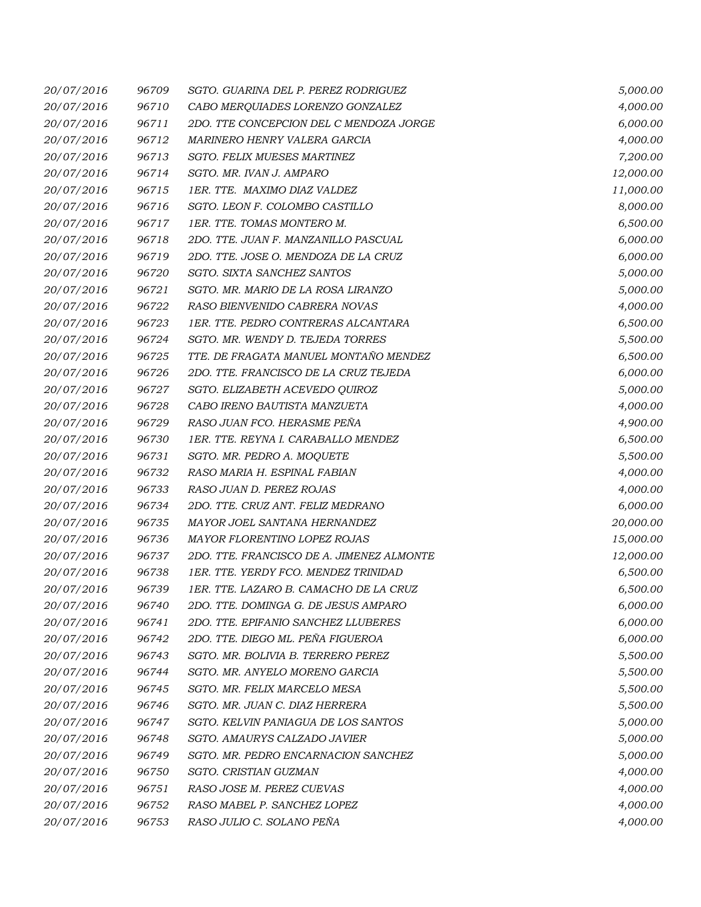| | | | |
|---|---|---|---|
| 20/07/2016 | 96709 | SGTO. GUARINA DEL P. PEREZ RODRIGUEZ | 5,000.00 |
| 20/07/2016 | 96710 | CABO MERQUIADES LORENZO GONZALEZ | 4,000.00 |
| 20/07/2016 | 96711 | 2DO. TTE CONCEPCION DEL C MENDOZA JORGE | 6,000.00 |
| 20/07/2016 | 96712 | MARINERO HENRY VALERA GARCIA | 4,000.00 |
| 20/07/2016 | 96713 | SGTO. FELIX MUESES MARTINEZ | 7,200.00 |
| 20/07/2016 | 96714 | SGTO. MR. IVAN J. AMPARO | 12,000.00 |
| 20/07/2016 | 96715 | 1ER. TTE. MAXIMO DIAZ VALDEZ | 11,000.00 |
| 20/07/2016 | 96716 | SGTO. LEON F. COLOMBO CASTILLO | 8,000.00 |
| 20/07/2016 | 96717 | 1ER. TTE. TOMAS MONTERO M. | 6,500.00 |
| 20/07/2016 | 96718 | 2DO. TTE. JUAN F. MANZANILLO PASCUAL | 6,000.00 |
| 20/07/2016 | 96719 | 2DO. TTE. JOSE O. MENDOZA DE LA CRUZ | 6,000.00 |
| 20/07/2016 | 96720 | SGTO. SIXTA SANCHEZ SANTOS | 5,000.00 |
| 20/07/2016 | 96721 | SGTO. MR. MARIO DE LA ROSA LIRANZO | 5,000.00 |
| 20/07/2016 | 96722 | RASO BIENVENIDO CABRERA NOVAS | 4,000.00 |
| 20/07/2016 | 96723 | 1ER. TTE. PEDRO CONTRERAS ALCANTARA | 6,500.00 |
| 20/07/2016 | 96724 | SGTO. MR. WENDY D. TEJEDA TORRES | 5,500.00 |
| 20/07/2016 | 96725 | TTE. DE FRAGATA MANUEL MONTAÑO MENDEZ | 6,500.00 |
| 20/07/2016 | 96726 | 2DO. TTE. FRANCISCO DE LA CRUZ TEJEDA | 6,000.00 |
| 20/07/2016 | 96727 | SGTO. ELIZABETH ACEVEDO QUIROZ | 5,000.00 |
| 20/07/2016 | 96728 | CABO IRENO BAUTISTA MANZUETA | 4,000.00 |
| 20/07/2016 | 96729 | RASO JUAN FCO. HERASME PEÑA | 4,900.00 |
| 20/07/2016 | 96730 | 1ER. TTE. REYNA I. CARABALLO MENDEZ | 6,500.00 |
| 20/07/2016 | 96731 | SGTO. MR. PEDRO A. MOQUETE | 5,500.00 |
| 20/07/2016 | 96732 | RASO MARIA H. ESPINAL FABIAN | 4,000.00 |
| 20/07/2016 | 96733 | RASO JUAN D. PEREZ ROJAS | 4,000.00 |
| 20/07/2016 | 96734 | 2DO. TTE. CRUZ ANT. FELIZ MEDRANO | 6,000.00 |
| 20/07/2016 | 96735 | MAYOR JOEL SANTANA HERNANDEZ | 20,000.00 |
| 20/07/2016 | 96736 | MAYOR FLORENTINO LOPEZ ROJAS | 15,000.00 |
| 20/07/2016 | 96737 | 2DO. TTE. FRANCISCO DE A. JIMENEZ ALMONTE | 12,000.00 |
| 20/07/2016 | 96738 | 1ER. TTE. YERDY FCO. MENDEZ TRINIDAD | 6,500.00 |
| 20/07/2016 | 96739 | 1ER. TTE. LAZARO B. CAMACHO DE LA CRUZ | 6,500.00 |
| 20/07/2016 | 96740 | 2DO. TTE. DOMINGA G. DE JESUS AMPARO | 6,000.00 |
| 20/07/2016 | 96741 | 2DO. TTE. EPIFANIO SANCHEZ LLUBERES | 6,000.00 |
| 20/07/2016 | 96742 | 2DO. TTE. DIEGO ML. PEÑA FIGUEROA | 6,000.00 |
| 20/07/2016 | 96743 | SGTO. MR. BOLIVIA B. TERRERO PEREZ | 5,500.00 |
| 20/07/2016 | 96744 | SGTO. MR. ANYELO MORENO GARCIA | 5,500.00 |
| 20/07/2016 | 96745 | SGTO. MR. FELIX MARCELO MESA | 5,500.00 |
| 20/07/2016 | 96746 | SGTO. MR. JUAN C. DIAZ HERRERA | 5,500.00 |
| 20/07/2016 | 96747 | SGTO. KELVIN PANIAGUA DE LOS SANTOS | 5,000.00 |
| 20/07/2016 | 96748 | SGTO. AMAURYS CALZADO JAVIER | 5,000.00 |
| 20/07/2016 | 96749 | SGTO. MR. PEDRO ENCARNACION SANCHEZ | 5,000.00 |
| 20/07/2016 | 96750 | SGTO. CRISTIAN GUZMAN | 4,000.00 |
| 20/07/2016 | 96751 | RASO JOSE M. PEREZ CUEVAS | 4,000.00 |
| 20/07/2016 | 96752 | RASO MABEL P. SANCHEZ LOPEZ | 4,000.00 |
| 20/07/2016 | 96753 | RASO JULIO C. SOLANO PEÑA | 4,000.00 |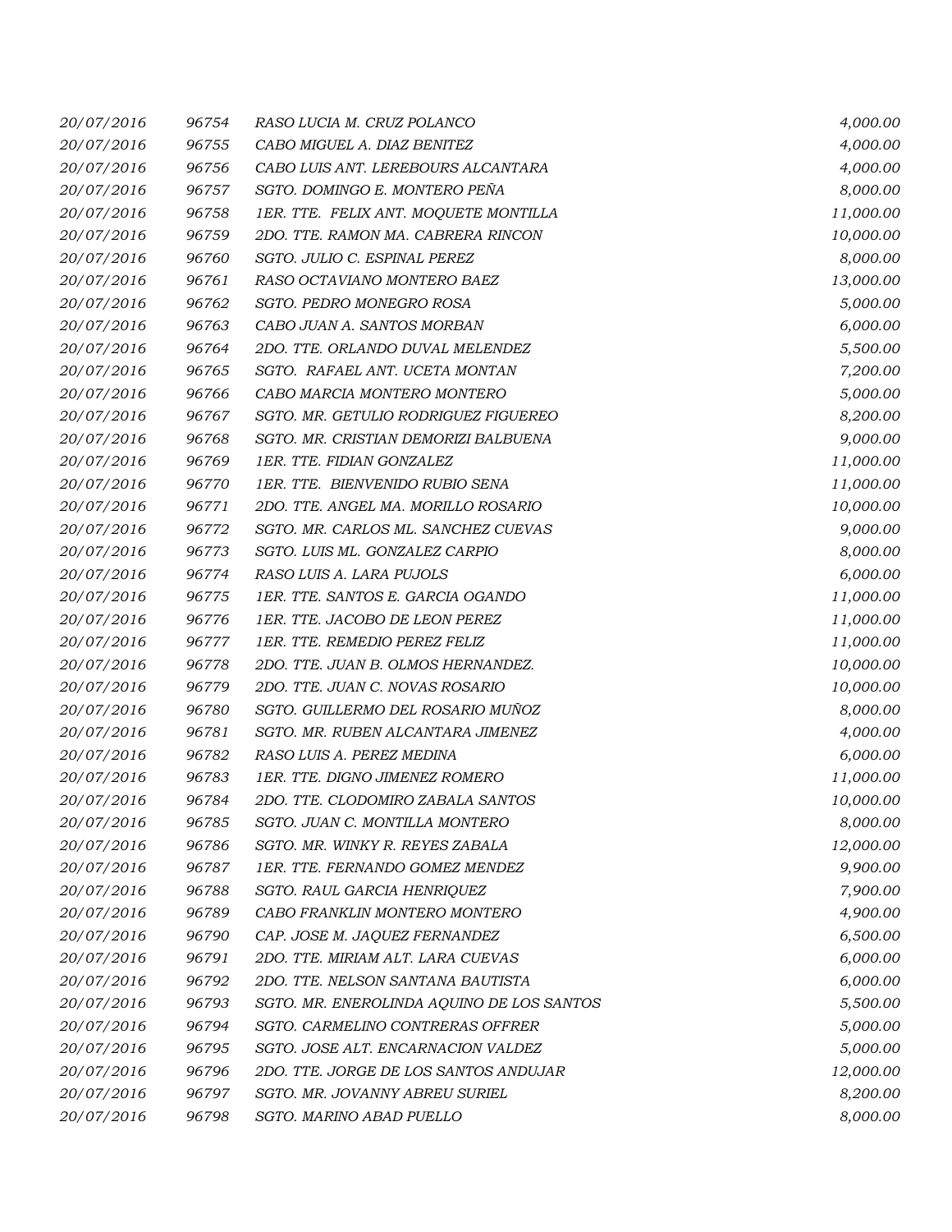| | | | |
|---|---|---|---|
| 20/07/2016 | 96754 | RASO LUCIA M. CRUZ POLANCO | 4,000.00 |
| 20/07/2016 | 96755 | CABO MIGUEL A. DIAZ BENITEZ | 4,000.00 |
| 20/07/2016 | 96756 | CABO LUIS ANT. LEREBOURS ALCANTARA | 4,000.00 |
| 20/07/2016 | 96757 | SGTO. DOMINGO E. MONTERO PEÑA | 8,000.00 |
| 20/07/2016 | 96758 | 1ER. TTE. FELIX ANT. MOQUETE MONTILLA | 11,000.00 |
| 20/07/2016 | 96759 | 2DO. TTE. RAMON MA. CABRERA RINCON | 10,000.00 |
| 20/07/2016 | 96760 | SGTO. JULIO C. ESPINAL PEREZ | 8,000.00 |
| 20/07/2016 | 96761 | RASO OCTAVIANO MONTERO BAEZ | 13,000.00 |
| 20/07/2016 | 96762 | SGTO. PEDRO MONEGRO ROSA | 5,000.00 |
| 20/07/2016 | 96763 | CABO JUAN A. SANTOS MORBAN | 6,000.00 |
| 20/07/2016 | 96764 | 2DO. TTE. ORLANDO DUVAL MELENDEZ | 5,500.00 |
| 20/07/2016 | 96765 | SGTO. RAFAEL ANT. UCETA MONTAN | 7,200.00 |
| 20/07/2016 | 96766 | CABO MARCIA MONTERO MONTERO | 5,000.00 |
| 20/07/2016 | 96767 | SGTO. MR. GETULIO RODRIGUEZ FIGUEREO | 8,200.00 |
| 20/07/2016 | 96768 | SGTO. MR. CRISTIAN DEMORIZI BALBUENA | 9,000.00 |
| 20/07/2016 | 96769 | 1ER. TTE. FIDIAN GONZALEZ | 11,000.00 |
| 20/07/2016 | 96770 | 1ER. TTE. BIENVENIDO RUBIO SENA | 11,000.00 |
| 20/07/2016 | 96771 | 2DO. TTE. ANGEL MA. MORILLO ROSARIO | 10,000.00 |
| 20/07/2016 | 96772 | SGTO. MR. CARLOS ML. SANCHEZ CUEVAS | 9,000.00 |
| 20/07/2016 | 96773 | SGTO. LUIS ML. GONZALEZ CARPIO | 8,000.00 |
| 20/07/2016 | 96774 | RASO LUIS A. LARA PUJOLS | 6,000.00 |
| 20/07/2016 | 96775 | 1ER. TTE. SANTOS E. GARCIA OGANDO | 11,000.00 |
| 20/07/2016 | 96776 | 1ER. TTE. JACOBO DE LEON PEREZ | 11,000.00 |
| 20/07/2016 | 96777 | 1ER. TTE. REMEDIO PEREZ FELIZ | 11,000.00 |
| 20/07/2016 | 96778 | 2DO. TTE. JUAN B. OLMOS HERNANDEZ. | 10,000.00 |
| 20/07/2016 | 96779 | 2DO. TTE. JUAN C. NOVAS ROSARIO | 10,000.00 |
| 20/07/2016 | 96780 | SGTO. GUILLERMO DEL ROSARIO MUÑOZ | 8,000.00 |
| 20/07/2016 | 96781 | SGTO. MR. RUBEN ALCANTARA JIMENEZ | 4,000.00 |
| 20/07/2016 | 96782 | RASO LUIS A. PEREZ MEDINA | 6,000.00 |
| 20/07/2016 | 96783 | 1ER. TTE. DIGNO JIMENEZ ROMERO | 11,000.00 |
| 20/07/2016 | 96784 | 2DO. TTE. CLODOMIRO ZABALA SANTOS | 10,000.00 |
| 20/07/2016 | 96785 | SGTO. JUAN C. MONTILLA MONTERO | 8,000.00 |
| 20/07/2016 | 96786 | SGTO. MR. WINKY R. REYES ZABALA | 12,000.00 |
| 20/07/2016 | 96787 | 1ER. TTE. FERNANDO GOMEZ MENDEZ | 9,900.00 |
| 20/07/2016 | 96788 | SGTO. RAUL GARCIA HENRIQUEZ | 7,900.00 |
| 20/07/2016 | 96789 | CABO FRANKLIN MONTERO MONTERO | 4,900.00 |
| 20/07/2016 | 96790 | CAP. JOSE M. JAQUEZ FERNANDEZ | 6,500.00 |
| 20/07/2016 | 96791 | 2DO. TTE. MIRIAM ALT. LARA CUEVAS | 6,000.00 |
| 20/07/2016 | 96792 | 2DO. TTE. NELSON SANTANA BAUTISTA | 6,000.00 |
| 20/07/2016 | 96793 | SGTO. MR. ENEROLINDA AQUINO DE LOS SANTOS | 5,500.00 |
| 20/07/2016 | 96794 | SGTO. CARMELINO CONTRERAS OFFRER | 5,000.00 |
| 20/07/2016 | 96795 | SGTO. JOSE ALT. ENCARNACION VALDEZ | 5,000.00 |
| 20/07/2016 | 96796 | 2DO. TTE. JORGE DE LOS SANTOS ANDUJAR | 12,000.00 |
| 20/07/2016 | 96797 | SGTO. MR. JOVANNY ABREU SURIEL | 8,200.00 |
| 20/07/2016 | 96798 | SGTO. MARINO ABAD PUELLO | 8,000.00 |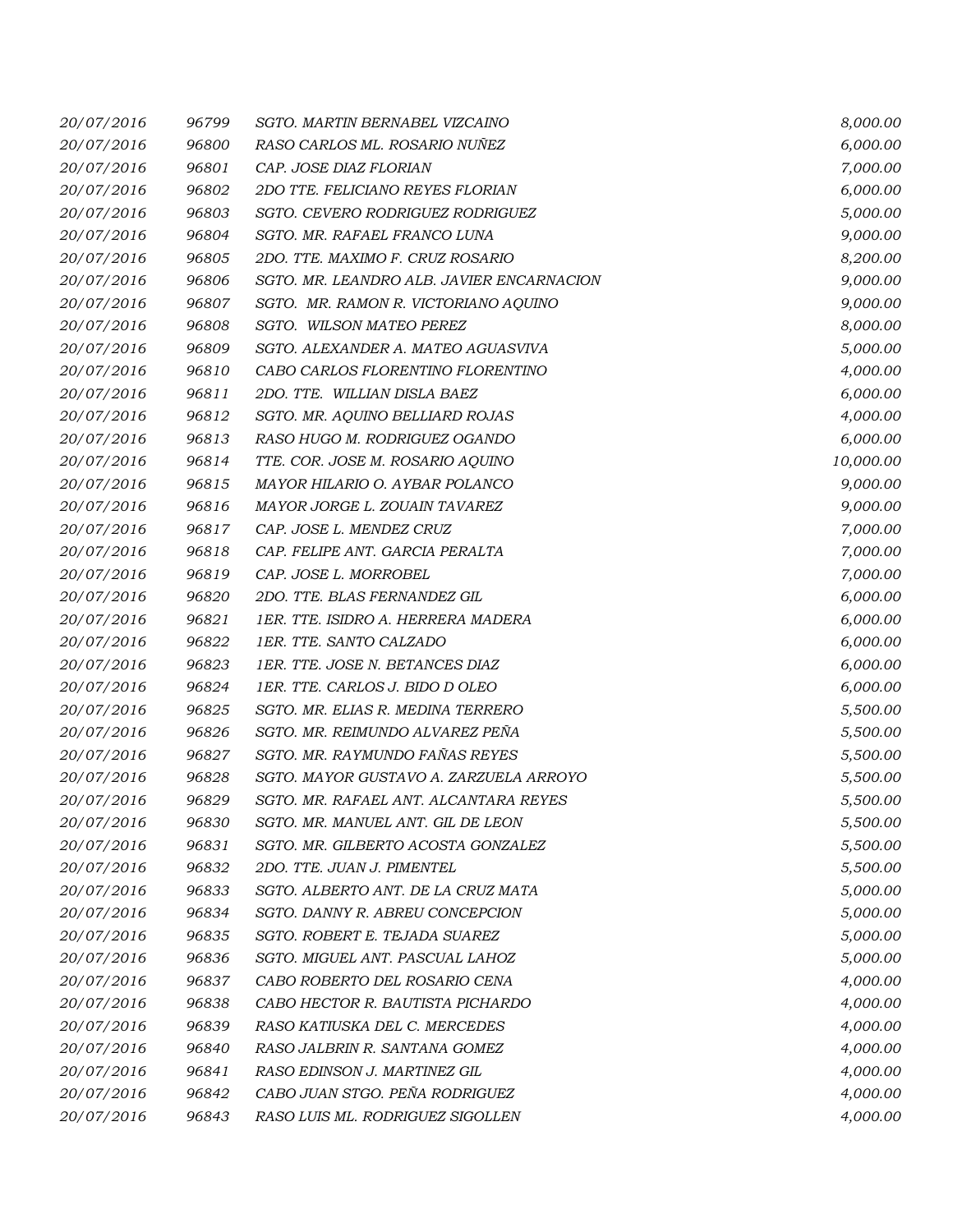| | | | |
|---|---|---|---|
| 20/07/2016 | 96799 | SGTO. MARTIN BERNABEL VIZCAINO | 8,000.00 |
| 20/07/2016 | 96800 | RASO CARLOS ML. ROSARIO NUÑEZ | 6,000.00 |
| 20/07/2016 | 96801 | CAP. JOSE DIAZ FLORIAN | 7,000.00 |
| 20/07/2016 | 96802 | 2DO TTE. FELICIANO REYES FLORIAN | 6,000.00 |
| 20/07/2016 | 96803 | SGTO. CEVERO RODRIGUEZ RODRIGUEZ | 5,000.00 |
| 20/07/2016 | 96804 | SGTO. MR. RAFAEL FRANCO LUNA | 9,000.00 |
| 20/07/2016 | 96805 | 2DO. TTE. MAXIMO F. CRUZ ROSARIO | 8,200.00 |
| 20/07/2016 | 96806 | SGTO. MR. LEANDRO ALB. JAVIER ENCARNACION | 9,000.00 |
| 20/07/2016 | 96807 | SGTO. MR. RAMON R. VICTORIANO AQUINO | 9,000.00 |
| 20/07/2016 | 96808 | SGTO. WILSON MATEO PEREZ | 8,000.00 |
| 20/07/2016 | 96809 | SGTO. ALEXANDER A. MATEO AGUASVIVA | 5,000.00 |
| 20/07/2016 | 96810 | CABO CARLOS FLORENTINO FLORENTINO | 4,000.00 |
| 20/07/2016 | 96811 | 2DO. TTE. WILLIAN DISLA BAEZ | 6,000.00 |
| 20/07/2016 | 96812 | SGTO. MR. AQUINO BELLIARD ROJAS | 4,000.00 |
| 20/07/2016 | 96813 | RASO HUGO M. RODRIGUEZ OGANDO | 6,000.00 |
| 20/07/2016 | 96814 | TTE. COR. JOSE M. ROSARIO AQUINO | 10,000.00 |
| 20/07/2016 | 96815 | MAYOR HILARIO O. AYBAR POLANCO | 9,000.00 |
| 20/07/2016 | 96816 | MAYOR JORGE L. ZOUAIN TAVAREZ | 9,000.00 |
| 20/07/2016 | 96817 | CAP. JOSE L. MENDEZ CRUZ | 7,000.00 |
| 20/07/2016 | 96818 | CAP. FELIPE ANT. GARCIA PERALTA | 7,000.00 |
| 20/07/2016 | 96819 | CAP. JOSE L. MORROBEL | 7,000.00 |
| 20/07/2016 | 96820 | 2DO. TTE. BLAS FERNANDEZ GIL | 6,000.00 |
| 20/07/2016 | 96821 | 1ER. TTE. ISIDRO A. HERRERA MADERA | 6,000.00 |
| 20/07/2016 | 96822 | 1ER. TTE. SANTO CALZADO | 6,000.00 |
| 20/07/2016 | 96823 | 1ER. TTE. JOSE N. BETANCES DIAZ | 6,000.00 |
| 20/07/2016 | 96824 | 1ER. TTE. CARLOS J. BIDO D OLEO | 6,000.00 |
| 20/07/2016 | 96825 | SGTO. MR. ELIAS R. MEDINA TERRERO | 5,500.00 |
| 20/07/2016 | 96826 | SGTO. MR. REIMUNDO ALVAREZ PEÑA | 5,500.00 |
| 20/07/2016 | 96827 | SGTO. MR. RAYMUNDO FAÑAS REYES | 5,500.00 |
| 20/07/2016 | 96828 | SGTO. MAYOR GUSTAVO A. ZARZUELA ARROYO | 5,500.00 |
| 20/07/2016 | 96829 | SGTO. MR. RAFAEL ANT. ALCANTARA REYES | 5,500.00 |
| 20/07/2016 | 96830 | SGTO. MR. MANUEL ANT. GIL DE LEON | 5,500.00 |
| 20/07/2016 | 96831 | SGTO. MR. GILBERTO ACOSTA GONZALEZ | 5,500.00 |
| 20/07/2016 | 96832 | 2DO. TTE. JUAN J. PIMENTEL | 5,500.00 |
| 20/07/2016 | 96833 | SGTO. ALBERTO ANT. DE LA CRUZ MATA | 5,000.00 |
| 20/07/2016 | 96834 | SGTO. DANNY R. ABREU CONCEPCION | 5,000.00 |
| 20/07/2016 | 96835 | SGTO. ROBERT E. TEJADA SUAREZ | 5,000.00 |
| 20/07/2016 | 96836 | SGTO. MIGUEL ANT. PASCUAL LAHOZ | 5,000.00 |
| 20/07/2016 | 96837 | CABO ROBERTO DEL ROSARIO CENA | 4,000.00 |
| 20/07/2016 | 96838 | CABO HECTOR R. BAUTISTA PICHARDO | 4,000.00 |
| 20/07/2016 | 96839 | RASO KATIUSKA DEL C. MERCEDES | 4,000.00 |
| 20/07/2016 | 96840 | RASO JALBRIN R. SANTANA GOMEZ | 4,000.00 |
| 20/07/2016 | 96841 | RASO EDINSON J. MARTINEZ GIL | 4,000.00 |
| 20/07/2016 | 96842 | CABO JUAN STGO. PEÑA RODRIGUEZ | 4,000.00 |
| 20/07/2016 | 96843 | RASO LUIS ML. RODRIGUEZ SIGOLLEN | 4,000.00 |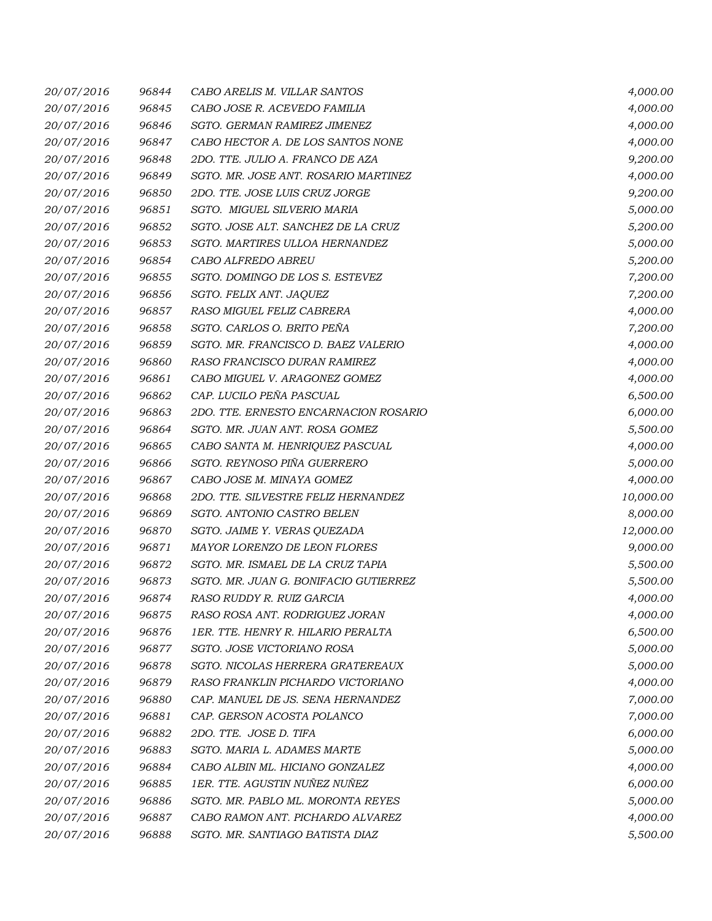| | | | |
|---|---|---|---|
| 20/07/2016 | 96844 | CABO ARELIS M. VILLAR SANTOS | 4,000.00 |
| 20/07/2016 | 96845 | CABO JOSE R. ACEVEDO FAMILIA | 4,000.00 |
| 20/07/2016 | 96846 | SGTO. GERMAN RAMIREZ JIMENEZ | 4,000.00 |
| 20/07/2016 | 96847 | CABO HECTOR A. DE LOS SANTOS NONE | 4,000.00 |
| 20/07/2016 | 96848 | 2DO. TTE. JULIO A. FRANCO DE AZA | 9,200.00 |
| 20/07/2016 | 96849 | SGTO. MR. JOSE ANT. ROSARIO MARTINEZ | 4,000.00 |
| 20/07/2016 | 96850 | 2DO. TTE. JOSE LUIS CRUZ JORGE | 9,200.00 |
| 20/07/2016 | 96851 | SGTO. MIGUEL SILVERIO MARIA | 5,000.00 |
| 20/07/2016 | 96852 | SGTO. JOSE ALT. SANCHEZ DE LA CRUZ | 5,200.00 |
| 20/07/2016 | 96853 | SGTO. MARTIRES ULLOA HERNANDEZ | 5,000.00 |
| 20/07/2016 | 96854 | CABO ALFREDO ABREU | 5,200.00 |
| 20/07/2016 | 96855 | SGTO. DOMINGO DE LOS S. ESTEVEZ | 7,200.00 |
| 20/07/2016 | 96856 | SGTO. FELIX ANT. JAQUEZ | 7,200.00 |
| 20/07/2016 | 96857 | RASO MIGUEL FELIZ CABRERA | 4,000.00 |
| 20/07/2016 | 96858 | SGTO. CARLOS O. BRITO PEÑA | 7,200.00 |
| 20/07/2016 | 96859 | SGTO. MR. FRANCISCO D. BAEZ VALERIO | 4,000.00 |
| 20/07/2016 | 96860 | RASO FRANCISCO DURAN RAMIREZ | 4,000.00 |
| 20/07/2016 | 96861 | CABO MIGUEL V. ARAGONEZ GOMEZ | 4,000.00 |
| 20/07/2016 | 96862 | CAP. LUCILO PEÑA PASCUAL | 6,500.00 |
| 20/07/2016 | 96863 | 2DO. TTE. ERNESTO ENCARNACION ROSARIO | 6,000.00 |
| 20/07/2016 | 96864 | SGTO. MR. JUAN ANT. ROSA GOMEZ | 5,500.00 |
| 20/07/2016 | 96865 | CABO SANTA M. HENRIQUEZ PASCUAL | 4,000.00 |
| 20/07/2016 | 96866 | SGTO. REYNOSO PIÑA GUERRERO | 5,000.00 |
| 20/07/2016 | 96867 | CABO JOSE M. MINAYA GOMEZ | 4,000.00 |
| 20/07/2016 | 96868 | 2DO. TTE. SILVESTRE FELIZ HERNANDEZ | 10,000.00 |
| 20/07/2016 | 96869 | SGTO. ANTONIO CASTRO BELEN | 8,000.00 |
| 20/07/2016 | 96870 | SGTO. JAIME Y. VERAS QUEZADA | 12,000.00 |
| 20/07/2016 | 96871 | MAYOR LORENZO DE LEON FLORES | 9,000.00 |
| 20/07/2016 | 96872 | SGTO. MR. ISMAEL DE LA CRUZ TAPIA | 5,500.00 |
| 20/07/2016 | 96873 | SGTO. MR. JUAN G. BONIFACIO GUTIERREZ | 5,500.00 |
| 20/07/2016 | 96874 | RASO RUDDY R. RUIZ GARCIA | 4,000.00 |
| 20/07/2016 | 96875 | RASO ROSA ANT. RODRIGUEZ JORAN | 4,000.00 |
| 20/07/2016 | 96876 | 1ER. TTE. HENRY R. HILARIO PERALTA | 6,500.00 |
| 20/07/2016 | 96877 | SGTO. JOSE VICTORIANO ROSA | 5,000.00 |
| 20/07/2016 | 96878 | SGTO. NICOLAS HERRERA GRATEREAUX | 5,000.00 |
| 20/07/2016 | 96879 | RASO FRANKLIN PICHARDO VICTORIANO | 4,000.00 |
| 20/07/2016 | 96880 | CAP. MANUEL DE JS. SENA HERNANDEZ | 7,000.00 |
| 20/07/2016 | 96881 | CAP. GERSON ACOSTA POLANCO | 7,000.00 |
| 20/07/2016 | 96882 | 2DO. TTE. JOSE D. TIFA | 6,000.00 |
| 20/07/2016 | 96883 | SGTO. MARIA L. ADAMES MARTE | 5,000.00 |
| 20/07/2016 | 96884 | CABO ALBIN ML. HICIANO GONZALEZ | 4,000.00 |
| 20/07/2016 | 96885 | 1ER. TTE. AGUSTIN NUÑEZ NUÑEZ | 6,000.00 |
| 20/07/2016 | 96886 | SGTO. MR. PABLO ML. MORONTA REYES | 5,000.00 |
| 20/07/2016 | 96887 | CABO RAMON ANT. PICHARDO ALVAREZ | 4,000.00 |
| 20/07/2016 | 96888 | SGTO. MR. SANTIAGO BATISTA DIAZ | 5,500.00 |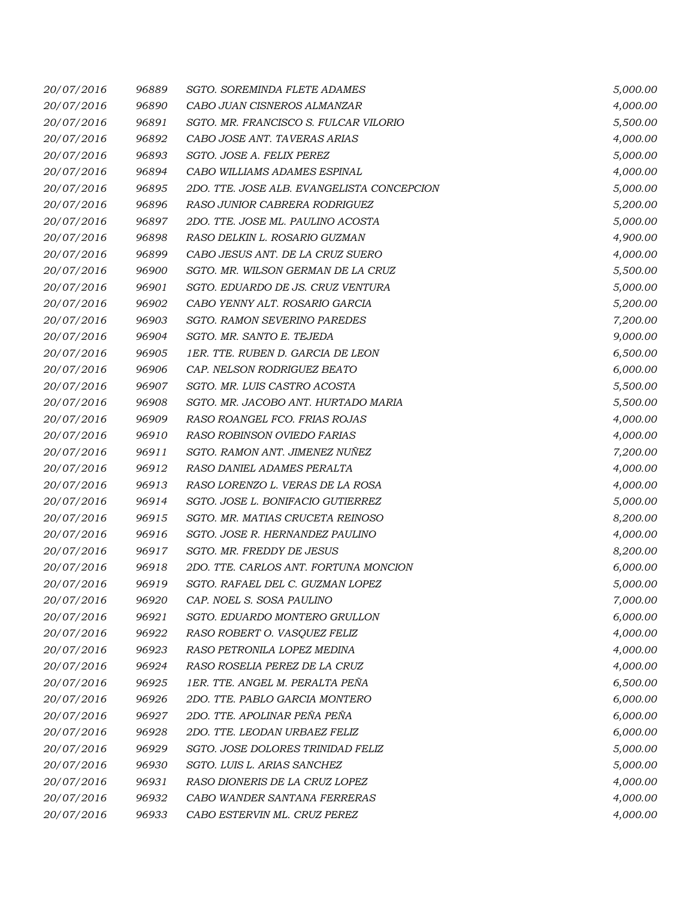| | | | |
|---|---|---|---|
| 20/07/2016 | 96889 | SGTO. SOREMINDA FLETE ADAMES | 5,000.00 |
| 20/07/2016 | 96890 | CABO JUAN CISNEROS ALMANZAR | 4,000.00 |
| 20/07/2016 | 96891 | SGTO. MR. FRANCISCO S. FULCAR VILORIO | 5,500.00 |
| 20/07/2016 | 96892 | CABO JOSE ANT. TAVERAS ARIAS | 4,000.00 |
| 20/07/2016 | 96893 | SGTO. JOSE A. FELIX PEREZ | 5,000.00 |
| 20/07/2016 | 96894 | CABO WILLIAMS ADAMES ESPINAL | 4,000.00 |
| 20/07/2016 | 96895 | 2DO. TTE. JOSE ALB. EVANGELISTA CONCEPCION | 5,000.00 |
| 20/07/2016 | 96896 | RASO JUNIOR CABRERA RODRIGUEZ | 5,200.00 |
| 20/07/2016 | 96897 | 2DO. TTE. JOSE ML. PAULINO ACOSTA | 5,000.00 |
| 20/07/2016 | 96898 | RASO DELKIN L. ROSARIO GUZMAN | 4,900.00 |
| 20/07/2016 | 96899 | CABO JESUS ANT. DE LA CRUZ SUERO | 4,000.00 |
| 20/07/2016 | 96900 | SGTO. MR. WILSON GERMAN DE LA CRUZ | 5,500.00 |
| 20/07/2016 | 96901 | SGTO. EDUARDO DE JS. CRUZ VENTURA | 5,000.00 |
| 20/07/2016 | 96902 | CABO YENNY ALT. ROSARIO GARCIA | 5,200.00 |
| 20/07/2016 | 96903 | SGTO. RAMON SEVERINO PAREDES | 7,200.00 |
| 20/07/2016 | 96904 | SGTO. MR. SANTO E. TEJEDA | 9,000.00 |
| 20/07/2016 | 96905 | 1ER. TTE. RUBEN D. GARCIA DE LEON | 6,500.00 |
| 20/07/2016 | 96906 | CAP. NELSON RODRIGUEZ BEATO | 6,000.00 |
| 20/07/2016 | 96907 | SGTO. MR. LUIS CASTRO ACOSTA | 5,500.00 |
| 20/07/2016 | 96908 | SGTO. MR. JACOBO ANT. HURTADO MARIA | 5,500.00 |
| 20/07/2016 | 96909 | RASO ROANGEL FCO. FRIAS ROJAS | 4,000.00 |
| 20/07/2016 | 96910 | RASO ROBINSON OVIEDO FARIAS | 4,000.00 |
| 20/07/2016 | 96911 | SGTO. RAMON ANT. JIMENEZ NUÑEZ | 7,200.00 |
| 20/07/2016 | 96912 | RASO DANIEL ADAMES PERALTA | 4,000.00 |
| 20/07/2016 | 96913 | RASO LORENZO L. VERAS DE LA ROSA | 4,000.00 |
| 20/07/2016 | 96914 | SGTO. JOSE L. BONIFACIO GUTIERREZ | 5,000.00 |
| 20/07/2016 | 96915 | SGTO. MR. MATIAS CRUCETA REINOSO | 8,200.00 |
| 20/07/2016 | 96916 | SGTO. JOSE R. HERNANDEZ PAULINO | 4,000.00 |
| 20/07/2016 | 96917 | SGTO. MR. FREDDY DE JESUS | 8,200.00 |
| 20/07/2016 | 96918 | 2DO. TTE. CARLOS ANT. FORTUNA MONCION | 6,000.00 |
| 20/07/2016 | 96919 | SGTO. RAFAEL DEL C. GUZMAN LOPEZ | 5,000.00 |
| 20/07/2016 | 96920 | CAP. NOEL S. SOSA PAULINO | 7,000.00 |
| 20/07/2016 | 96921 | SGTO. EDUARDO MONTERO GRULLON | 6,000.00 |
| 20/07/2016 | 96922 | RASO ROBERT O. VASQUEZ FELIZ | 4,000.00 |
| 20/07/2016 | 96923 | RASO PETRONILA LOPEZ MEDINA | 4,000.00 |
| 20/07/2016 | 96924 | RASO ROSELIA PEREZ DE LA CRUZ | 4,000.00 |
| 20/07/2016 | 96925 | 1ER. TTE. ANGEL M. PERALTA PEÑA | 6,500.00 |
| 20/07/2016 | 96926 | 2DO. TTE. PABLO GARCIA MONTERO | 6,000.00 |
| 20/07/2016 | 96927 | 2DO. TTE. APOLINAR PEÑA PEÑA | 6,000.00 |
| 20/07/2016 | 96928 | 2DO. TTE. LEODAN URBAEZ FELIZ | 6,000.00 |
| 20/07/2016 | 96929 | SGTO. JOSE DOLORES TRINIDAD FELIZ | 5,000.00 |
| 20/07/2016 | 96930 | SGTO. LUIS L. ARIAS SANCHEZ | 5,000.00 |
| 20/07/2016 | 96931 | RASO DIONERIS DE LA CRUZ LOPEZ | 4,000.00 |
| 20/07/2016 | 96932 | CABO WANDER SANTANA FERRERAS | 4,000.00 |
| 20/07/2016 | 96933 | CABO ESTERVIN ML. CRUZ PEREZ | 4,000.00 |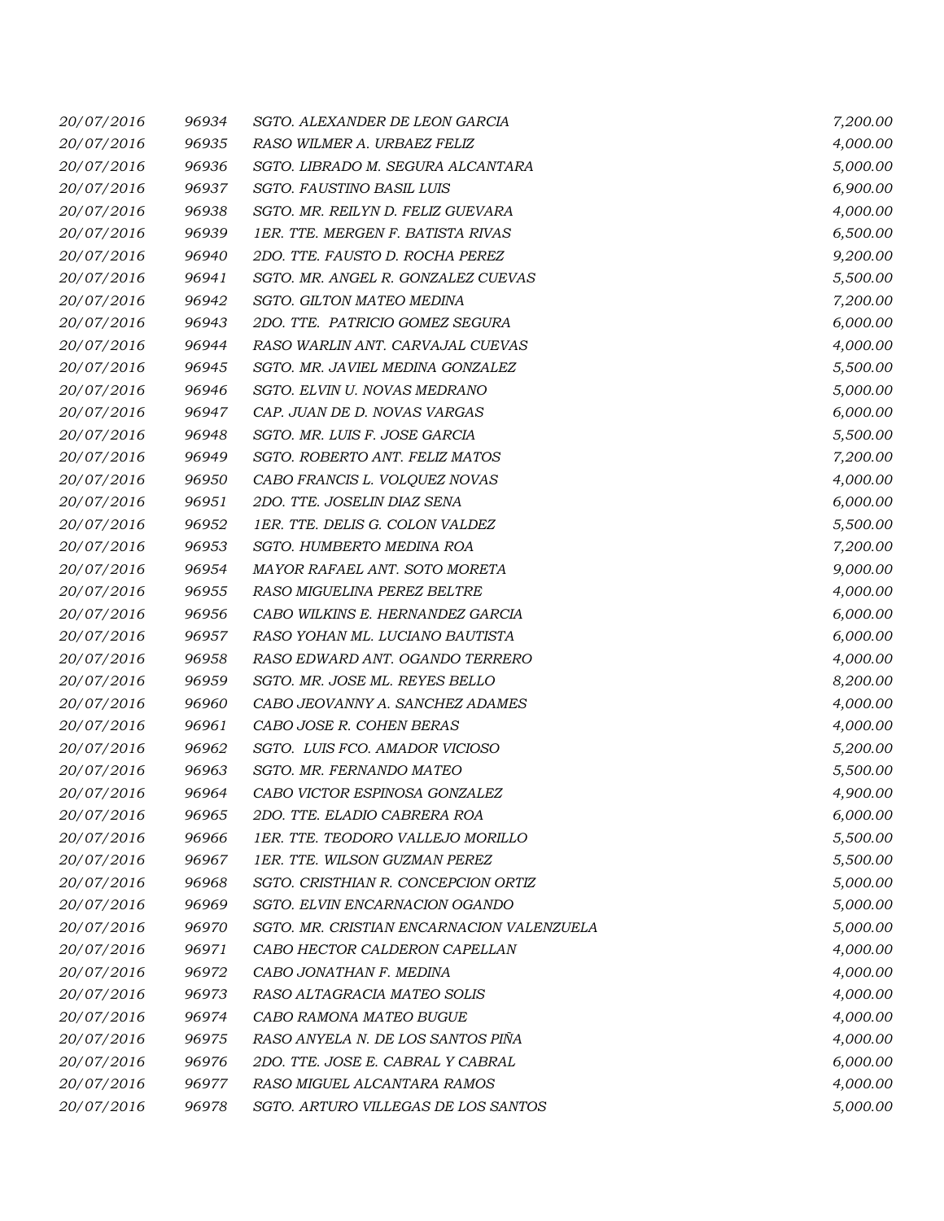| | | | |
|---|---|---|---|
| 20/07/2016 | 96934 | SGTO. ALEXANDER DE LEON GARCIA | 7,200.00 |
| 20/07/2016 | 96935 | RASO WILMER A. URBAEZ FELIZ | 4,000.00 |
| 20/07/2016 | 96936 | SGTO. LIBRADO M. SEGURA ALCANTARA | 5,000.00 |
| 20/07/2016 | 96937 | SGTO. FAUSTINO BASIL LUIS | 6,900.00 |
| 20/07/2016 | 96938 | SGTO. MR. REILYN D. FELIZ GUEVARA | 4,000.00 |
| 20/07/2016 | 96939 | 1ER. TTE. MERGEN F. BATISTA RIVAS | 6,500.00 |
| 20/07/2016 | 96940 | 2DO. TTE. FAUSTO D. ROCHA PEREZ | 9,200.00 |
| 20/07/2016 | 96941 | SGTO. MR. ANGEL R. GONZALEZ CUEVAS | 5,500.00 |
| 20/07/2016 | 96942 | SGTO. GILTON MATEO MEDINA | 7,200.00 |
| 20/07/2016 | 96943 | 2DO. TTE. PATRICIO GOMEZ SEGURA | 6,000.00 |
| 20/07/2016 | 96944 | RASO WARLIN ANT. CARVAJAL CUEVAS | 4,000.00 |
| 20/07/2016 | 96945 | SGTO. MR. JAVIEL MEDINA GONZALEZ | 5,500.00 |
| 20/07/2016 | 96946 | SGTO. ELVIN U. NOVAS MEDRANO | 5,000.00 |
| 20/07/2016 | 96947 | CAP. JUAN DE D. NOVAS VARGAS | 6,000.00 |
| 20/07/2016 | 96948 | SGTO. MR. LUIS F. JOSE GARCIA | 5,500.00 |
| 20/07/2016 | 96949 | SGTO. ROBERTO ANT. FELIZ MATOS | 7,200.00 |
| 20/07/2016 | 96950 | CABO FRANCIS L. VOLQUEZ NOVAS | 4,000.00 |
| 20/07/2016 | 96951 | 2DO. TTE. JOSELIN DIAZ SENA | 6,000.00 |
| 20/07/2016 | 96952 | 1ER. TTE. DELIS G. COLON VALDEZ | 5,500.00 |
| 20/07/2016 | 96953 | SGTO. HUMBERTO MEDINA ROA | 7,200.00 |
| 20/07/2016 | 96954 | MAYOR RAFAEL ANT. SOTO MORETA | 9,000.00 |
| 20/07/2016 | 96955 | RASO MIGUELINA PEREZ BELTRE | 4,000.00 |
| 20/07/2016 | 96956 | CABO WILKINS E. HERNANDEZ GARCIA | 6,000.00 |
| 20/07/2016 | 96957 | RASO YOHAN ML. LUCIANO BAUTISTA | 6,000.00 |
| 20/07/2016 | 96958 | RASO EDWARD ANT. OGANDO TERRERO | 4,000.00 |
| 20/07/2016 | 96959 | SGTO. MR. JOSE ML. REYES BELLO | 8,200.00 |
| 20/07/2016 | 96960 | CABO JEOVANNY A. SANCHEZ ADAMES | 4,000.00 |
| 20/07/2016 | 96961 | CABO JOSE R. COHEN BERAS | 4,000.00 |
| 20/07/2016 | 96962 | SGTO. LUIS FCO. AMADOR VICIOSO | 5,200.00 |
| 20/07/2016 | 96963 | SGTO. MR. FERNANDO MATEO | 5,500.00 |
| 20/07/2016 | 96964 | CABO VICTOR ESPINOSA GONZALEZ | 4,900.00 |
| 20/07/2016 | 96965 | 2DO. TTE. ELADIO CABRERA ROA | 6,000.00 |
| 20/07/2016 | 96966 | 1ER. TTE. TEODORO VALLEJO MORILLO | 5,500.00 |
| 20/07/2016 | 96967 | 1ER. TTE. WILSON GUZMAN PEREZ | 5,500.00 |
| 20/07/2016 | 96968 | SGTO. CRISTHIAN R. CONCEPCION ORTIZ | 5,000.00 |
| 20/07/2016 | 96969 | SGTO. ELVIN ENCARNACION OGANDO | 5,000.00 |
| 20/07/2016 | 96970 | SGTO. MR. CRISTIAN ENCARNACION VALENZUELA | 5,000.00 |
| 20/07/2016 | 96971 | CABO HECTOR CALDERON CAPELLAN | 4,000.00 |
| 20/07/2016 | 96972 | CABO JONATHAN F. MEDINA | 4,000.00 |
| 20/07/2016 | 96973 | RASO ALTAGRACIA MATEO SOLIS | 4,000.00 |
| 20/07/2016 | 96974 | CABO RAMONA MATEO BUGUE | 4,000.00 |
| 20/07/2016 | 96975 | RASO ANYELA N. DE LOS SANTOS PIÑA | 4,000.00 |
| 20/07/2016 | 96976 | 2DO. TTE. JOSE E. CABRAL Y CABRAL | 6,000.00 |
| 20/07/2016 | 96977 | RASO MIGUEL ALCANTARA RAMOS | 4,000.00 |
| 20/07/2016 | 96978 | SGTO. ARTURO VILLEGAS DE LOS SANTOS | 5,000.00 |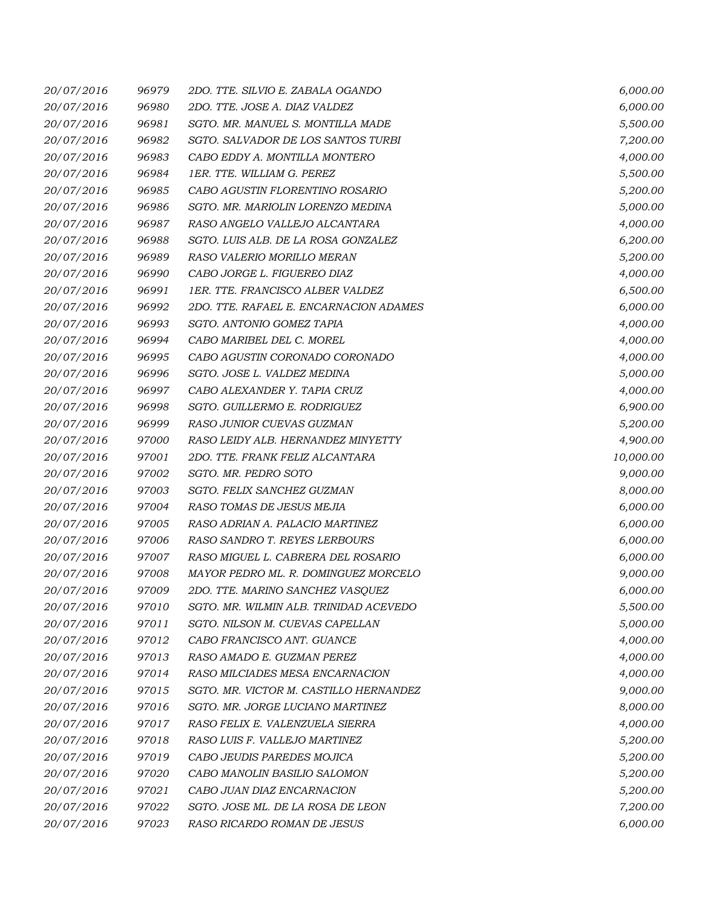| | | | |
|---|---|---|---|
| 20/07/2016 | 96979 | 2DO. TTE. SILVIO E. ZABALA OGANDO | 6,000.00 |
| 20/07/2016 | 96980 | 2DO. TTE. JOSE A. DIAZ VALDEZ | 6,000.00 |
| 20/07/2016 | 96981 | SGTO. MR. MANUEL S. MONTILLA MADE | 5,500.00 |
| 20/07/2016 | 96982 | SGTO. SALVADOR DE LOS SANTOS TURBI | 7,200.00 |
| 20/07/2016 | 96983 | CABO EDDY A. MONTILLA MONTERO | 4,000.00 |
| 20/07/2016 | 96984 | 1ER. TTE. WILLIAM G. PEREZ | 5,500.00 |
| 20/07/2016 | 96985 | CABO AGUSTIN FLORENTINO ROSARIO | 5,200.00 |
| 20/07/2016 | 96986 | SGTO. MR. MARIOLIN LORENZO MEDINA | 5,000.00 |
| 20/07/2016 | 96987 | RASO ANGELO VALLEJO ALCANTARA | 4,000.00 |
| 20/07/2016 | 96988 | SGTO. LUIS ALB. DE LA ROSA GONZALEZ | 6,200.00 |
| 20/07/2016 | 96989 | RASO VALERIO MORILLO MERAN | 5,200.00 |
| 20/07/2016 | 96990 | CABO JORGE L. FIGUEREO DIAZ | 4,000.00 |
| 20/07/2016 | 96991 | 1ER. TTE. FRANCISCO ALBER VALDEZ | 6,500.00 |
| 20/07/2016 | 96992 | 2DO. TTE. RAFAEL E. ENCARNACION ADAMES | 6,000.00 |
| 20/07/2016 | 96993 | SGTO. ANTONIO GOMEZ TAPIA | 4,000.00 |
| 20/07/2016 | 96994 | CABO MARIBEL DEL C. MOREL | 4,000.00 |
| 20/07/2016 | 96995 | CABO AGUSTIN CORONADO CORONADO | 4,000.00 |
| 20/07/2016 | 96996 | SGTO. JOSE L. VALDEZ MEDINA | 5,000.00 |
| 20/07/2016 | 96997 | CABO ALEXANDER Y. TAPIA CRUZ | 4,000.00 |
| 20/07/2016 | 96998 | SGTO. GUILLERMO E. RODRIGUEZ | 6,900.00 |
| 20/07/2016 | 96999 | RASO JUNIOR CUEVAS GUZMAN | 5,200.00 |
| 20/07/2016 | 97000 | RASO LEIDY ALB. HERNANDEZ MINYETTY | 4,900.00 |
| 20/07/2016 | 97001 | 2DO. TTE. FRANK FELIZ ALCANTARA | 10,000.00 |
| 20/07/2016 | 97002 | SGTO. MR. PEDRO SOTO | 9,000.00 |
| 20/07/2016 | 97003 | SGTO. FELIX SANCHEZ GUZMAN | 8,000.00 |
| 20/07/2016 | 97004 | RASO TOMAS DE JESUS MEJIA | 6,000.00 |
| 20/07/2016 | 97005 | RASO ADRIAN A. PALACIO MARTINEZ | 6,000.00 |
| 20/07/2016 | 97006 | RASO SANDRO T. REYES LERBOURS | 6,000.00 |
| 20/07/2016 | 97007 | RASO MIGUEL L. CABRERA DEL ROSARIO | 6,000.00 |
| 20/07/2016 | 97008 | MAYOR PEDRO ML. R. DOMINGUEZ MORCELO | 9,000.00 |
| 20/07/2016 | 97009 | 2DO. TTE. MARINO SANCHEZ VASQUEZ | 6,000.00 |
| 20/07/2016 | 97010 | SGTO. MR. WILMIN ALB. TRINIDAD ACEVEDO | 5,500.00 |
| 20/07/2016 | 97011 | SGTO. NILSON M. CUEVAS CAPELLAN | 5,000.00 |
| 20/07/2016 | 97012 | CABO FRANCISCO ANT. GUANCE | 4,000.00 |
| 20/07/2016 | 97013 | RASO AMADO E. GUZMAN PEREZ | 4,000.00 |
| 20/07/2016 | 97014 | RASO MILCIADES MESA ENCARNACION | 4,000.00 |
| 20/07/2016 | 97015 | SGTO. MR. VICTOR M. CASTILLO HERNANDEZ | 9,000.00 |
| 20/07/2016 | 97016 | SGTO. MR. JORGE LUCIANO MARTINEZ | 8,000.00 |
| 20/07/2016 | 97017 | RASO FELIX E. VALENZUELA SIERRA | 4,000.00 |
| 20/07/2016 | 97018 | RASO LUIS F. VALLEJO MARTINEZ | 5,200.00 |
| 20/07/2016 | 97019 | CABO JEUDIS PAREDES MOJICA | 5,200.00 |
| 20/07/2016 | 97020 | CABO MANOLIN BASILIO SALOMON | 5,200.00 |
| 20/07/2016 | 97021 | CABO JUAN DIAZ ENCARNACION | 5,200.00 |
| 20/07/2016 | 97022 | SGTO. JOSE ML. DE LA ROSA DE LEON | 7,200.00 |
| 20/07/2016 | 97023 | RASO RICARDO ROMAN DE JESUS | 6,000.00 |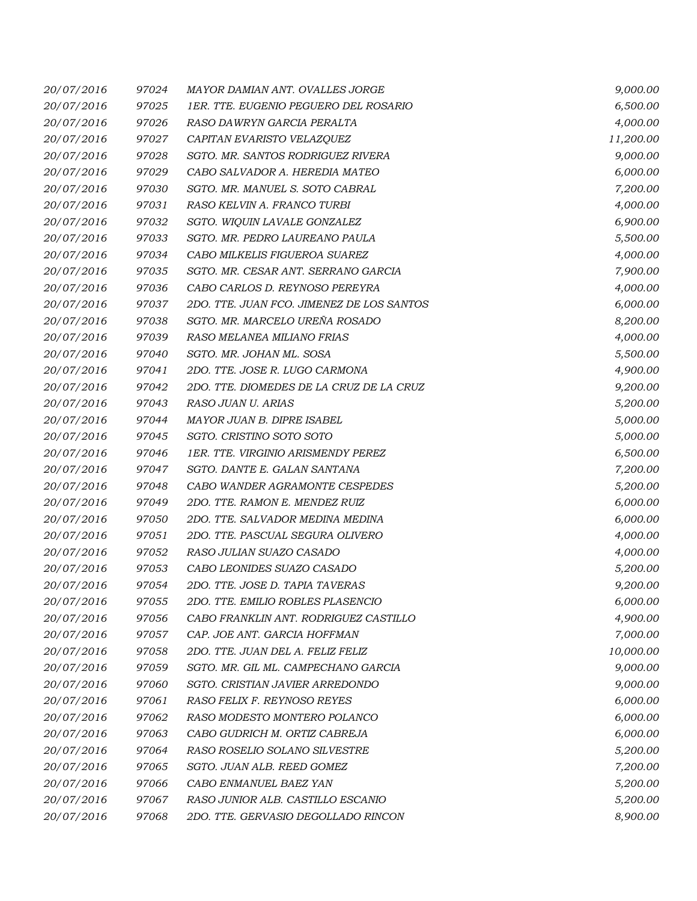| | | | |
|---|---|---|---|
| *20/07/2016* | *97024* | *MAYOR DAMIAN ANT. OVALLES JORGE* | *9,000.00* |
| *20/07/2016* | *97025* | *1ER. TTE. EUGENIO PEGUERO DEL ROSARIO* | *6,500.00* |
| *20/07/2016* | *97026* | *RASO DAWRYN GARCIA PERALTA* | *4,000.00* |
| *20/07/2016* | *97027* | *CAPITAN EVARISTO VELAZQUEZ* | *11,200.00* |
| *20/07/2016* | *97028* | *SGTO. MR. SANTOS RODRIGUEZ RIVERA* | *9,000.00* |
| *20/07/2016* | *97029* | *CABO SALVADOR A. HEREDIA MATEO* | *6,000.00* |
| *20/07/2016* | *97030* | *SGTO. MR. MANUEL S. SOTO CABRAL* | *7,200.00* |
| *20/07/2016* | *97031* | *RASO KELVIN A. FRANCO TURBI* | *4,000.00* |
| *20/07/2016* | *97032* | *SGTO. WIQUIN LAVALE GONZALEZ* | *6,900.00* |
| *20/07/2016* | *97033* | *SGTO. MR. PEDRO LAUREANO PAULA* | *5,500.00* |
| *20/07/2016* | *97034* | *CABO MILKELIS FIGUEROA SUAREZ* | *4,000.00* |
| *20/07/2016* | *97035* | *SGTO. MR. CESAR ANT. SERRANO GARCIA* | *7,900.00* |
| *20/07/2016* | *97036* | *CABO CARLOS D. REYNOSO PEREYRA* | *4,000.00* |
| *20/07/2016* | *97037* | *2DO. TTE. JUAN FCO. JIMENEZ DE LOS SANTOS* | *6,000.00* |
| *20/07/2016* | *97038* | *SGTO. MR. MARCELO UREÑA ROSADO* | *8,200.00* |
| *20/07/2016* | *97039* | *RASO MELANEA MILIANO FRIAS* | *4,000.00* |
| *20/07/2016* | *97040* | *SGTO. MR. JOHAN ML. SOSA* | *5,500.00* |
| *20/07/2016* | *97041* | *2DO. TTE. JOSE R. LUGO CARMONA* | *4,900.00* |
| *20/07/2016* | *97042* | *2DO. TTE. DIOMEDES DE LA CRUZ DE LA CRUZ* | *9,200.00* |
| *20/07/2016* | *97043* | *RASO JUAN U. ARIAS* | *5,200.00* |
| *20/07/2016* | *97044* | *MAYOR JUAN B. DIPRE ISABEL* | *5,000.00* |
| *20/07/2016* | *97045* | *SGTO. CRISTINO SOTO SOTO* | *5,000.00* |
| *20/07/2016* | *97046* | *1ER. TTE. VIRGINIO ARISMENDY PEREZ* | *6,500.00* |
| *20/07/2016* | *97047* | *SGTO. DANTE E. GALAN SANTANA* | *7,200.00* |
| *20/07/2016* | *97048* | *CABO WANDER AGRAMONTE CESPEDES* | *5,200.00* |
| *20/07/2016* | *97049* | *2DO. TTE. RAMON E. MENDEZ RUIZ* | *6,000.00* |
| *20/07/2016* | *97050* | *2DO. TTE. SALVADOR MEDINA MEDINA* | *6,000.00* |
| *20/07/2016* | *97051* | *2DO. TTE. PASCUAL SEGURA OLIVERO* | *4,000.00* |
| *20/07/2016* | *97052* | *RASO JULIAN SUAZO CASADO* | *4,000.00* |
| *20/07/2016* | *97053* | *CABO LEONIDES SUAZO CASADO* | *5,200.00* |
| *20/07/2016* | *97054* | *2DO. TTE. JOSE D. TAPIA TAVERAS* | *9,200.00* |
| *20/07/2016* | *97055* | *2DO. TTE. EMILIO ROBLES PLASENCIO* | *6,000.00* |
| *20/07/2016* | *97056* | *CABO FRANKLIN ANT. RODRIGUEZ CASTILLO* | *4,900.00* |
| *20/07/2016* | *97057* | *CAP. JOE ANT. GARCIA HOFFMAN* | *7,000.00* |
| *20/07/2016* | *97058* | *2DO. TTE. JUAN DEL A. FELIZ FELIZ* | *10,000.00* |
| *20/07/2016* | *97059* | *SGTO. MR. GIL ML. CAMPECHANO GARCIA* | *9,000.00* |
| *20/07/2016* | *97060* | *SGTO. CRISTIAN JAVIER ARREDONDO* | *9,000.00* |
| *20/07/2016* | *97061* | *RASO FELIX F. REYNOSO REYES* | *6,000.00* |
| *20/07/2016* | *97062* | *RASO MODESTO MONTERO POLANCO* | *6,000.00* |
| *20/07/2016* | *97063* | *CABO GUDRICH M. ORTIZ CABREJA* | *6,000.00* |
| *20/07/2016* | *97064* | *RASO ROSELIO SOLANO SILVESTRE* | *5,200.00* |
| *20/07/2016* | *97065* | *SGTO. JUAN ALB. REED GOMEZ* | *7,200.00* |
| *20/07/2016* | *97066* | *CABO ENMANUEL BAEZ YAN* | *5,200.00* |
| *20/07/2016* | *97067* | *RASO JUNIOR ALB. CASTILLO ESCANIO* | *5,200.00* |
| *20/07/2016* | *97068* | *2DO. TTE. GERVASIO DEGOLLADO RINCON* | *8,900.00* |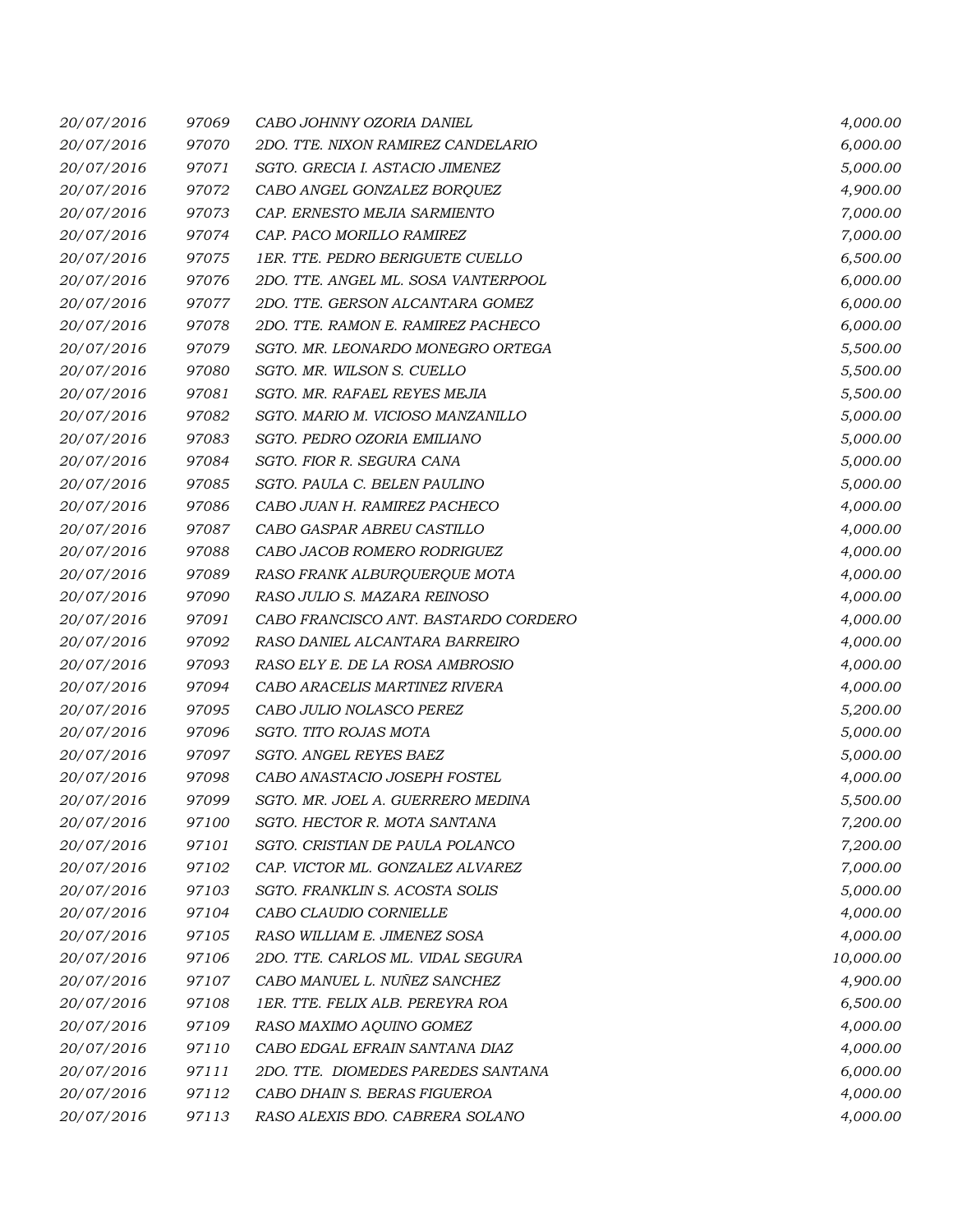| | | | |
|---|---|---|---|
| 20/07/2016 | 97069 | CABO JOHNNY OZORIA DANIEL | 4,000.00 |
| 20/07/2016 | 97070 | 2DO. TTE. NIXON RAMIREZ CANDELARIO | 6,000.00 |
| 20/07/2016 | 97071 | SGTO. GRECIA I. ASTACIO JIMENEZ | 5,000.00 |
| 20/07/2016 | 97072 | CABO ANGEL GONZALEZ BORQUEZ | 4,900.00 |
| 20/07/2016 | 97073 | CAP. ERNESTO MEJIA SARMIENTO | 7,000.00 |
| 20/07/2016 | 97074 | CAP. PACO MORILLO RAMIREZ | 7,000.00 |
| 20/07/2016 | 97075 | 1ER. TTE. PEDRO BERIGUETE CUELLO | 6,500.00 |
| 20/07/2016 | 97076 | 2DO. TTE. ANGEL ML. SOSA VANTERPOOL | 6,000.00 |
| 20/07/2016 | 97077 | 2DO. TTE. GERSON ALCANTARA GOMEZ | 6,000.00 |
| 20/07/2016 | 97078 | 2DO. TTE. RAMON E. RAMIREZ PACHECO | 6,000.00 |
| 20/07/2016 | 97079 | SGTO. MR. LEONARDO MONEGRO ORTEGA | 5,500.00 |
| 20/07/2016 | 97080 | SGTO. MR. WILSON S. CUELLO | 5,500.00 |
| 20/07/2016 | 97081 | SGTO. MR. RAFAEL REYES MEJIA | 5,500.00 |
| 20/07/2016 | 97082 | SGTO. MARIO M. VICIOSO MANZANILLO | 5,000.00 |
| 20/07/2016 | 97083 | SGTO. PEDRO OZORIA EMILIANO | 5,000.00 |
| 20/07/2016 | 97084 | SGTO. FIOR R. SEGURA CANA | 5,000.00 |
| 20/07/2016 | 97085 | SGTO. PAULA C. BELEN PAULINO | 5,000.00 |
| 20/07/2016 | 97086 | CABO JUAN H. RAMIREZ PACHECO | 4,000.00 |
| 20/07/2016 | 97087 | CABO GASPAR ABREU CASTILLO | 4,000.00 |
| 20/07/2016 | 97088 | CABO JACOB ROMERO RODRIGUEZ | 4,000.00 |
| 20/07/2016 | 97089 | RASO FRANK ALBURQUERQUE MOTA | 4,000.00 |
| 20/07/2016 | 97090 | RASO JULIO S. MAZARA REINOSO | 4,000.00 |
| 20/07/2016 | 97091 | CABO FRANCISCO ANT. BASTARDO CORDERO | 4,000.00 |
| 20/07/2016 | 97092 | RASO DANIEL ALCANTARA BARREIRO | 4,000.00 |
| 20/07/2016 | 97093 | RASO ELY E. DE LA ROSA AMBROSIO | 4,000.00 |
| 20/07/2016 | 97094 | CABO ARACELIS MARTINEZ RIVERA | 4,000.00 |
| 20/07/2016 | 97095 | CABO JULIO NOLASCO PEREZ | 5,200.00 |
| 20/07/2016 | 97096 | SGTO. TITO ROJAS MOTA | 5,000.00 |
| 20/07/2016 | 97097 | SGTO. ANGEL REYES BAEZ | 5,000.00 |
| 20/07/2016 | 97098 | CABO ANASTACIO JOSEPH FOSTEL | 4,000.00 |
| 20/07/2016 | 97099 | SGTO. MR. JOEL A. GUERRERO MEDINA | 5,500.00 |
| 20/07/2016 | 97100 | SGTO. HECTOR R. MOTA SANTANA | 7,200.00 |
| 20/07/2016 | 97101 | SGTO. CRISTIAN DE PAULA POLANCO | 7,200.00 |
| 20/07/2016 | 97102 | CAP. VICTOR ML. GONZALEZ ALVAREZ | 7,000.00 |
| 20/07/2016 | 97103 | SGTO. FRANKLIN S. ACOSTA SOLIS | 5,000.00 |
| 20/07/2016 | 97104 | CABO CLAUDIO CORNIELLE | 4,000.00 |
| 20/07/2016 | 97105 | RASO WILLIAM E. JIMENEZ SOSA | 4,000.00 |
| 20/07/2016 | 97106 | 2DO. TTE. CARLOS ML. VIDAL SEGURA | 10,000.00 |
| 20/07/2016 | 97107 | CABO MANUEL L. NUÑEZ SANCHEZ | 4,900.00 |
| 20/07/2016 | 97108 | 1ER. TTE. FELIX ALB. PEREYRA ROA | 6,500.00 |
| 20/07/2016 | 97109 | RASO MAXIMO AQUINO GOMEZ | 4,000.00 |
| 20/07/2016 | 97110 | CABO EDGAL EFRAIN SANTANA DIAZ | 4,000.00 |
| 20/07/2016 | 97111 | 2DO. TTE. DIOMEDES PAREDES SANTANA | 6,000.00 |
| 20/07/2016 | 97112 | CABO DHAIN S. BERAS FIGUEROA | 4,000.00 |
| 20/07/2016 | 97113 | RASO ALEXIS BDO. CABRERA SOLANO | 4,000.00 |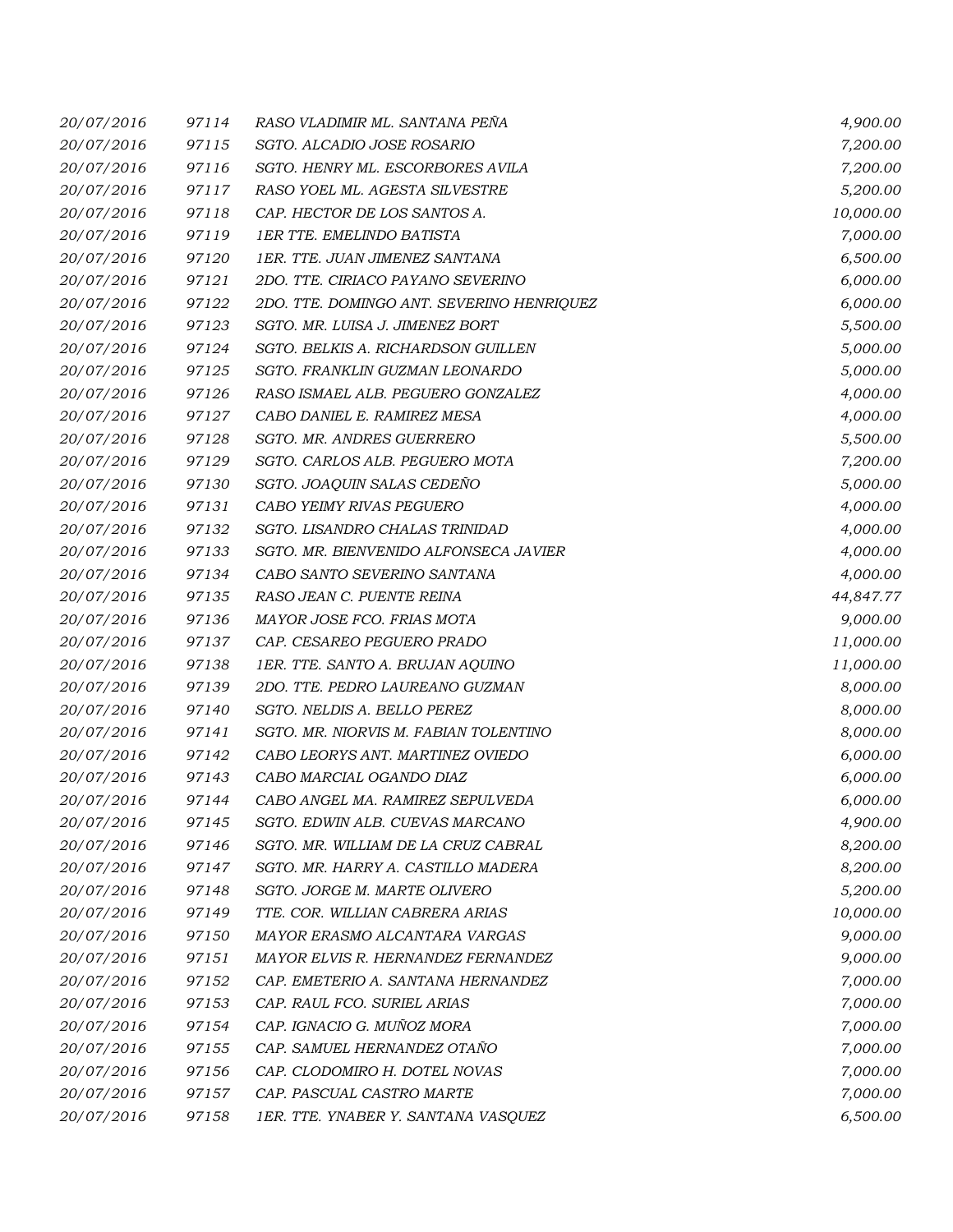| | | | |
|---|---|---|---|
| 20/07/2016 | 97114 | RASO VLADIMIR ML. SANTANA PEÑA | 4,900.00 |
| 20/07/2016 | 97115 | SGTO. ALCADIO JOSE ROSARIO | 7,200.00 |
| 20/07/2016 | 97116 | SGTO. HENRY ML. ESCORBORES AVILA | 7,200.00 |
| 20/07/2016 | 97117 | RASO YOEL ML. AGESTA SILVESTRE | 5,200.00 |
| 20/07/2016 | 97118 | CAP. HECTOR DE LOS SANTOS A. | 10,000.00 |
| 20/07/2016 | 97119 | 1ER TTE. EMELINDO BATISTA | 7,000.00 |
| 20/07/2016 | 97120 | 1ER. TTE. JUAN JIMENEZ SANTANA | 6,500.00 |
| 20/07/2016 | 97121 | 2DO. TTE. CIRIACO PAYANO SEVERINO | 6,000.00 |
| 20/07/2016 | 97122 | 2DO. TTE. DOMINGO ANT. SEVERINO HENRIQUEZ | 6,000.00 |
| 20/07/2016 | 97123 | SGTO. MR. LUISA J. JIMENEZ BORT | 5,500.00 |
| 20/07/2016 | 97124 | SGTO. BELKIS A. RICHARDSON GUILLEN | 5,000.00 |
| 20/07/2016 | 97125 | SGTO. FRANKLIN GUZMAN LEONARDO | 5,000.00 |
| 20/07/2016 | 97126 | RASO ISMAEL ALB. PEGUERO GONZALEZ | 4,000.00 |
| 20/07/2016 | 97127 | CABO DANIEL E. RAMIREZ MESA | 4,000.00 |
| 20/07/2016 | 97128 | SGTO. MR. ANDRES GUERRERO | 5,500.00 |
| 20/07/2016 | 97129 | SGTO. CARLOS ALB. PEGUERO MOTA | 7,200.00 |
| 20/07/2016 | 97130 | SGTO. JOAQUIN SALAS CEDEÑO | 5,000.00 |
| 20/07/2016 | 97131 | CABO YEIMY RIVAS PEGUERO | 4,000.00 |
| 20/07/2016 | 97132 | SGTO. LISANDRO CHALAS TRINIDAD | 4,000.00 |
| 20/07/2016 | 97133 | SGTO. MR. BIENVENIDO ALFONSECA JAVIER | 4,000.00 |
| 20/07/2016 | 97134 | CABO SANTO SEVERINO SANTANA | 4,000.00 |
| 20/07/2016 | 97135 | RASO JEAN C. PUENTE REINA | 44,847.77 |
| 20/07/2016 | 97136 | MAYOR JOSE FCO. FRIAS MOTA | 9,000.00 |
| 20/07/2016 | 97137 | CAP. CESAREO PEGUERO PRADO | 11,000.00 |
| 20/07/2016 | 97138 | 1ER. TTE. SANTO A. BRUJAN AQUINO | 11,000.00 |
| 20/07/2016 | 97139 | 2DO. TTE. PEDRO LAUREANO GUZMAN | 8,000.00 |
| 20/07/2016 | 97140 | SGTO. NELDIS A. BELLO PEREZ | 8,000.00 |
| 20/07/2016 | 97141 | SGTO. MR. NIORVIS M. FABIAN TOLENTINO | 8,000.00 |
| 20/07/2016 | 97142 | CABO LEORYS ANT. MARTINEZ OVIEDO | 6,000.00 |
| 20/07/2016 | 97143 | CABO MARCIAL OGANDO DIAZ | 6,000.00 |
| 20/07/2016 | 97144 | CABO ANGEL MA. RAMIREZ SEPULVEDA | 6,000.00 |
| 20/07/2016 | 97145 | SGTO. EDWIN ALB. CUEVAS MARCANO | 4,900.00 |
| 20/07/2016 | 97146 | SGTO. MR. WILLIAM DE LA CRUZ CABRAL | 8,200.00 |
| 20/07/2016 | 97147 | SGTO. MR. HARRY A. CASTILLO MADERA | 8,200.00 |
| 20/07/2016 | 97148 | SGTO. JORGE M. MARTE OLIVERO | 5,200.00 |
| 20/07/2016 | 97149 | TTE. COR. WILLIAN CABRERA ARIAS | 10,000.00 |
| 20/07/2016 | 97150 | MAYOR ERASMO ALCANTARA VARGAS | 9,000.00 |
| 20/07/2016 | 97151 | MAYOR ELVIS R. HERNANDEZ FERNANDEZ | 9,000.00 |
| 20/07/2016 | 97152 | CAP. EMETERIO A. SANTANA HERNANDEZ | 7,000.00 |
| 20/07/2016 | 97153 | CAP. RAUL FCO. SURIEL ARIAS | 7,000.00 |
| 20/07/2016 | 97154 | CAP. IGNACIO G. MUÑOZ MORA | 7,000.00 |
| 20/07/2016 | 97155 | CAP. SAMUEL HERNANDEZ OTAÑO | 7,000.00 |
| 20/07/2016 | 97156 | CAP. CLODOMIRO H. DOTEL NOVAS | 7,000.00 |
| 20/07/2016 | 97157 | CAP. PASCUAL CASTRO MARTE | 7,000.00 |
| 20/07/2016 | 97158 | 1ER. TTE. YNABER Y. SANTANA VASQUEZ | 6,500.00 |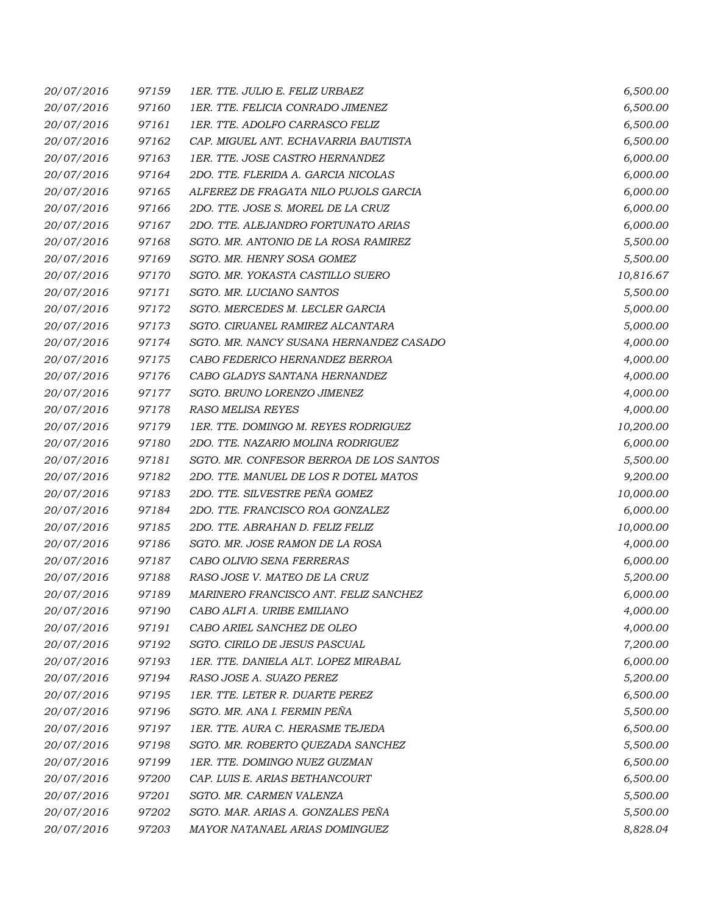| | | | |
|---|---|---|---|
| 20/07/2016 | 97159 | 1ER. TTE. JULIO E. FELIZ URBAEZ | 6,500.00 |
| 20/07/2016 | 97160 | 1ER. TTE. FELICIA CONRADO JIMENEZ | 6,500.00 |
| 20/07/2016 | 97161 | 1ER. TTE. ADOLFO CARRASCO FELIZ | 6,500.00 |
| 20/07/2016 | 97162 | CAP. MIGUEL ANT. ECHAVARRIA BAUTISTA | 6,500.00 |
| 20/07/2016 | 97163 | 1ER. TTE. JOSE CASTRO HERNANDEZ | 6,000.00 |
| 20/07/2016 | 97164 | 2DO. TTE. FLERIDA A. GARCIA NICOLAS | 6,000.00 |
| 20/07/2016 | 97165 | ALFEREZ DE FRAGATA NILO PUJOLS GARCIA | 6,000.00 |
| 20/07/2016 | 97166 | 2DO. TTE. JOSE S. MOREL DE LA CRUZ | 6,000.00 |
| 20/07/2016 | 97167 | 2DO. TTE. ALEJANDRO FORTUNATO ARIAS | 6,000.00 |
| 20/07/2016 | 97168 | SGTO. MR. ANTONIO DE LA ROSA RAMIREZ | 5,500.00 |
| 20/07/2016 | 97169 | SGTO. MR. HENRY SOSA GOMEZ | 5,500.00 |
| 20/07/2016 | 97170 | SGTO. MR. YOKASTA CASTILLO SUERO | 10,816.67 |
| 20/07/2016 | 97171 | SGTO. MR. LUCIANO SANTOS | 5,500.00 |
| 20/07/2016 | 97172 | SGTO. MERCEDES M. LECLER GARCIA | 5,000.00 |
| 20/07/2016 | 97173 | SGTO. CIRUANEL RAMIREZ ALCANTARA | 5,000.00 |
| 20/07/2016 | 97174 | SGTO. MR. NANCY SUSANA HERNANDEZ CASADO | 4,000.00 |
| 20/07/2016 | 97175 | CABO FEDERICO HERNANDEZ BERROA | 4,000.00 |
| 20/07/2016 | 97176 | CABO GLADYS SANTANA HERNANDEZ | 4,000.00 |
| 20/07/2016 | 97177 | SGTO. BRUNO LORENZO JIMENEZ | 4,000.00 |
| 20/07/2016 | 97178 | RASO MELISA REYES | 4,000.00 |
| 20/07/2016 | 97179 | 1ER. TTE. DOMINGO M. REYES RODRIGUEZ | 10,200.00 |
| 20/07/2016 | 97180 | 2DO. TTE. NAZARIO MOLINA RODRIGUEZ | 6,000.00 |
| 20/07/2016 | 97181 | SGTO. MR. CONFESOR BERROA DE LOS SANTOS | 5,500.00 |
| 20/07/2016 | 97182 | 2DO. TTE. MANUEL DE LOS R DOTEL MATOS | 9,200.00 |
| 20/07/2016 | 97183 | 2DO. TTE. SILVESTRE PEÑA GOMEZ | 10,000.00 |
| 20/07/2016 | 97184 | 2DO. TTE. FRANCISCO ROA GONZALEZ | 6,000.00 |
| 20/07/2016 | 97185 | 2DO. TTE. ABRAHAN D. FELIZ FELIZ | 10,000.00 |
| 20/07/2016 | 97186 | SGTO. MR. JOSE RAMON DE LA ROSA | 4,000.00 |
| 20/07/2016 | 97187 | CABO OLIVIO SENA FERRERAS | 6,000.00 |
| 20/07/2016 | 97188 | RASO JOSE V. MATEO DE LA CRUZ | 5,200.00 |
| 20/07/2016 | 97189 | MARINERO FRANCISCO ANT. FELIZ SANCHEZ | 6,000.00 |
| 20/07/2016 | 97190 | CABO ALFI A. URIBE EMILIANO | 4,000.00 |
| 20/07/2016 | 97191 | CABO ARIEL SANCHEZ DE OLEO | 4,000.00 |
| 20/07/2016 | 97192 | SGTO. CIRILO DE JESUS PASCUAL | 7,200.00 |
| 20/07/2016 | 97193 | 1ER. TTE. DANIELA ALT. LOPEZ MIRABAL | 6,000.00 |
| 20/07/2016 | 97194 | RASO JOSE A. SUAZO PEREZ | 5,200.00 |
| 20/07/2016 | 97195 | 1ER. TTE. LETER R. DUARTE PEREZ | 6,500.00 |
| 20/07/2016 | 97196 | SGTO. MR. ANA I. FERMIN PEÑA | 5,500.00 |
| 20/07/2016 | 97197 | 1ER. TTE. AURA C. HERASME TEJEDA | 6,500.00 |
| 20/07/2016 | 97198 | SGTO. MR. ROBERTO QUEZADA SANCHEZ | 5,500.00 |
| 20/07/2016 | 97199 | 1ER. TTE. DOMINGO NUEZ GUZMAN | 6,500.00 |
| 20/07/2016 | 97200 | CAP. LUIS E. ARIAS BETHANCOURT | 6,500.00 |
| 20/07/2016 | 97201 | SGTO. MR. CARMEN VALENZA | 5,500.00 |
| 20/07/2016 | 97202 | SGTO. MAR. ARIAS A. GONZALES PEÑA | 5,500.00 |
| 20/07/2016 | 97203 | MAYOR NATANAEL ARIAS DOMINGUEZ | 8,828.04 |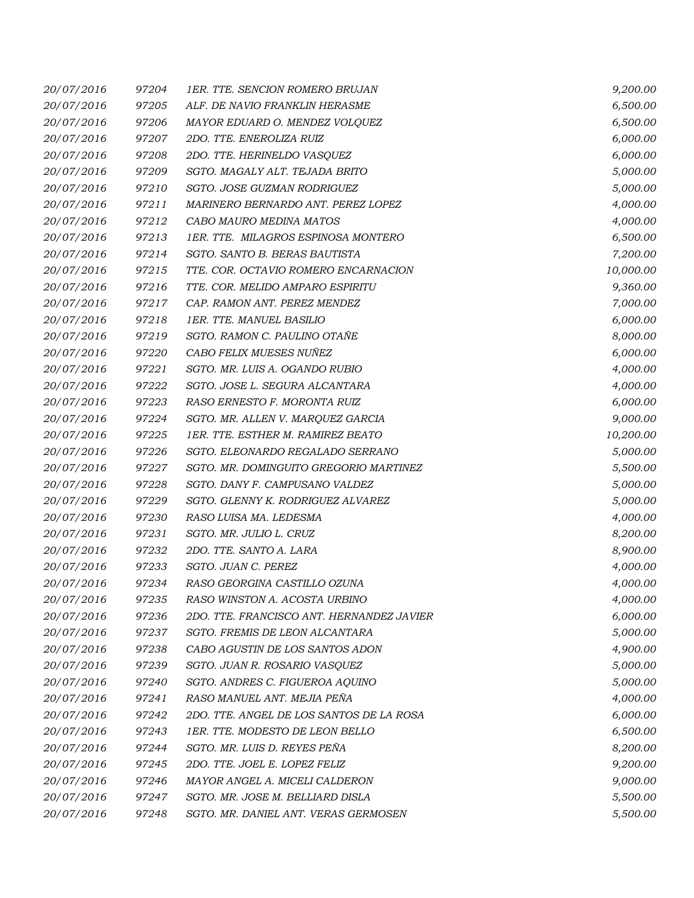| | | | |
|---|---|---|---|
| 20/07/2016 | 97204 | 1ER. TTE. SENCION ROMERO BRUJAN | 9,200.00 |
| 20/07/2016 | 97205 | ALF. DE NAVIO FRANKLIN HERASME | 6,500.00 |
| 20/07/2016 | 97206 | MAYOR EDUARD O. MENDEZ VOLQUEZ | 6,500.00 |
| 20/07/2016 | 97207 | 2DO. TTE. ENEROLIZA RUIZ | 6,000.00 |
| 20/07/2016 | 97208 | 2DO. TTE. HERINELDO VASQUEZ | 6,000.00 |
| 20/07/2016 | 97209 | SGTO. MAGALY ALT. TEJADA BRITO | 5,000.00 |
| 20/07/2016 | 97210 | SGTO. JOSE GUZMAN RODRIGUEZ | 5,000.00 |
| 20/07/2016 | 97211 | MARINERO BERNARDO ANT. PEREZ LOPEZ | 4,000.00 |
| 20/07/2016 | 97212 | CABO MAURO MEDINA MATOS | 4,000.00 |
| 20/07/2016 | 97213 | 1ER. TTE. MILAGROS ESPINOSA MONTERO | 6,500.00 |
| 20/07/2016 | 97214 | SGTO. SANTO B. BERAS BAUTISTA | 7,200.00 |
| 20/07/2016 | 97215 | TTE. COR. OCTAVIO ROMERO ENCARNACION | 10,000.00 |
| 20/07/2016 | 97216 | TTE. COR. MELIDO AMPARO ESPIRITU | 9,360.00 |
| 20/07/2016 | 97217 | CAP. RAMON ANT. PEREZ MENDEZ | 7,000.00 |
| 20/07/2016 | 97218 | 1ER. TTE. MANUEL BASILIO | 6,000.00 |
| 20/07/2016 | 97219 | SGTO. RAMON C. PAULINO OTAÑE | 8,000.00 |
| 20/07/2016 | 97220 | CABO FELIX MUESES NUÑEZ | 6,000.00 |
| 20/07/2016 | 97221 | SGTO. MR. LUIS A. OGANDO RUBIO | 4,000.00 |
| 20/07/2016 | 97222 | SGTO. JOSE L. SEGURA ALCANTARA | 4,000.00 |
| 20/07/2016 | 97223 | RASO ERNESTO F. MORONTA RUIZ | 6,000.00 |
| 20/07/2016 | 97224 | SGTO. MR. ALLEN V. MARQUEZ GARCIA | 9,000.00 |
| 20/07/2016 | 97225 | 1ER. TTE. ESTHER M. RAMIREZ BEATO | 10,200.00 |
| 20/07/2016 | 97226 | SGTO. ELEONARDO REGALADO SERRANO | 5,000.00 |
| 20/07/2016 | 97227 | SGTO. MR. DOMINGUITO GREGORIO MARTINEZ | 5,500.00 |
| 20/07/2016 | 97228 | SGTO. DANY F. CAMPUSANO VALDEZ | 5,000.00 |
| 20/07/2016 | 97229 | SGTO. GLENNY K. RODRIGUEZ ALVAREZ | 5,000.00 |
| 20/07/2016 | 97230 | RASO LUISA MA. LEDESMA | 4,000.00 |
| 20/07/2016 | 97231 | SGTO. MR. JULIO L. CRUZ | 8,200.00 |
| 20/07/2016 | 97232 | 2DO. TTE. SANTO A. LARA | 8,900.00 |
| 20/07/2016 | 97233 | SGTO. JUAN C. PEREZ | 4,000.00 |
| 20/07/2016 | 97234 | RASO GEORGINA CASTILLO OZUNA | 4,000.00 |
| 20/07/2016 | 97235 | RASO WINSTON A. ACOSTA URBINO | 4,000.00 |
| 20/07/2016 | 97236 | 2DO. TTE. FRANCISCO ANT. HERNANDEZ JAVIER | 6,000.00 |
| 20/07/2016 | 97237 | SGTO. FREMIS DE LEON ALCANTARA | 5,000.00 |
| 20/07/2016 | 97238 | CABO AGUSTIN DE LOS SANTOS ADON | 4,900.00 |
| 20/07/2016 | 97239 | SGTO. JUAN R. ROSARIO VASQUEZ | 5,000.00 |
| 20/07/2016 | 97240 | SGTO. ANDRES C. FIGUEROA AQUINO | 5,000.00 |
| 20/07/2016 | 97241 | RASO MANUEL ANT. MEJIA PEÑA | 4,000.00 |
| 20/07/2016 | 97242 | 2DO. TTE. ANGEL DE LOS SANTOS DE LA ROSA | 6,000.00 |
| 20/07/2016 | 97243 | 1ER. TTE. MODESTO DE LEON BELLO | 6,500.00 |
| 20/07/2016 | 97244 | SGTO. MR. LUIS D. REYES PEÑA | 8,200.00 |
| 20/07/2016 | 97245 | 2DO. TTE. JOEL E. LOPEZ FELIZ | 9,200.00 |
| 20/07/2016 | 97246 | MAYOR ANGEL A. MICELI CALDERON | 9,000.00 |
| 20/07/2016 | 97247 | SGTO. MR. JOSE M. BELLIARD DISLA | 5,500.00 |
| 20/07/2016 | 97248 | SGTO. MR. DANIEL ANT. VERAS GERMOSEN | 5,500.00 |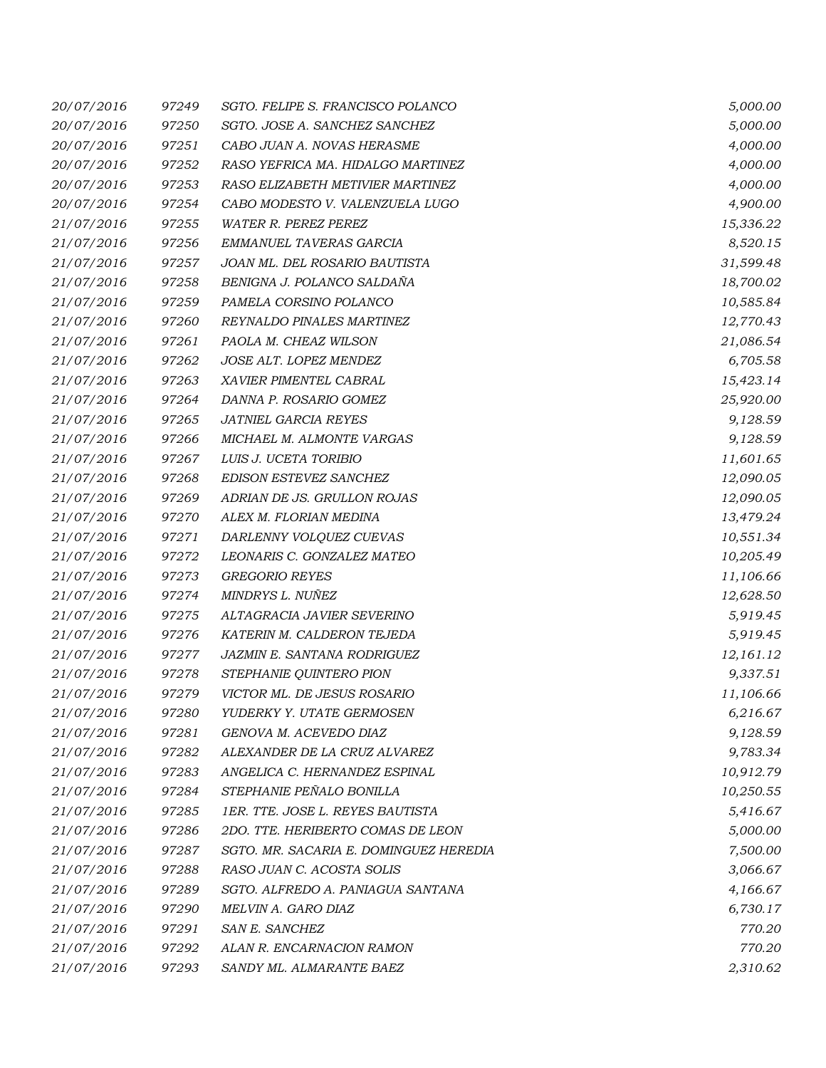| | | | |
|---|---|---|---|
| 20/07/2016 | 97249 | SGTO. FELIPE S. FRANCISCO POLANCO | 5,000.00 |
| 20/07/2016 | 97250 | SGTO. JOSE A. SANCHEZ SANCHEZ | 5,000.00 |
| 20/07/2016 | 97251 | CABO JUAN A. NOVAS HERASME | 4,000.00 |
| 20/07/2016 | 97252 | RASO YEFRICA MA. HIDALGO MARTINEZ | 4,000.00 |
| 20/07/2016 | 97253 | RASO ELIZABETH METIVIER MARTINEZ | 4,000.00 |
| 20/07/2016 | 97254 | CABO MODESTO V. VALENZUELA LUGO | 4,900.00 |
| 21/07/2016 | 97255 | WATER R. PEREZ PEREZ | 15,336.22 |
| 21/07/2016 | 97256 | EMMANUEL TAVERAS GARCIA | 8,520.15 |
| 21/07/2016 | 97257 | JOAN ML. DEL ROSARIO BAUTISTA | 31,599.48 |
| 21/07/2016 | 97258 | BENIGNA J. POLANCO SALDAÑA | 18,700.02 |
| 21/07/2016 | 97259 | PAMELA CORSINO POLANCO | 10,585.84 |
| 21/07/2016 | 97260 | REYNALDO PINALES MARTINEZ | 12,770.43 |
| 21/07/2016 | 97261 | PAOLA M. CHEAZ WILSON | 21,086.54 |
| 21/07/2016 | 97262 | JOSE ALT. LOPEZ MENDEZ | 6,705.58 |
| 21/07/2016 | 97263 | XAVIER PIMENTEL CABRAL | 15,423.14 |
| 21/07/2016 | 97264 | DANNA P. ROSARIO GOMEZ | 25,920.00 |
| 21/07/2016 | 97265 | JATNIEL GARCIA REYES | 9,128.59 |
| 21/07/2016 | 97266 | MICHAEL M. ALMONTE VARGAS | 9,128.59 |
| 21/07/2016 | 97267 | LUIS J. UCETA TORIBIO | 11,601.65 |
| 21/07/2016 | 97268 | EDISON ESTEVEZ SANCHEZ | 12,090.05 |
| 21/07/2016 | 97269 | ADRIAN DE JS. GRULLON ROJAS | 12,090.05 |
| 21/07/2016 | 97270 | ALEX M. FLORIAN MEDINA | 13,479.24 |
| 21/07/2016 | 97271 | DARLENNY VOLQUEZ CUEVAS | 10,551.34 |
| 21/07/2016 | 97272 | LEONARIS C. GONZALEZ MATEO | 10,205.49 |
| 21/07/2016 | 97273 | GREGORIO REYES | 11,106.66 |
| 21/07/2016 | 97274 | MINDRYS L. NUÑEZ | 12,628.50 |
| 21/07/2016 | 97275 | ALTAGRACIA JAVIER SEVERINO | 5,919.45 |
| 21/07/2016 | 97276 | KATERIN M. CALDERON TEJEDA | 5,919.45 |
| 21/07/2016 | 97277 | JAZMIN E. SANTANA RODRIGUEZ | 12,161.12 |
| 21/07/2016 | 97278 | STEPHANIE QUINTERO PION | 9,337.51 |
| 21/07/2016 | 97279 | VICTOR ML. DE JESUS ROSARIO | 11,106.66 |
| 21/07/2016 | 97280 | YUDERKY Y. UTATE GERMOSEN | 6,216.67 |
| 21/07/2016 | 97281 | GENOVA M. ACEVEDO DIAZ | 9,128.59 |
| 21/07/2016 | 97282 | ALEXANDER DE LA CRUZ ALVAREZ | 9,783.34 |
| 21/07/2016 | 97283 | ANGELICA C. HERNANDEZ ESPINAL | 10,912.79 |
| 21/07/2016 | 97284 | STEPHANIE PEÑALO BONILLA | 10,250.55 |
| 21/07/2016 | 97285 | 1ER. TTE. JOSE L. REYES BAUTISTA | 5,416.67 |
| 21/07/2016 | 97286 | 2DO. TTE. HERIBERTO COMAS DE LEON | 5,000.00 |
| 21/07/2016 | 97287 | SGTO. MR. SACARIA E. DOMINGUEZ HEREDIA | 7,500.00 |
| 21/07/2016 | 97288 | RASO JUAN C. ACOSTA SOLIS | 3,066.67 |
| 21/07/2016 | 97289 | SGTO. ALFREDO A. PANIAGUA SANTANA | 4,166.67 |
| 21/07/2016 | 97290 | MELVIN A. GARO DIAZ | 6,730.17 |
| 21/07/2016 | 97291 | SAN E. SANCHEZ | 770.20 |
| 21/07/2016 | 97292 | ALAN R. ENCARNACION RAMON | 770.20 |
| 21/07/2016 | 97293 | SANDY ML. ALMARANTE BAEZ | 2,310.62 |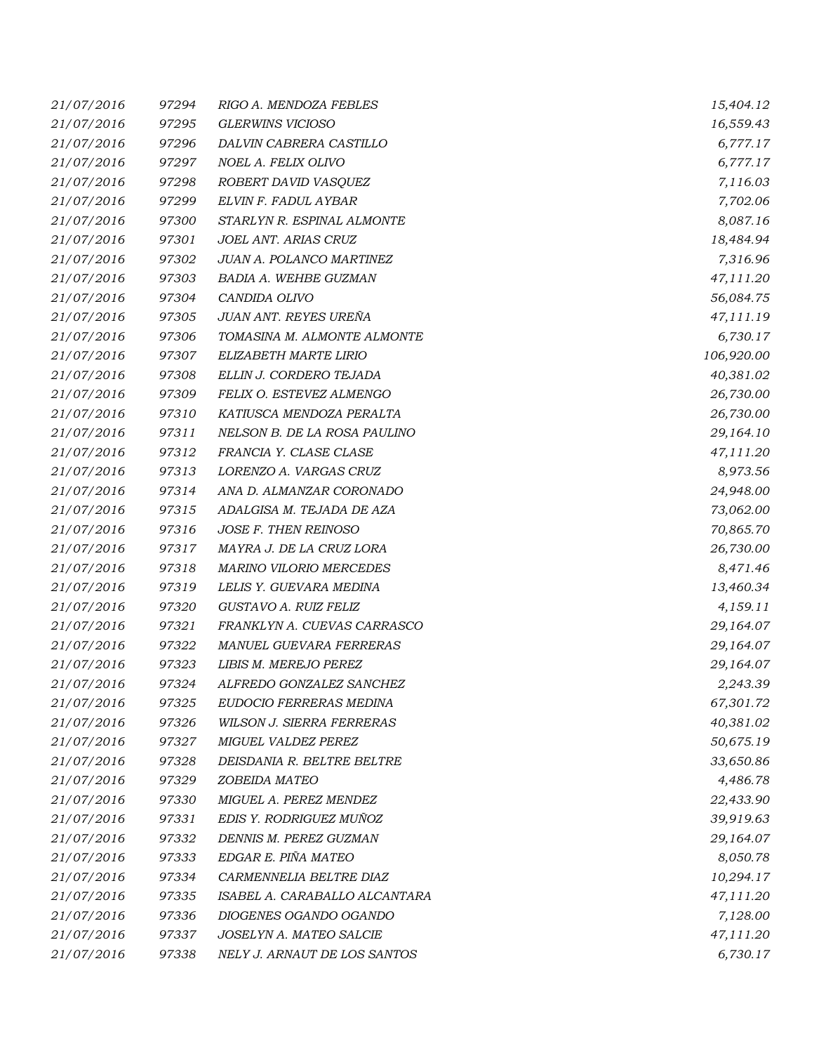| | | | |
|---|---|---|---|
| 21/07/2016 | 97294 | RIGO A. MENDOZA FEBLES | 15,404.12 |
| 21/07/2016 | 97295 | GLERWINS VICIOSO | 16,559.43 |
| 21/07/2016 | 97296 | DALVIN CABRERA CASTILLO | 6,777.17 |
| 21/07/2016 | 97297 | NOEL A. FELIX OLIVO | 6,777.17 |
| 21/07/2016 | 97298 | ROBERT DAVID VASQUEZ | 7,116.03 |
| 21/07/2016 | 97299 | ELVIN F. FADUL AYBAR | 7,702.06 |
| 21/07/2016 | 97300 | STARLYN R. ESPINAL ALMONTE | 8,087.16 |
| 21/07/2016 | 97301 | JOEL ANT. ARIAS CRUZ | 18,484.94 |
| 21/07/2016 | 97302 | JUAN A. POLANCO MARTINEZ | 7,316.96 |
| 21/07/2016 | 97303 | BADIA A. WEHBE GUZMAN | 47,111.20 |
| 21/07/2016 | 97304 | CANDIDA OLIVO | 56,084.75 |
| 21/07/2016 | 97305 | JUAN ANT. REYES UREÑA | 47,111.19 |
| 21/07/2016 | 97306 | TOMASINA M. ALMONTE ALMONTE | 6,730.17 |
| 21/07/2016 | 97307 | ELIZABETH MARTE LIRIO | 106,920.00 |
| 21/07/2016 | 97308 | ELLIN J. CORDERO TEJADA | 40,381.02 |
| 21/07/2016 | 97309 | FELIX O. ESTEVEZ ALMENGO | 26,730.00 |
| 21/07/2016 | 97310 | KATIUSCA MENDOZA PERALTA | 26,730.00 |
| 21/07/2016 | 97311 | NELSON B. DE LA ROSA PAULINO | 29,164.10 |
| 21/07/2016 | 97312 | FRANCIA Y. CLASE CLASE | 47,111.20 |
| 21/07/2016 | 97313 | LORENZO A. VARGAS CRUZ | 8,973.56 |
| 21/07/2016 | 97314 | ANA D. ALMANZAR CORONADO | 24,948.00 |
| 21/07/2016 | 97315 | ADALGISA M. TEJADA DE AZA | 73,062.00 |
| 21/07/2016 | 97316 | JOSE F. THEN REINOSO | 70,865.70 |
| 21/07/2016 | 97317 | MAYRA J. DE LA CRUZ LORA | 26,730.00 |
| 21/07/2016 | 97318 | MARINO VILORIO MERCEDES | 8,471.46 |
| 21/07/2016 | 97319 | LELIS Y. GUEVARA MEDINA | 13,460.34 |
| 21/07/2016 | 97320 | GUSTAVO A. RUIZ FELIZ | 4,159.11 |
| 21/07/2016 | 97321 | FRANKLYN A. CUEVAS CARRASCO | 29,164.07 |
| 21/07/2016 | 97322 | MANUEL GUEVARA FERRERAS | 29,164.07 |
| 21/07/2016 | 97323 | LIBIS M. MEREJO PEREZ | 29,164.07 |
| 21/07/2016 | 97324 | ALFREDO GONZALEZ SANCHEZ | 2,243.39 |
| 21/07/2016 | 97325 | EUDOCIO FERRERAS MEDINA | 67,301.72 |
| 21/07/2016 | 97326 | WILSON J. SIERRA FERRERAS | 40,381.02 |
| 21/07/2016 | 97327 | MIGUEL VALDEZ PEREZ | 50,675.19 |
| 21/07/2016 | 97328 | DEISDANIA R. BELTRE BELTRE | 33,650.86 |
| 21/07/2016 | 97329 | ZOBEIDA MATEO | 4,486.78 |
| 21/07/2016 | 97330 | MIGUEL A. PEREZ MENDEZ | 22,433.90 |
| 21/07/2016 | 97331 | EDIS Y. RODRIGUEZ MUÑOZ | 39,919.63 |
| 21/07/2016 | 97332 | DENNIS M. PEREZ GUZMAN | 29,164.07 |
| 21/07/2016 | 97333 | EDGAR E. PIÑA MATEO | 8,050.78 |
| 21/07/2016 | 97334 | CARMENNELIA BELTRE DIAZ | 10,294.17 |
| 21/07/2016 | 97335 | ISABEL A. CARABALLO ALCANTARA | 47,111.20 |
| 21/07/2016 | 97336 | DIOGENES OGANDO OGANDO | 7,128.00 |
| 21/07/2016 | 97337 | JOSELYN A. MATEO SALCIE | 47,111.20 |
| 21/07/2016 | 97338 | NELY J. ARNAUT DE LOS SANTOS | 6,730.17 |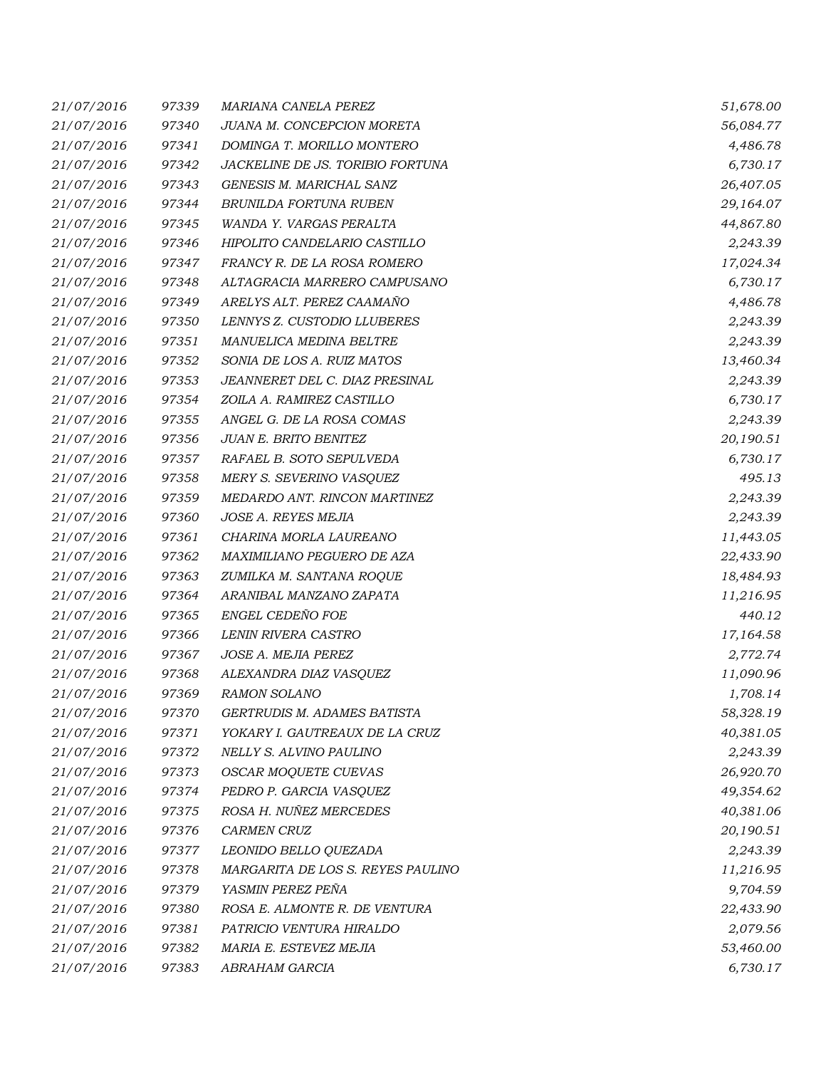| | | | |
|---|---|---|---|
| 21/07/2016 | 97339 | MARIANA CANELA PEREZ | 51,678.00 |
| 21/07/2016 | 97340 | JUANA M. CONCEPCION MORETA | 56,084.77 |
| 21/07/2016 | 97341 | DOMINGA T. MORILLO MONTERO | 4,486.78 |
| 21/07/2016 | 97342 | JACKELINE DE JS. TORIBIO FORTUNA | 6,730.17 |
| 21/07/2016 | 97343 | GENESIS M. MARICHAL SANZ | 26,407.05 |
| 21/07/2016 | 97344 | BRUNILDA FORTUNA RUBEN | 29,164.07 |
| 21/07/2016 | 97345 | WANDA Y. VARGAS PERALTA | 44,867.80 |
| 21/07/2016 | 97346 | HIPOLITO CANDELARIO CASTILLO | 2,243.39 |
| 21/07/2016 | 97347 | FRANCY R. DE LA ROSA ROMERO | 17,024.34 |
| 21/07/2016 | 97348 | ALTAGRACIA MARRERO CAMPUSANO | 6,730.17 |
| 21/07/2016 | 97349 | ARELYS ALT. PEREZ CAAMAÑO | 4,486.78 |
| 21/07/2016 | 97350 | LENNYS Z. CUSTODIO LLUBERES | 2,243.39 |
| 21/07/2016 | 97351 | MANUELICA MEDINA BELTRE | 2,243.39 |
| 21/07/2016 | 97352 | SONIA DE LOS A. RUIZ MATOS | 13,460.34 |
| 21/07/2016 | 97353 | JEANNERET DEL C. DIAZ PRESINAL | 2,243.39 |
| 21/07/2016 | 97354 | ZOILA A. RAMIREZ CASTILLO | 6,730.17 |
| 21/07/2016 | 97355 | ANGEL G. DE LA ROSA COMAS | 2,243.39 |
| 21/07/2016 | 97356 | JUAN E. BRITO BENITEZ | 20,190.51 |
| 21/07/2016 | 97357 | RAFAEL B. SOTO SEPULVEDA | 6,730.17 |
| 21/07/2016 | 97358 | MERY S. SEVERINO VASQUEZ | 495.13 |
| 21/07/2016 | 97359 | MEDARDO ANT. RINCON MARTINEZ | 2,243.39 |
| 21/07/2016 | 97360 | JOSE A. REYES MEJIA | 2,243.39 |
| 21/07/2016 | 97361 | CHARINA MORLA LAUREANO | 11,443.05 |
| 21/07/2016 | 97362 | MAXIMILIANO PEGUERO DE AZA | 22,433.90 |
| 21/07/2016 | 97363 | ZUMILKA M. SANTANA ROQUE | 18,484.93 |
| 21/07/2016 | 97364 | ARANIBAL MANZANO ZAPATA | 11,216.95 |
| 21/07/2016 | 97365 | ENGEL CEDEÑO FOE | 440.12 |
| 21/07/2016 | 97366 | LENIN RIVERA CASTRO | 17,164.58 |
| 21/07/2016 | 97367 | JOSE A. MEJIA PEREZ | 2,772.74 |
| 21/07/2016 | 97368 | ALEXANDRA DIAZ VASQUEZ | 11,090.96 |
| 21/07/2016 | 97369 | RAMON SOLANO | 1,708.14 |
| 21/07/2016 | 97370 | GERTRUDIS M. ADAMES BATISTA | 58,328.19 |
| 21/07/2016 | 97371 | YOKARY I. GAUTREAUX DE LA CRUZ | 40,381.05 |
| 21/07/2016 | 97372 | NELLY S. ALVINO PAULINO | 2,243.39 |
| 21/07/2016 | 97373 | OSCAR MOQUETE CUEVAS | 26,920.70 |
| 21/07/2016 | 97374 | PEDRO P. GARCIA VASQUEZ | 49,354.62 |
| 21/07/2016 | 97375 | ROSA H. NUÑEZ MERCEDES | 40,381.06 |
| 21/07/2016 | 97376 | CARMEN CRUZ | 20,190.51 |
| 21/07/2016 | 97377 | LEONIDO BELLO QUEZADA | 2,243.39 |
| 21/07/2016 | 97378 | MARGARITA DE LOS S. REYES PAULINO | 11,216.95 |
| 21/07/2016 | 97379 | YASMIN PEREZ PEÑA | 9,704.59 |
| 21/07/2016 | 97380 | ROSA E. ALMONTE R. DE VENTURA | 22,433.90 |
| 21/07/2016 | 97381 | PATRICIO VENTURA HIRALDO | 2,079.56 |
| 21/07/2016 | 97382 | MARIA E. ESTEVEZ MEJIA | 53,460.00 |
| 21/07/2016 | 97383 | ABRAHAM GARCIA | 6,730.17 |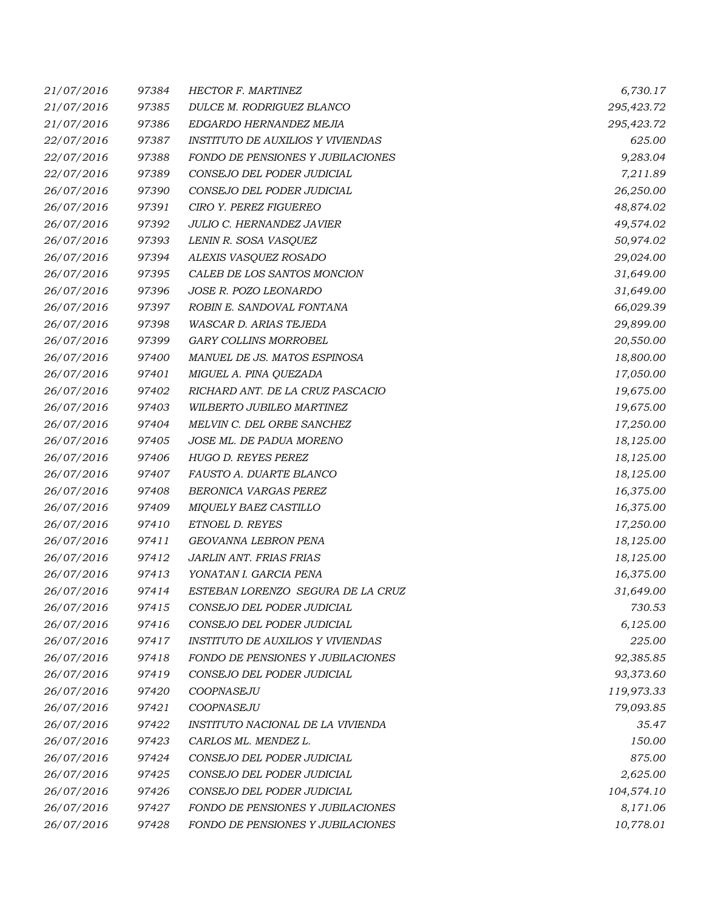| | | | |
|---|---|---|---|
| 21/07/2016 | 97384 | HECTOR F. MARTINEZ | 6,730.17 |
| 21/07/2016 | 97385 | DULCE M. RODRIGUEZ BLANCO | 295,423.72 |
| 21/07/2016 | 97386 | EDGARDO HERNANDEZ MEJIA | 295,423.72 |
| 22/07/2016 | 97387 | INSTITUTO DE AUXILIOS Y VIVIENDAS | 625.00 |
| 22/07/2016 | 97388 | FONDO DE PENSIONES Y JUBILACIONES | 9,283.04 |
| 22/07/2016 | 97389 | CONSEJO DEL PODER JUDICIAL | 7,211.89 |
| 26/07/2016 | 97390 | CONSEJO DEL PODER JUDICIAL | 26,250.00 |
| 26/07/2016 | 97391 | CIRO Y. PEREZ FIGUEREO | 48,874.02 |
| 26/07/2016 | 97392 | JULIO C. HERNANDEZ JAVIER | 49,574.02 |
| 26/07/2016 | 97393 | LENIN R. SOSA VASQUEZ | 50,974.02 |
| 26/07/2016 | 97394 | ALEXIS VASQUEZ ROSADO | 29,024.00 |
| 26/07/2016 | 97395 | CALEB DE LOS SANTOS MONCION | 31,649.00 |
| 26/07/2016 | 97396 | JOSE R. POZO LEONARDO | 31,649.00 |
| 26/07/2016 | 97397 | ROBIN E. SANDOVAL FONTANA | 66,029.39 |
| 26/07/2016 | 97398 | WASCAR D. ARIAS TEJEDA | 29,899.00 |
| 26/07/2016 | 97399 | GARY COLLINS MORROBEL | 20,550.00 |
| 26/07/2016 | 97400 | MANUEL DE JS. MATOS ESPINOSA | 18,800.00 |
| 26/07/2016 | 97401 | MIGUEL A. PINA QUEZADA | 17,050.00 |
| 26/07/2016 | 97402 | RICHARD ANT. DE LA CRUZ PASCACIO | 19,675.00 |
| 26/07/2016 | 97403 | WILBERTO JUBILEO MARTINEZ | 19,675.00 |
| 26/07/2016 | 97404 | MELVIN C. DEL ORBE SANCHEZ | 17,250.00 |
| 26/07/2016 | 97405 | JOSE ML. DE PADUA MORENO | 18,125.00 |
| 26/07/2016 | 97406 | HUGO D. REYES PEREZ | 18,125.00 |
| 26/07/2016 | 97407 | FAUSTO A. DUARTE BLANCO | 18,125.00 |
| 26/07/2016 | 97408 | BERONICA VARGAS PEREZ | 16,375.00 |
| 26/07/2016 | 97409 | MIQUELY BAEZ CASTILLO | 16,375.00 |
| 26/07/2016 | 97410 | ETNOEL D. REYES | 17,250.00 |
| 26/07/2016 | 97411 | GEOVANNA LEBRON PENA | 18,125.00 |
| 26/07/2016 | 97412 | JARLIN ANT. FRIAS FRIAS | 18,125.00 |
| 26/07/2016 | 97413 | YONATAN I. GARCIA PENA | 16,375.00 |
| 26/07/2016 | 97414 | ESTEBAN LORENZO SEGURA DE LA CRUZ | 31,649.00 |
| 26/07/2016 | 97415 | CONSEJO DEL PODER JUDICIAL | 730.53 |
| 26/07/2016 | 97416 | CONSEJO DEL PODER JUDICIAL | 6,125.00 |
| 26/07/2016 | 97417 | INSTITUTO DE AUXILIOS Y VIVIENDAS | 225.00 |
| 26/07/2016 | 97418 | FONDO DE PENSIONES Y JUBILACIONES | 92,385.85 |
| 26/07/2016 | 97419 | CONSEJO DEL PODER JUDICIAL | 93,373.60 |
| 26/07/2016 | 97420 | COOPNASEJU | 119,973.33 |
| 26/07/2016 | 97421 | COOPNASEJU | 79,093.85 |
| 26/07/2016 | 97422 | INSTITUTO NACIONAL DE LA VIVIENDA | 35.47 |
| 26/07/2016 | 97423 | CARLOS ML. MENDEZ L. | 150.00 |
| 26/07/2016 | 97424 | CONSEJO DEL PODER JUDICIAL | 875.00 |
| 26/07/2016 | 97425 | CONSEJO DEL PODER JUDICIAL | 2,625.00 |
| 26/07/2016 | 97426 | CONSEJO DEL PODER JUDICIAL | 104,574.10 |
| 26/07/2016 | 97427 | FONDO DE PENSIONES Y JUBILACIONES | 8,171.06 |
| 26/07/2016 | 97428 | FONDO DE PENSIONES Y JUBILACIONES | 10,778.01 |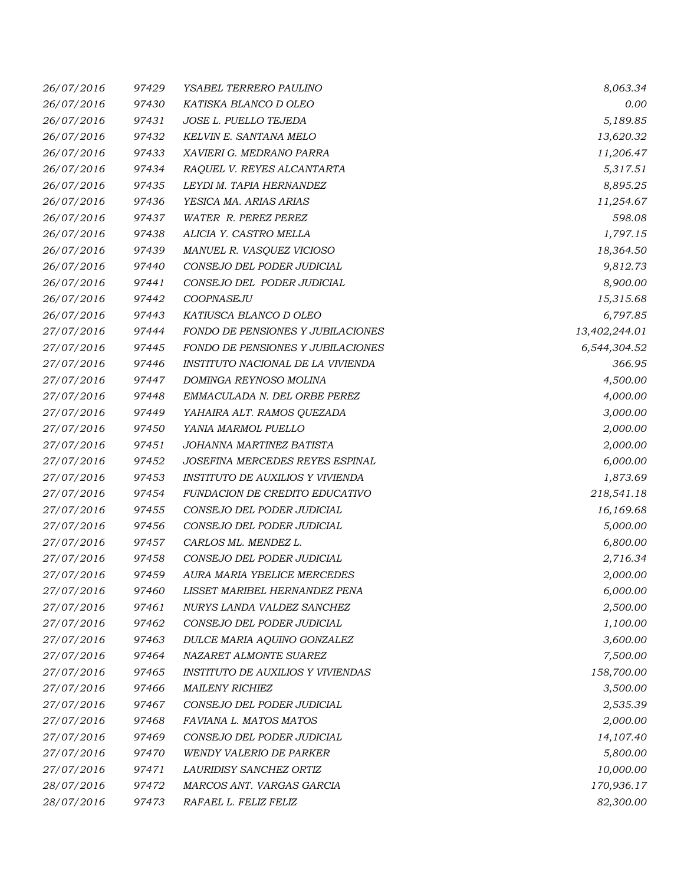| | | | |
|---|---|---|---|
| 26/07/2016 | 97429 | YSABEL TERRERO PAULINO | 8,063.34 |
| 26/07/2016 | 97430 | KATISKA BLANCO D OLEO | 0.00 |
| 26/07/2016 | 97431 | JOSE L. PUELLO TEJEDA | 5,189.85 |
| 26/07/2016 | 97432 | KELVIN E. SANTANA MELO | 13,620.32 |
| 26/07/2016 | 97433 | XAVIERI G. MEDRANO PARRA | 11,206.47 |
| 26/07/2016 | 97434 | RAQUEL V. REYES ALCANTARTA | 5,317.51 |
| 26/07/2016 | 97435 | LEYDI M. TAPIA HERNANDEZ | 8,895.25 |
| 26/07/2016 | 97436 | YESICA MA. ARIAS ARIAS | 11,254.67 |
| 26/07/2016 | 97437 | WATER R. PEREZ PEREZ | 598.08 |
| 26/07/2016 | 97438 | ALICIA Y. CASTRO MELLA | 1,797.15 |
| 26/07/2016 | 97439 | MANUEL R. VASQUEZ VICIOSO | 18,364.50 |
| 26/07/2016 | 97440 | CONSEJO DEL PODER JUDICIAL | 9,812.73 |
| 26/07/2016 | 97441 | CONSEJO DEL PODER JUDICIAL | 8,900.00 |
| 26/07/2016 | 97442 | COOPNASEJU | 15,315.68 |
| 26/07/2016 | 97443 | KATIUSCA BLANCO D OLEO | 6,797.85 |
| 27/07/2016 | 97444 | FONDO DE PENSIONES Y JUBILACIONES | 13,402,244.01 |
| 27/07/2016 | 97445 | FONDO DE PENSIONES Y JUBILACIONES | 6,544,304.52 |
| 27/07/2016 | 97446 | INSTITUTO NACIONAL DE LA VIVIENDA | 366.95 |
| 27/07/2016 | 97447 | DOMINGA REYNOSO MOLINA | 4,500.00 |
| 27/07/2016 | 97448 | EMMACULADA N. DEL ORBE PEREZ | 4,000.00 |
| 27/07/2016 | 97449 | YAHAIRA ALT. RAMOS QUEZADA | 3,000.00 |
| 27/07/2016 | 97450 | YANIA MARMOL PUELLO | 2,000.00 |
| 27/07/2016 | 97451 | JOHANNA MARTINEZ BATISTA | 2,000.00 |
| 27/07/2016 | 97452 | JOSEFINA MERCEDES REYES ESPINAL | 6,000.00 |
| 27/07/2016 | 97453 | INSTITUTO DE AUXILIOS Y VIVIENDA | 1,873.69 |
| 27/07/2016 | 97454 | FUNDACION DE CREDITO EDUCATIVO | 218,541.18 |
| 27/07/2016 | 97455 | CONSEJO DEL PODER JUDICIAL | 16,169.68 |
| 27/07/2016 | 97456 | CONSEJO DEL PODER JUDICIAL | 5,000.00 |
| 27/07/2016 | 97457 | CARLOS ML. MENDEZ L. | 6,800.00 |
| 27/07/2016 | 97458 | CONSEJO DEL PODER JUDICIAL | 2,716.34 |
| 27/07/2016 | 97459 | AURA MARIA YBELICE MERCEDES | 2,000.00 |
| 27/07/2016 | 97460 | LISSET MARIBEL HERNANDEZ PENA | 6,000.00 |
| 27/07/2016 | 97461 | NURYS LANDA VALDEZ SANCHEZ | 2,500.00 |
| 27/07/2016 | 97462 | CONSEJO DEL PODER JUDICIAL | 1,100.00 |
| 27/07/2016 | 97463 | DULCE MARIA AQUINO GONZALEZ | 3,600.00 |
| 27/07/2016 | 97464 | NAZARET ALMONTE SUAREZ | 7,500.00 |
| 27/07/2016 | 97465 | INSTITUTO DE AUXILIOS Y VIVIENDAS | 158,700.00 |
| 27/07/2016 | 97466 | MAILENY RICHIEZ | 3,500.00 |
| 27/07/2016 | 97467 | CONSEJO DEL PODER JUDICIAL | 2,535.39 |
| 27/07/2016 | 97468 | FAVIANA L. MATOS MATOS | 2,000.00 |
| 27/07/2016 | 97469 | CONSEJO DEL PODER JUDICIAL | 14,107.40 |
| 27/07/2016 | 97470 | WENDY VALERIO DE PARKER | 5,800.00 |
| 27/07/2016 | 97471 | LAURIDISY SANCHEZ ORTIZ | 10,000.00 |
| 28/07/2016 | 97472 | MARCOS ANT. VARGAS GARCIA | 170,936.17 |
| 28/07/2016 | 97473 | RAFAEL L. FELIZ FELIZ | 82,300.00 |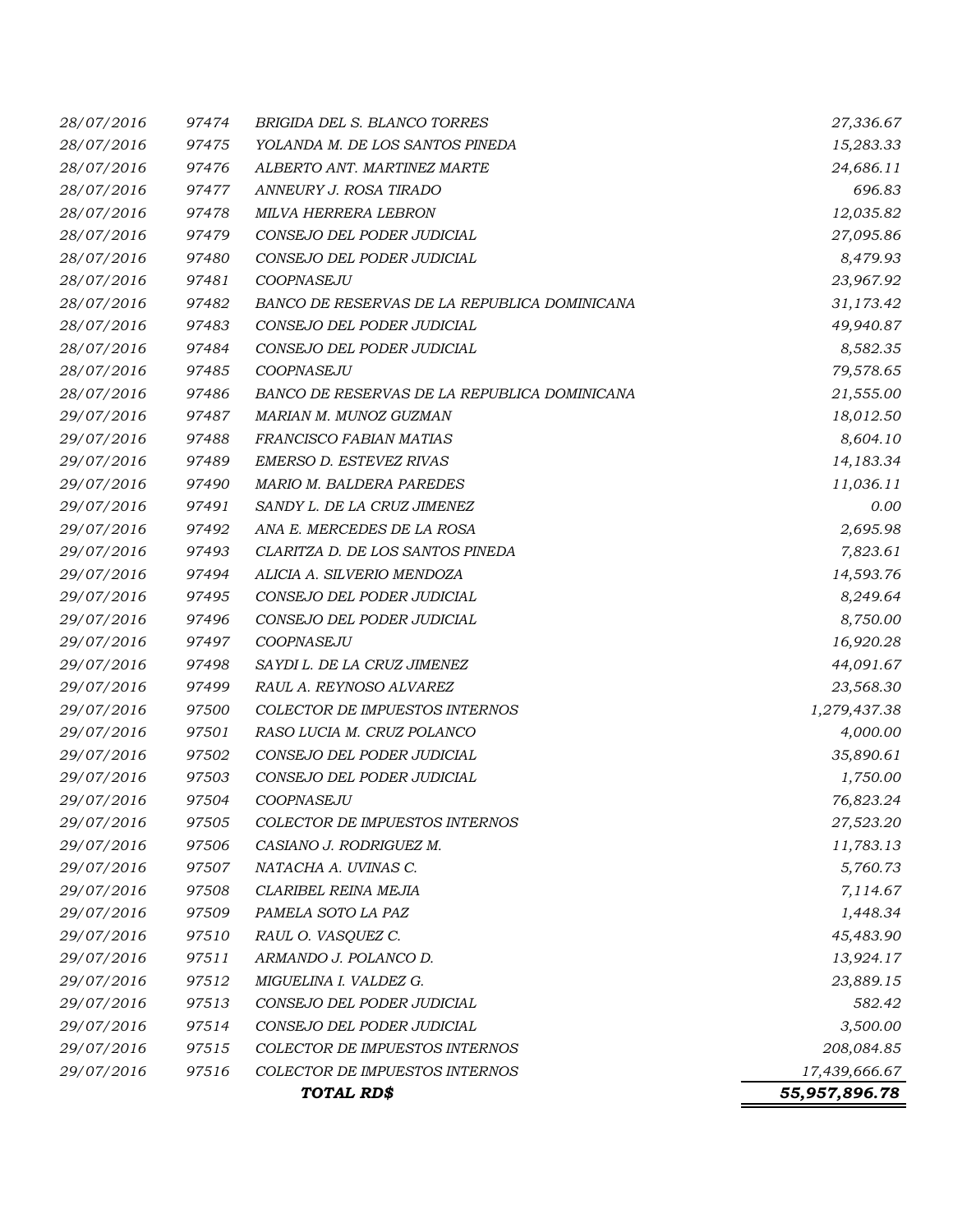| | | | |
|---|---|---|---|
| *28/07/2016* | *97474* | *BRIGIDA DEL S. BLANCO TORRES* | *27,336.67* |
| *28/07/2016* | *97475* | *YOLANDA M. DE LOS SANTOS PINEDA* | *15,283.33* |
| *28/07/2016* | *97476* | *ALBERTO ANT. MARTINEZ MARTE* | *24,686.11* |
| *28/07/2016* | *97477* | *ANNEURY J. ROSA TIRADO* | *696.83* |
| *28/07/2016* | *97478* | *MILVA HERRERA LEBRON* | *12,035.82* |
| *28/07/2016* | *97479* | *CONSEJO DEL PODER JUDICIAL* | *27,095.86* |
| *28/07/2016* | *97480* | *CONSEJO DEL PODER JUDICIAL* | *8,479.93* |
| *28/07/2016* | *97481* | *COOPNASEJU* | *23,967.92* |
| *28/07/2016* | *97482* | *BANCO DE RESERVAS DE LA REPUBLICA DOMINICANA* | *31,173.42* |
| *28/07/2016* | *97483* | *CONSEJO DEL PODER JUDICIAL* | *49,940.87* |
| *28/07/2016* | *97484* | *CONSEJO DEL PODER JUDICIAL* | *8,582.35* |
| *28/07/2016* | *97485* | *COOPNASEJU* | *79,578.65* |
| *28/07/2016* | *97486* | *BANCO DE RESERVAS DE LA REPUBLICA DOMINICANA* | *21,555.00* |
| *29/07/2016* | *97487* | *MARIAN M. MUNOZ GUZMAN* | *18,012.50* |
| *29/07/2016* | *97488* | *FRANCISCO FABIAN MATIAS* | *8,604.10* |
| *29/07/2016* | *97489* | *EMERSO D. ESTEVEZ RIVAS* | *14,183.34* |
| *29/07/2016* | *97490* | *MARIO M. BALDERA PAREDES* | *11,036.11* |
| *29/07/2016* | *97491* | *SANDY L. DE LA CRUZ JIMENEZ* | *0.00* |
| *29/07/2016* | *97492* | *ANA E. MERCEDES DE LA ROSA* | *2,695.98* |
| *29/07/2016* | *97493* | *CLARITZA D. DE LOS SANTOS PINEDA* | *7,823.61* |
| *29/07/2016* | *97494* | *ALICIA A. SILVERIO MENDOZA* | *14,593.76* |
| *29/07/2016* | *97495* | *CONSEJO DEL PODER JUDICIAL* | *8,249.64* |
| *29/07/2016* | *97496* | *CONSEJO DEL PODER JUDICIAL* | *8,750.00* |
| *29/07/2016* | *97497* | *COOPNASEJU* | *16,920.28* |
| *29/07/2016* | *97498* | *SAYDI L. DE LA CRUZ JIMENEZ* | *44,091.67* |
| *29/07/2016* | *97499* | *RAUL A. REYNOSO ALVAREZ* | *23,568.30* |
| *29/07/2016* | *97500* | *COLECTOR DE IMPUESTOS INTERNOS* | *1,279,437.38* |
| *29/07/2016* | *97501* | *RASO LUCIA M. CRUZ POLANCO* | *4,000.00* |
| *29/07/2016* | *97502* | *CONSEJO DEL PODER JUDICIAL* | *35,890.61* |
| *29/07/2016* | *97503* | *CONSEJO DEL PODER JUDICIAL* | *1,750.00* |
| *29/07/2016* | *97504* | *COOPNASEJU* | *76,823.24* |
| *29/07/2016* | *97505* | *COLECTOR DE IMPUESTOS INTERNOS* | *27,523.20* |
| *29/07/2016* | *97506* | *CASIANO J. RODRIGUEZ M.* | *11,783.13* |
| *29/07/2016* | *97507* | *NATACHA A. UVINAS C.* | *5,760.73* |
| *29/07/2016* | *97508* | *CLARIBEL REINA MEJIA* | *7,114.67* |
| *29/07/2016* | *97509* | *PAMELA SOTO LA PAZ* | *1,448.34* |
| *29/07/2016* | *97510* | *RAUL O. VASQUEZ C.* | *45,483.90* |
| *29/07/2016* | *97511* | *ARMANDO J. POLANCO D.* | *13,924.17* |
| *29/07/2016* | *97512* | *MIGUELINA I. VALDEZ G.* | *23,889.15* |
| *29/07/2016* | *97513* | *CONSEJO DEL PODER JUDICIAL* | *582.42* |
| *29/07/2016* | *97514* | *CONSEJO DEL PODER JUDICIAL* | *3,500.00* |
| *29/07/2016* | *97515* | *COLECTOR DE IMPUESTOS INTERNOS* | *208,084.85* |
| *29/07/2016* | *97516* | *COLECTOR DE IMPUESTOS INTERNOS* | *17,439,666.67* |
| | | ***TOTAL RD$*** | ***55,957,896.78*** |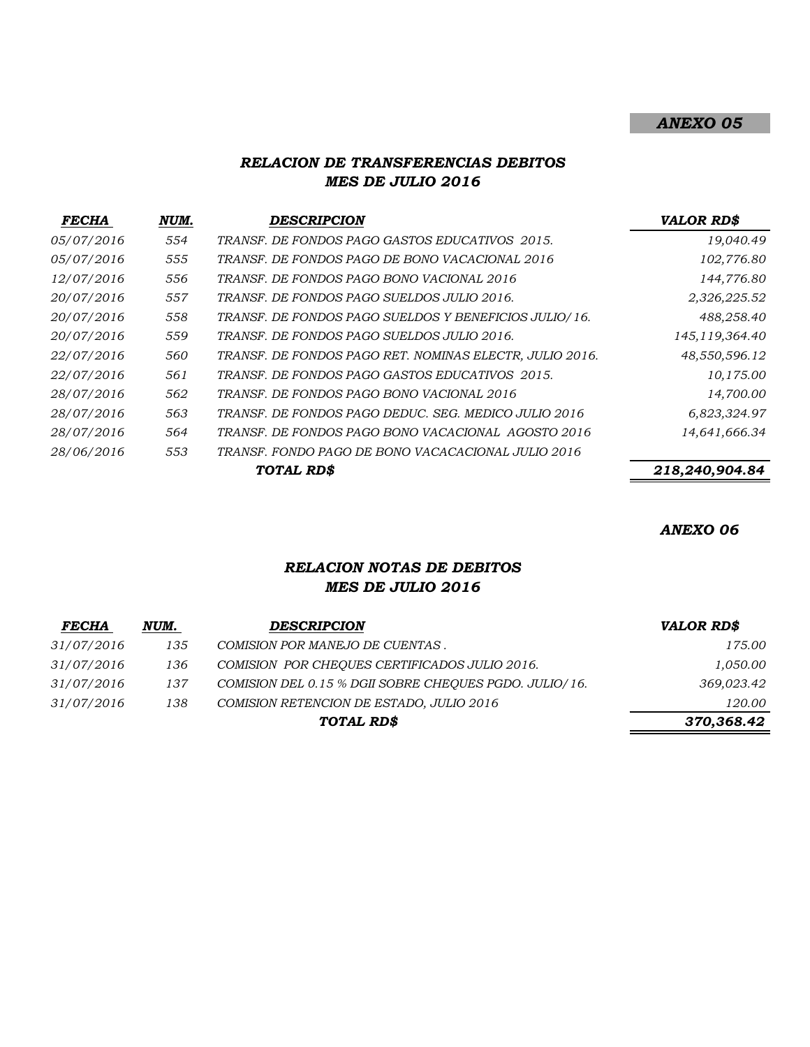***ANEXO 05***

### *RELACION DE TRANSFERENCIAS DEBITOS*
### *MES DE JULIO 2016*

| *FECHA* | *NUM.* | *DESCRIPCION* | *VALOR RD$* |
|---|---|---|---|
| *05/07/2016* | *554* | *TRANSF. DE FONDOS PAGO GASTOS EDUCATIVOS 2015.* | *19,040.49* |
| *05/07/2016* | *555* | *TRANSF. DE FONDOS PAGO DE BONO VACACIONAL 2016* | *102,776.80* |
| *12/07/2016* | *556* | *TRANSF. DE FONDOS PAGO BONO VACIONAL 2016* | *144,776.80* |
| *20/07/2016* | *557* | *TRANSF. DE FONDOS PAGO SUELDOS JULIO 2016.* | *2,326,225.52* |
| *20/07/2016* | *558* | *TRANSF. DE FONDOS PAGO SUELDOS Y BENEFICIOS JULIO/16.* | *488,258.40* |
| *20/07/2016* | *559* | *TRANSF. DE FONDOS PAGO SUELDOS JULIO 2016.* | *145,119,364.40* |
| *22/07/2016* | *560* | *TRANSF. DE FONDOS PAGO RET. NOMINAS ELECTR, JULIO 2016.* | *48,550,596.12* |
| *22/07/2016* | *561* | *TRANSF. DE FONDOS PAGO GASTOS EDUCATIVOS 2015.* | *10,175.00* |
| *28/07/2016* | *562* | *TRANSF. DE FONDOS PAGO BONO VACIONAL 2016* | *14,700.00* |
| *28/07/2016* | *563* | *TRANSF. DE FONDOS PAGO DEDUC. SEG. MEDICO JULIO 2016* | *6,823,324.97* |
| *28/07/2016* | *564* | *TRANSF. DE FONDOS PAGO BONO VACACIONAL AGOSTO 2016* | *14,641,666.34* |
| *28/06/2016* | *553* | *TRANSF. FONDO PAGO DE BONO VACACACIONAL JULIO 2016* | |
| | | ***TOTAL RD$*** | ***218,240,904.84*** |

***ANEXO 06***

### *RELACION NOTAS DE DEBITOS*
### *MES DE JULIO 2016*

| *FECHA* | *NUM.* | *DESCRIPCION* | *VALOR RD$* |
|---|---|---|---|
| *31/07/2016* | *135* | *COMISION POR MANEJO DE CUENTAS .* | *175.00* |
| *31/07/2016* | *136* | *COMISION POR CHEQUES CERTIFICADOS JULIO 2016.* | *1,050.00* |
| *31/07/2016* | *137* | *COMISION DEL 0.15 % DGII SOBRE CHEQUES PGDO. JULIO/16.* | *369,023.42* |
| *31/07/2016* | *138* | *COMISION RETENCION DE ESTADO, JULIO 2016* | *120.00* |
| | | ***TOTAL RD$*** | ***370,368.42*** |